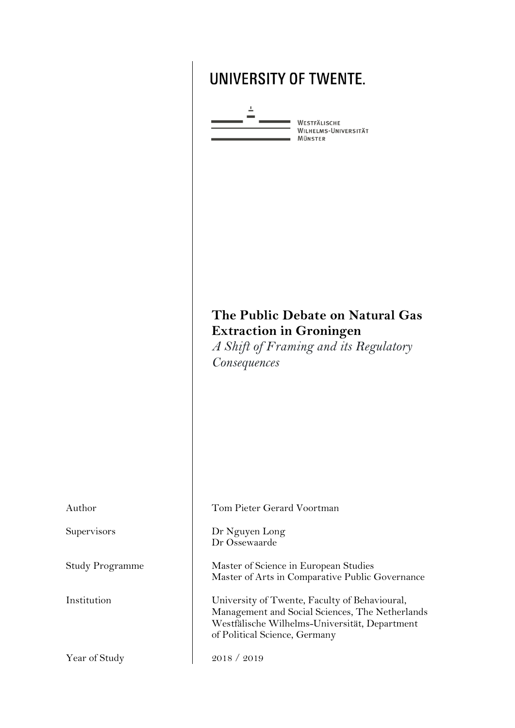UNIVERSITY OF TWENTE.

Westfälische Wilhelms-Universität Münster

# The Public Debate on Natural Gas Extraction in Groningen

*A Shift of Framing and its Regulatory Consequences*

| | |
|---|---|
| Author | Tom Pieter Gerard Voortman |
| Supervisors | Dr Nguyen Long<br>Dr Ossewaarde |
| Study Programme | Master of Science in European Studies<br>Master of Arts in Comparative Public Governance |
| Institution | University of Twente, Faculty of Behavioural, Management and Social Sciences, The Netherlands<br>Westfälische Wilhelms-Universität, Department of Political Science, Germany |
| Year of Study | 2018 / 2019 |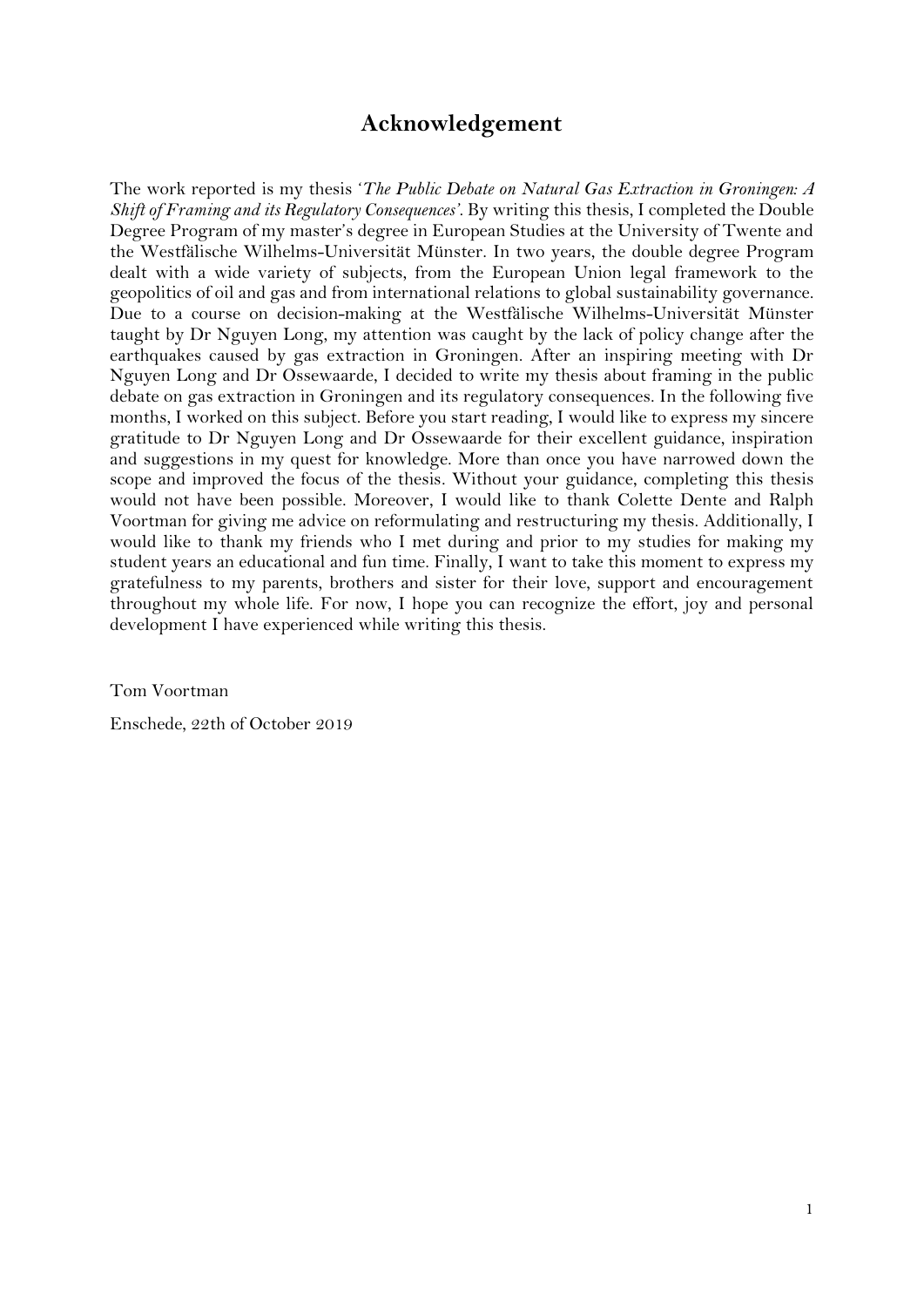# Acknowledgement

The work reported is my thesis '*The Public Debate on Natural Gas Extraction in Groningen: A Shift of Framing and its Regulatory Consequences*'. By writing this thesis, I completed the Double Degree Program of my master's degree in European Studies at the University of Twente and the Westfälische Wilhelms-Universität Münster. In two years, the double degree Program dealt with a wide variety of subjects, from the European Union legal framework to the geopolitics of oil and gas and from international relations to global sustainability governance. Due to a course on decision-making at the Westfälische Wilhelms-Universität Münster taught by Dr Nguyen Long, my attention was caught by the lack of policy change after the earthquakes caused by gas extraction in Groningen. After an inspiring meeting with Dr Nguyen Long and Dr Ossewaarde, I decided to write my thesis about framing in the public debate on gas extraction in Groningen and its regulatory consequences. In the following five months, I worked on this subject. Before you start reading, I would like to express my sincere gratitude to Dr Nguyen Long and Dr Ossewaarde for their excellent guidance, inspiration and suggestions in my quest for knowledge. More than once you have narrowed down the scope and improved the focus of the thesis. Without your guidance, completing this thesis would not have been possible. Moreover, I would like to thank Colette Dente and Ralph Voortman for giving me advice on reformulating and restructuring my thesis. Additionally, I would like to thank my friends who I met during and prior to my studies for making my student years an educational and fun time. Finally, I want to take this moment to express my gratefulness to my parents, brothers and sister for their love, support and encouragement throughout my whole life. For now, I hope you can recognize the effort, joy and personal development I have experienced while writing this thesis.

Tom Voortman

Enschede, 22th of October 2019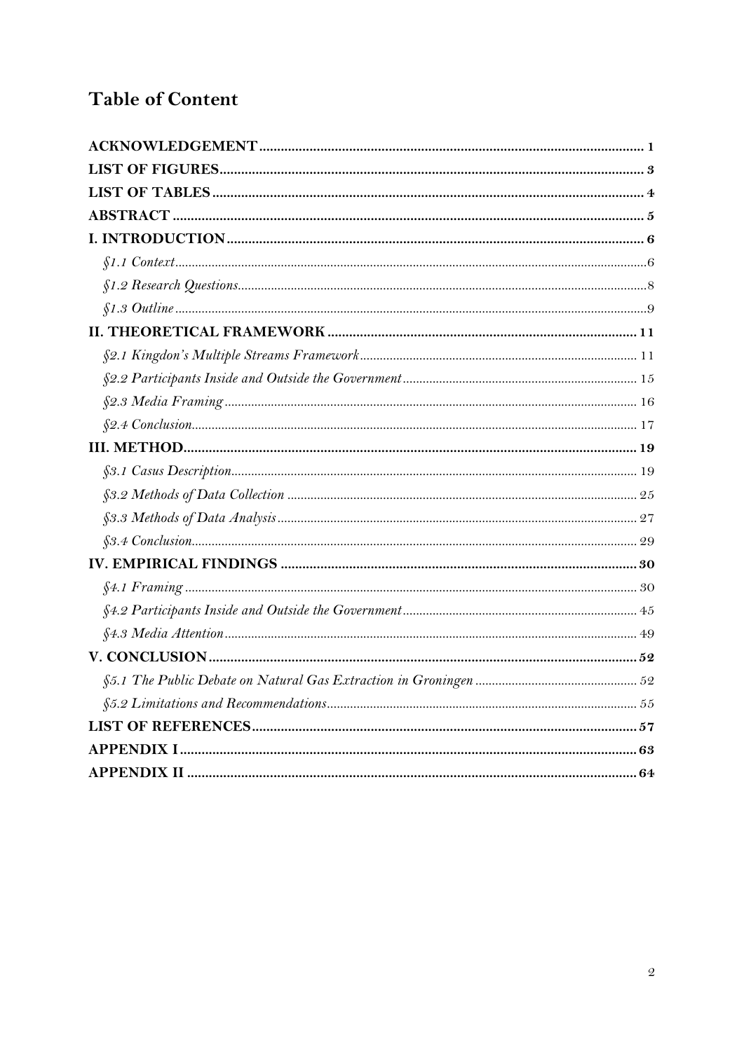# Table of Content

**ACKNOWLEDGEMENT** ........ 1
**LIST OF FIGURES** ........ 3
**LIST OF TABLES** ........ 4
**ABSTRACT** ........ 5
**I. INTRODUCTION** ........ 6
- *§1.1 Context* ........ 6
- *§1.2 Research Questions* ........ 8
- *§1.3 Outline* ........ 9

**II. THEORETICAL FRAMEWORK** ........ 11
- *§2.1 Kingdon's Multiple Streams Framework* ........ 11
- *§2.2 Participants Inside and Outside the Government* ........ 15
- *§2.3 Media Framing* ........ 16
- *§2.4 Conclusion* ........ 17

**III. METHOD** ........ 19
- *§3.1 Casus Description* ........ 19
- *§3.2 Methods of Data Collection* ........ 25
- *§3.3 Methods of Data Analysis* ........ 27
- *§3.4 Conclusion* ........ 29

**IV. EMPIRICAL FINDINGS** ........ 30
- *§4.1 Framing* ........ 30
- *§4.2 Participants Inside and Outside the Government* ........ 45
- *§4.3 Media Attention* ........ 49

**V. CONCLUSION** ........ 52
- *§5.1 The Public Debate on Natural Gas Extraction in Groningen* ........ 52
- *§5.2 Limitations and Recommendations* ........ 55

**LIST OF REFERENCES** ........ 57
**APPENDIX I** ........ 63
**APPENDIX II** ........ 64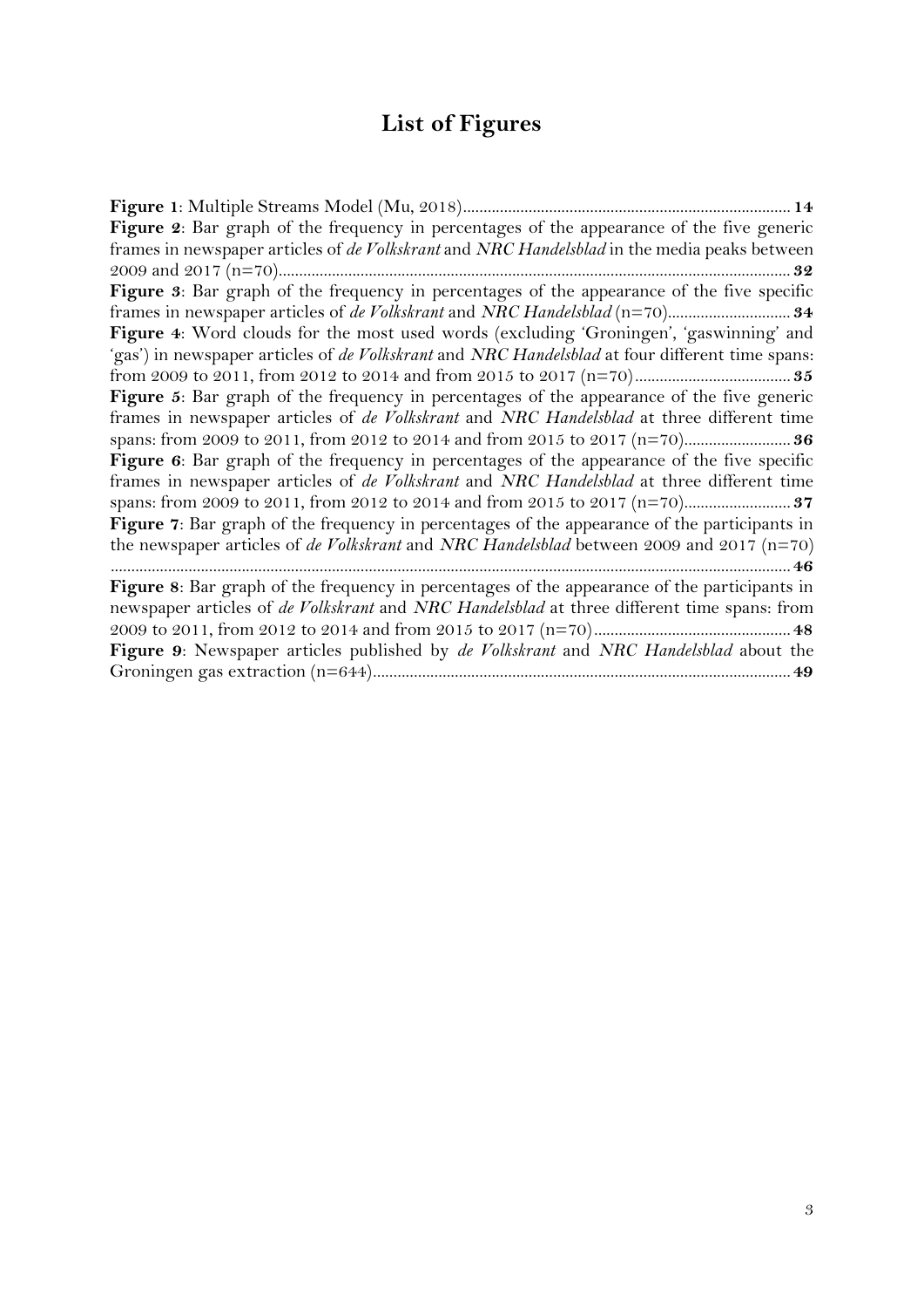# List of Figures

**Figure 1**: Multiple Streams Model (Mu, 2018)................................................................................ **14**

**Figure 2**: Bar graph of the frequency in percentages of the appearance of the five generic frames in newspaper articles of *de Volkskrant* and *NRC Handelsblad* in the media peaks between 2009 and 2017 (n=70)............................................................................................................................ **32**

**Figure 3**: Bar graph of the frequency in percentages of the appearance of the five specific frames in newspaper articles of *de Volkskrant* and *NRC Handelsblad* (n=70)............................. **34**

**Figure 4**: Word clouds for the most used words (excluding 'Groningen', 'gaswinning' and 'gas') in newspaper articles of *de Volkskrant* and *NRC Handelsblad* at four different time spans: from 2009 to 2011, from 2012 to 2014 and from 2015 to 2017 (n=70)...................................... **35**

**Figure 5**: Bar graph of the frequency in percentages of the appearance of the five generic frames in newspaper articles of *de Volkskrant* and *NRC Handelsblad* at three different time spans: from 2009 to 2011, from 2012 to 2014 and from 2015 to 2017 (n=70).......................... **36**

**Figure 6**: Bar graph of the frequency in percentages of the appearance of the five specific frames in newspaper articles of *de Volkskrant* and *NRC Handelsblad* at three different time spans: from 2009 to 2011, from 2012 to 2014 and from 2015 to 2017 (n=70).......................... **37**

**Figure 7**: Bar graph of the frequency in percentages of the appearance of the participants in the newspaper articles of *de Volkskrant* and *NRC Handelsblad* between 2009 and 2017 (n=70) ..................................................................................................................................................... **46**

**Figure 8**: Bar graph of the frequency in percentages of the appearance of the participants in newspaper articles of *de Volkskrant* and *NRC Handelsblad* at three different time spans: from 2009 to 2011, from 2012 to 2014 and from 2015 to 2017 (n=70)................................................ **48**

**Figure 9**: Newspaper articles published by *de Volkskrant* and *NRC Handelsblad* about the Groningen gas extraction (n=644)..................................................................................................... **49**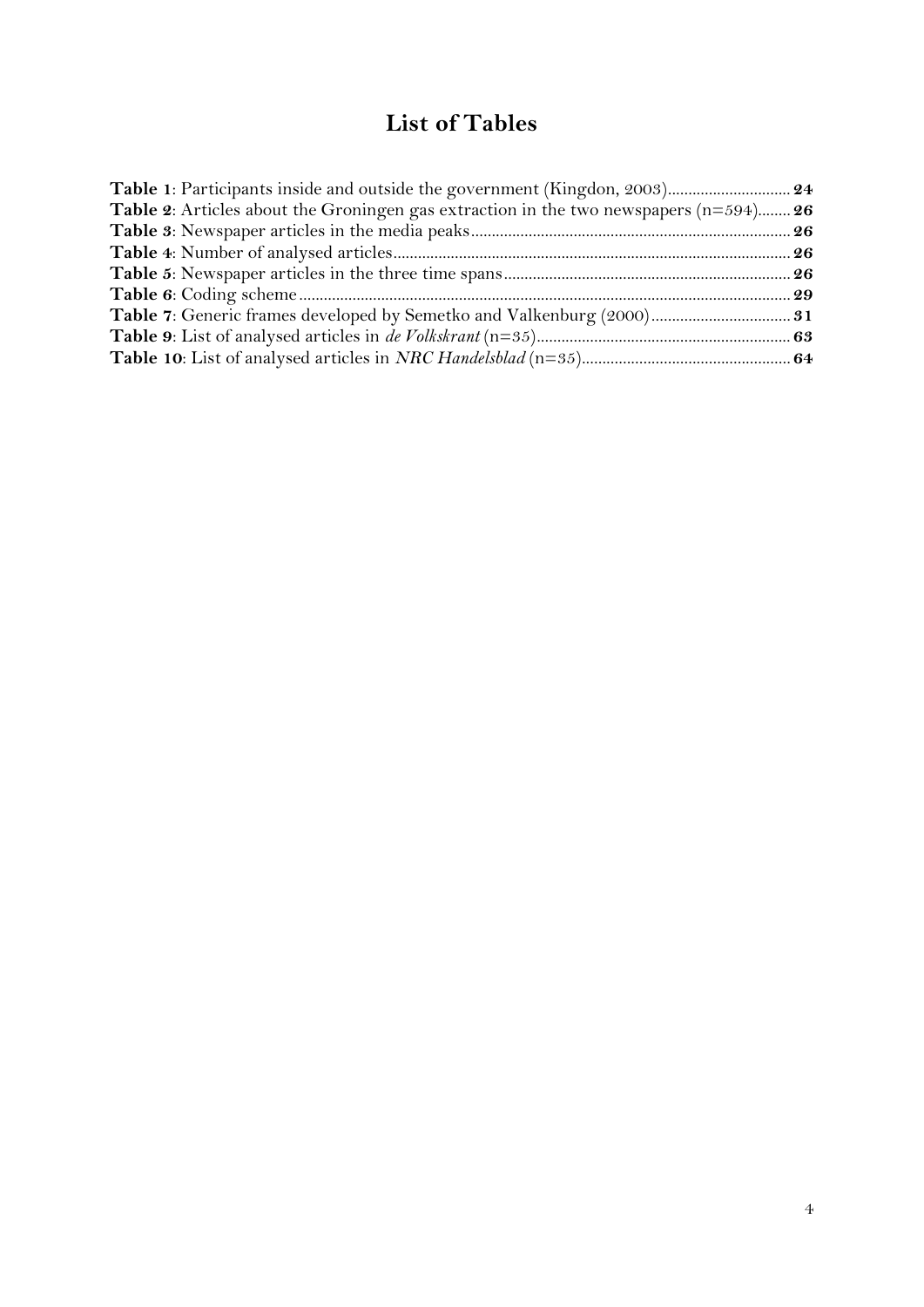# List of Tables

**Table 1**: Participants inside and outside the government (Kingdon, 2003).............................. **24**
**Table 2**: Articles about the Groningen gas extraction in the two newspapers (n=594)........ **26**
**Table 3**: Newspaper articles in the media peaks............................................................................ **26**
**Table 4**: Number of analysed articles............................................................................................... **26**
**Table 5**: Newspaper articles in the three time spans..................................................................... **26**
**Table 6**: Coding scheme...................................................................................................................... **29**
**Table 7**: Generic frames developed by Semetko and Valkenburg (2000)................................. **31**
**Table 9**: List of analysed articles in *de Volkskrant* (n=35).............................................................. **63**
**Table 10**: List of analysed articles in *NRC Handelsblad* (n=35)................................................... **64**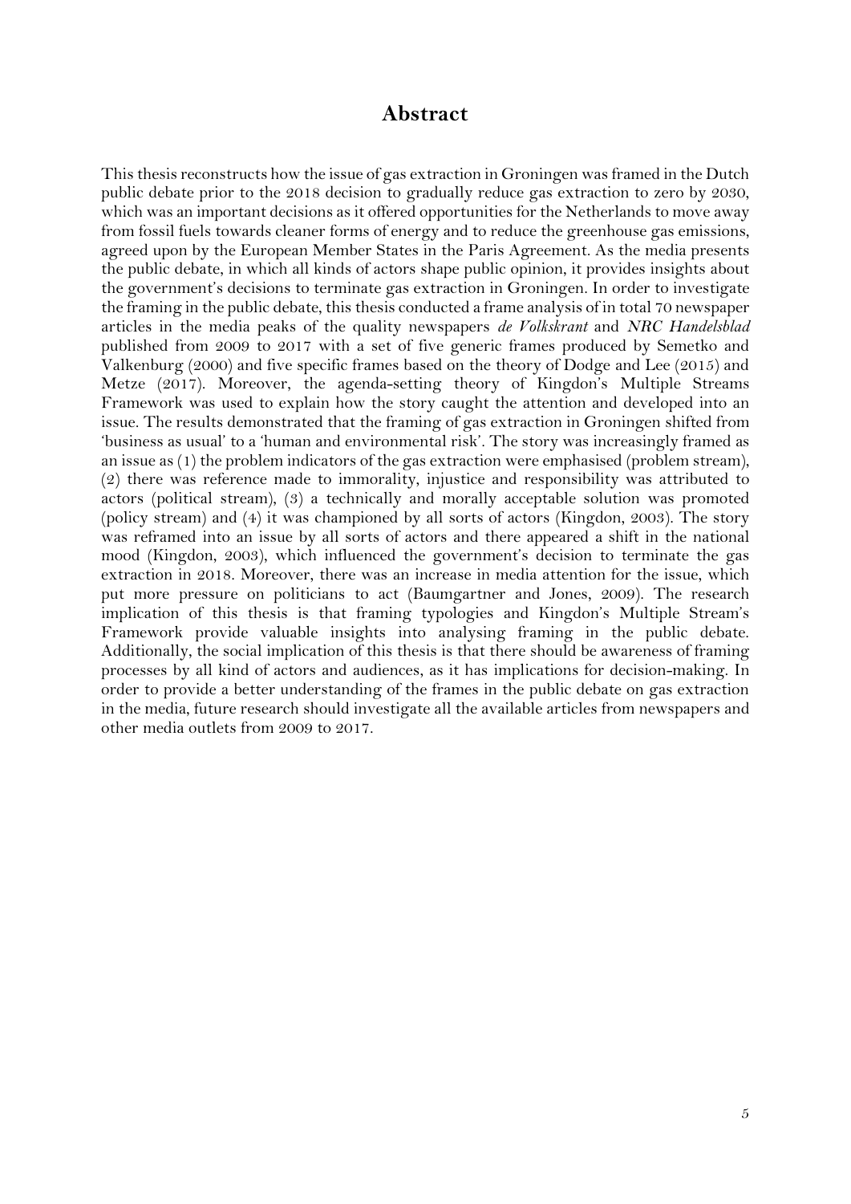# Abstract

This thesis reconstructs how the issue of gas extraction in Groningen was framed in the Dutch public debate prior to the 2018 decision to gradually reduce gas extraction to zero by 2030, which was an important decisions as it offered opportunities for the Netherlands to move away from fossil fuels towards cleaner forms of energy and to reduce the greenhouse gas emissions, agreed upon by the European Member States in the Paris Agreement. As the media presents the public debate, in which all kinds of actors shape public opinion, it provides insights about the government's decisions to terminate gas extraction in Groningen. In order to investigate the framing in the public debate, this thesis conducted a frame analysis of in total 70 newspaper articles in the media peaks of the quality newspapers *de Volkskrant* and *NRC Handelsblad* published from 2009 to 2017 with a set of five generic frames produced by Semetko and Valkenburg (2000) and five specific frames based on the theory of Dodge and Lee (2015) and Metze (2017). Moreover, the agenda-setting theory of Kingdon's Multiple Streams Framework was used to explain how the story caught the attention and developed into an issue. The results demonstrated that the framing of gas extraction in Groningen shifted from 'business as usual' to a 'human and environmental risk'. The story was increasingly framed as an issue as (1) the problem indicators of the gas extraction were emphasised (problem stream), (2) there was reference made to immorality, injustice and responsibility was attributed to actors (political stream), (3) a technically and morally acceptable solution was promoted (policy stream) and (4) it was championed by all sorts of actors (Kingdon, 2003). The story was reframed into an issue by all sorts of actors and there appeared a shift in the national mood (Kingdon, 2003), which influenced the government's decision to terminate the gas extraction in 2018. Moreover, there was an increase in media attention for the issue, which put more pressure on politicians to act (Baumgartner and Jones, 2009). The research implication of this thesis is that framing typologies and Kingdon's Multiple Stream's Framework provide valuable insights into analysing framing in the public debate. Additionally, the social implication of this thesis is that there should be awareness of framing processes by all kind of actors and audiences, as it has implications for decision-making. In order to provide a better understanding of the frames in the public debate on gas extraction in the media, future research should investigate all the available articles from newspapers and other media outlets from 2009 to 2017.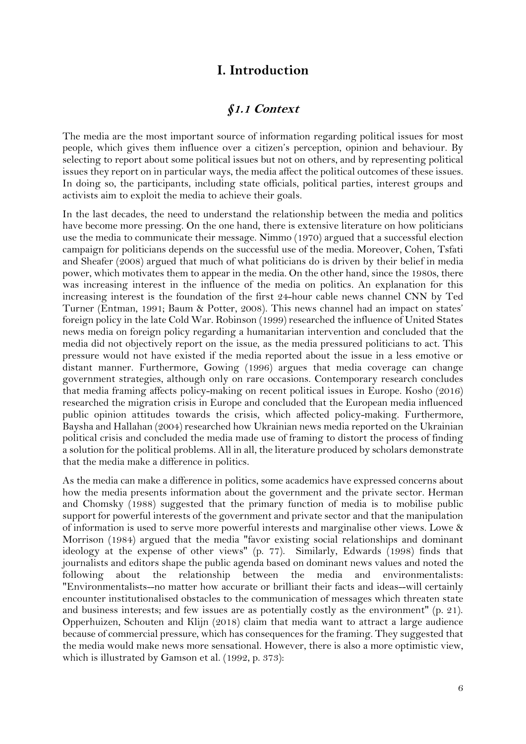# I. Introduction

## *§1.1 Context*

The media are the most important source of information regarding political issues for most people, which gives them influence over a citizen's perception, opinion and behaviour. By selecting to report about some political issues but not on others, and by representing political issues they report on in particular ways, the media affect the political outcomes of these issues. In doing so, the participants, including state officials, political parties, interest groups and activists aim to exploit the media to achieve their goals.

In the last decades, the need to understand the relationship between the media and politics have become more pressing. On the one hand, there is extensive literature on how politicians use the media to communicate their message. Nimmo (1970) argued that a successful election campaign for politicians depends on the successful use of the media. Moreover, Cohen, Tsfati and Sheafer (2008) argued that much of what politicians do is driven by their belief in media power, which motivates them to appear in the media. On the other hand, since the 1980s, there was increasing interest in the influence of the media on politics. An explanation for this increasing interest is the foundation of the first 24-hour cable news channel CNN by Ted Turner (Entman, 1991; Baum & Potter, 2008). This news channel had an impact on states' foreign policy in the late Cold War. Robinson (1999) researched the influence of United States news media on foreign policy regarding a humanitarian intervention and concluded that the media did not objectively report on the issue, as the media pressured politicians to act. This pressure would not have existed if the media reported about the issue in a less emotive or distant manner. Furthermore, Gowing (1996) argues that media coverage can change government strategies, although only on rare occasions. Contemporary research concludes that media framing affects policy-making on recent political issues in Europe. Kosho (2016) researched the migration crisis in Europe and concluded that the European media influenced public opinion attitudes towards the crisis, which affected policy-making. Furthermore, Baysha and Hallahan (2004) researched how Ukrainian news media reported on the Ukrainian political crisis and concluded the media made use of framing to distort the process of finding a solution for the political problems. All in all, the literature produced by scholars demonstrate that the media make a difference in politics.

As the media can make a difference in politics, some academics have expressed concerns about how the media presents information about the government and the private sector. Herman and Chomsky (1988) suggested that the primary function of media is to mobilise public support for powerful interests of the government and private sector and that the manipulation of information is used to serve more powerful interests and marginalise other views. Lowe & Morrison (1984) argued that the media "favor existing social relationships and dominant ideology at the expense of other views" (p. 77). Similarly, Edwards (1998) finds that journalists and editors shape the public agenda based on dominant news values and noted the following about the relationship between the media and environmentalists: "Environmentalists--no matter how accurate or brilliant their facts and ideas--will certainly encounter institutionalised obstacles to the communication of messages which threaten state and business interests; and few issues are as potentially costly as the environment" (p. 21). Opperhuizen, Schouten and Klijn (2018) claim that media want to attract a large audience because of commercial pressure, which has consequences for the framing. They suggested that the media would make news more sensational. However, there is also a more optimistic view, which is illustrated by Gamson et al. (1992, p. 373):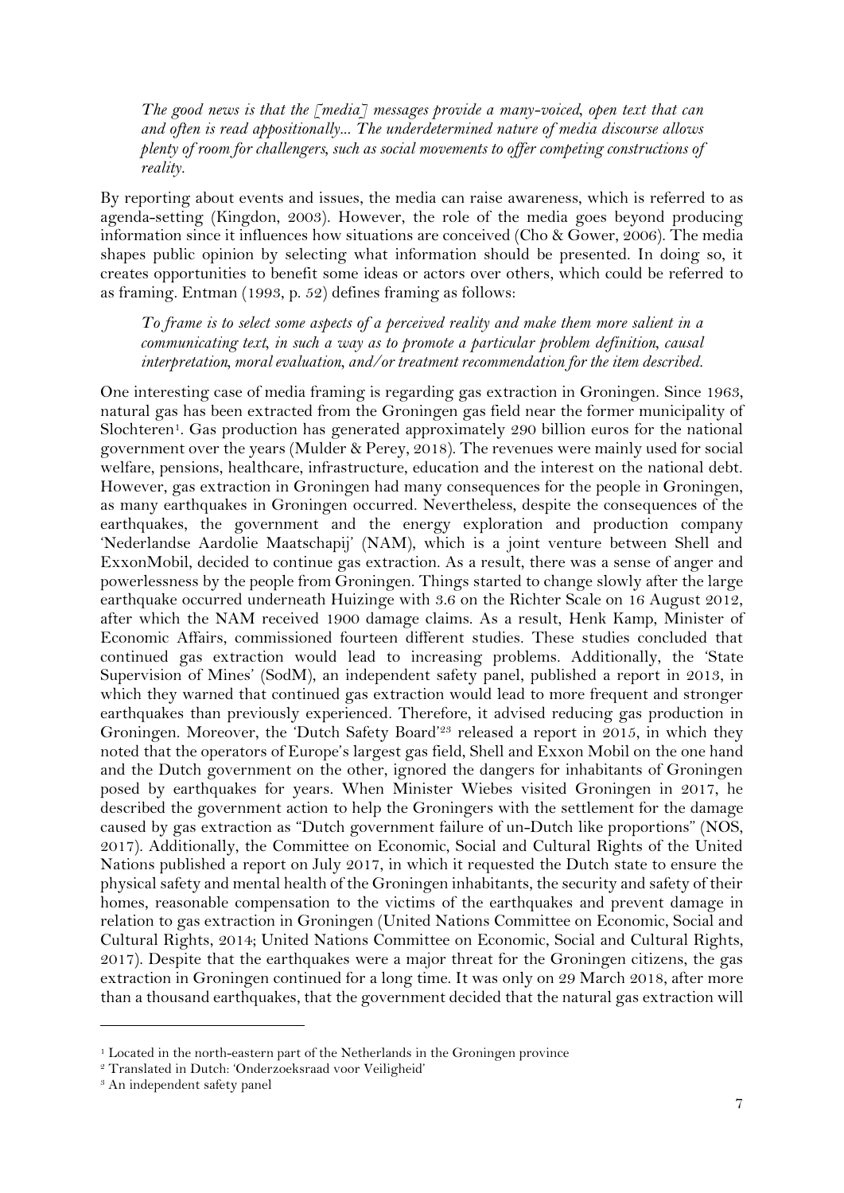> *The good news is that the [media] messages provide a many-voiced, open text that can and often is read appositionally... The underdetermined nature of media discourse allows plenty of room for challengers, such as social movements to offer competing constructions of reality.*

By reporting about events and issues, the media can raise awareness, which is referred to as agenda-setting (Kingdon, 2003). However, the role of the media goes beyond producing information since it influences how situations are conceived (Cho & Gower, 2006). The media shapes public opinion by selecting what information should be presented. In doing so, it creates opportunities to benefit some ideas or actors over others, which could be referred to as framing. Entman (1993, p. 52) defines framing as follows:

> *To frame is to select some aspects of a perceived reality and make them more salient in a communicating text, in such a way as to promote a particular problem definition, causal interpretation, moral evaluation, and/or treatment recommendation for the item described.*

One interesting case of media framing is regarding gas extraction in Groningen. Since 1963, natural gas has been extracted from the Groningen gas field near the former municipality of Slochteren[1]. Gas production has generated approximately 290 billion euros for the national government over the years (Mulder & Perey, 2018). The revenues were mainly used for social welfare, pensions, healthcare, infrastructure, education and the interest on the national debt. However, gas extraction in Groningen had many consequences for the people in Groningen, as many earthquakes in Groningen occurred. Nevertheless, despite the consequences of the earthquakes, the government and the energy exploration and production company 'Nederlandse Aardolie Maatschapij' (NAM), which is a joint venture between Shell and ExxonMobil, decided to continue gas extraction. As a result, there was a sense of anger and powerlessness by the people from Groningen. Things started to change slowly after the large earthquake occurred underneath Huizinge with 3.6 on the Richter Scale on 16 August 2012, after which the NAM received 1900 damage claims. As a result, Henk Kamp, Minister of Economic Affairs, commissioned fourteen different studies. These studies concluded that continued gas extraction would lead to increasing problems. Additionally, the 'State Supervision of Mines' (SodM), an independent safety panel, published a report in 2013, in which they warned that continued gas extraction would lead to more frequent and stronger earthquakes than previously experienced. Therefore, it advised reducing gas production in Groningen. Moreover, the 'Dutch Safety Board'[2][3] released a report in 2015, in which they noted that the operators of Europe's largest gas field, Shell and Exxon Mobil on the one hand and the Dutch government on the other, ignored the dangers for inhabitants of Groningen posed by earthquakes for years. When Minister Wiebes visited Groningen in 2017, he described the government action to help the Groningers with the settlement for the damage caused by gas extraction as "Dutch government failure of un-Dutch like proportions" (NOS, 2017). Additionally, the Committee on Economic, Social and Cultural Rights of the United Nations published a report on July 2017, in which it requested the Dutch state to ensure the physical safety and mental health of the Groningen inhabitants, the security and safety of their homes, reasonable compensation to the victims of the earthquakes and prevent damage in relation to gas extraction in Groningen (United Nations Committee on Economic, Social and Cultural Rights, 2014; United Nations Committee on Economic, Social and Cultural Rights, 2017). Despite that the earthquakes were a major threat for the Groningen citizens, the gas extraction in Groningen continued for a long time. It was only on 29 March 2018, after more than a thousand earthquakes, that the government decided that the natural gas extraction will

---

[1] Located in the north-eastern part of the Netherlands in the Groningen province

[2] Translated in Dutch: 'Onderzoeksraad voor Veiligheid'

[3] An independent safety panel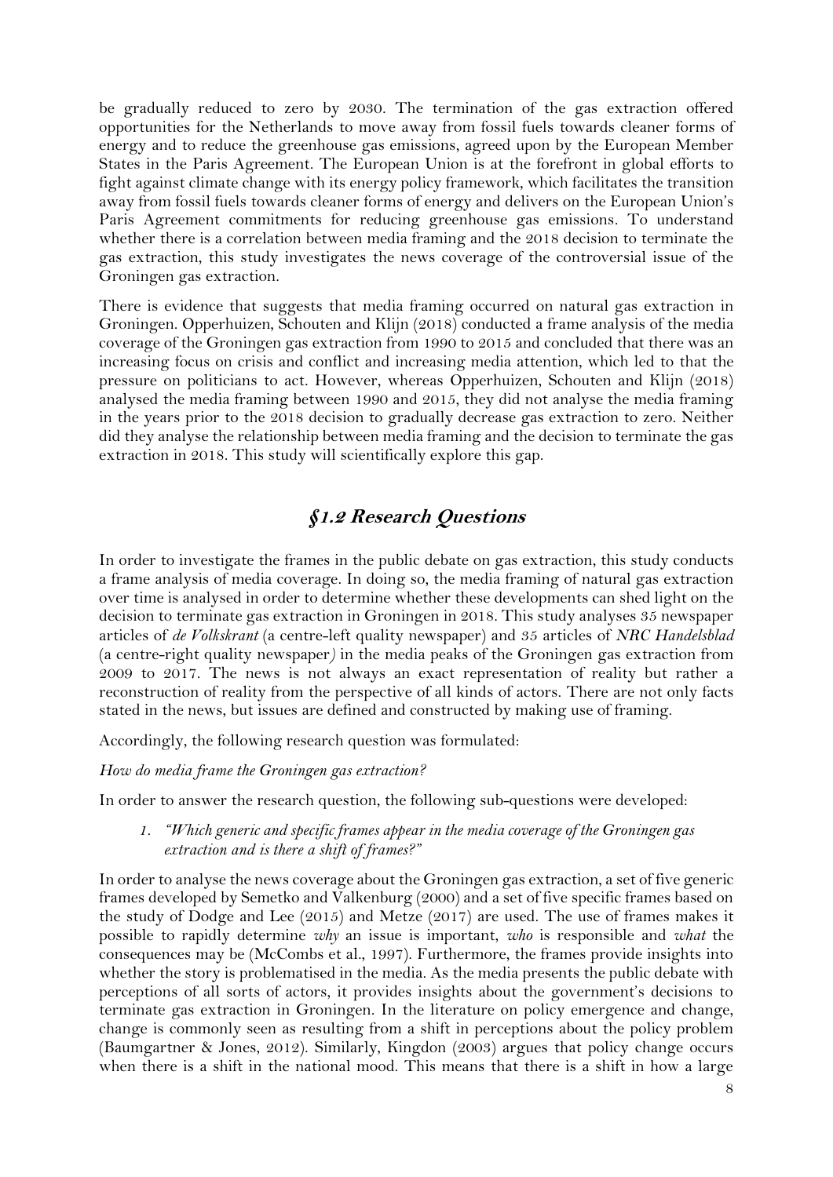be gradually reduced to zero by 2030. The termination of the gas extraction offered opportunities for the Netherlands to move away from fossil fuels towards cleaner forms of energy and to reduce the greenhouse gas emissions, agreed upon by the European Member States in the Paris Agreement. The European Union is at the forefront in global efforts to fight against climate change with its energy policy framework, which facilitates the transition away from fossil fuels towards cleaner forms of energy and delivers on the European Union's Paris Agreement commitments for reducing greenhouse gas emissions. To understand whether there is a correlation between media framing and the 2018 decision to terminate the gas extraction, this study investigates the news coverage of the controversial issue of the Groningen gas extraction.

There is evidence that suggests that media framing occurred on natural gas extraction in Groningen. Opperhuizen, Schouten and Klijn (2018) conducted a frame analysis of the media coverage of the Groningen gas extraction from 1990 to 2015 and concluded that there was an increasing focus on crisis and conflict and increasing media attention, which led to that the pressure on politicians to act. However, whereas Opperhuizen, Schouten and Klijn (2018) analysed the media framing between 1990 and 2015, they did not analyse the media framing in the years prior to the 2018 decision to gradually decrease gas extraction to zero. Neither did they analyse the relationship between media framing and the decision to terminate the gas extraction in 2018. This study will scientifically explore this gap.

## §1.2 Research Questions

In order to investigate the frames in the public debate on gas extraction, this study conducts a frame analysis of media coverage. In doing so, the media framing of natural gas extraction over time is analysed in order to determine whether these developments can shed light on the decision to terminate gas extraction in Groningen in 2018. This study analyses 35 newspaper articles of *de Volkskrant* (a centre-left quality newspaper) and 35 articles of *NRC Handelsblad* (a centre-right quality newspaper) in the media peaks of the Groningen gas extraction from 2009 to 2017. The news is not always an exact representation of reality but rather a reconstruction of reality from the perspective of all kinds of actors. There are not only facts stated in the news, but issues are defined and constructed by making use of framing.

Accordingly, the following research question was formulated:

*How do media frame the Groningen gas extraction?*

In order to answer the research question, the following sub-questions were developed:

1. *"Which generic and specific frames appear in the media coverage of the Groningen gas extraction and is there a shift of frames?"*

In order to analyse the news coverage about the Groningen gas extraction, a set of five generic frames developed by Semetko and Valkenburg (2000) and a set of five specific frames based on the study of Dodge and Lee (2015) and Metze (2017) are used. The use of frames makes it possible to rapidly determine *why* an issue is important, *who* is responsible and *what* the consequences may be (McCombs et al., 1997). Furthermore, the frames provide insights into whether the story is problematised in the media. As the media presents the public debate with perceptions of all sorts of actors, it provides insights about the government's decisions to terminate gas extraction in Groningen. In the literature on policy emergence and change, change is commonly seen as resulting from a shift in perceptions about the policy problem (Baumgartner & Jones, 2012). Similarly, Kingdon (2003) argues that policy change occurs when there is a shift in the national mood. This means that there is a shift in how a large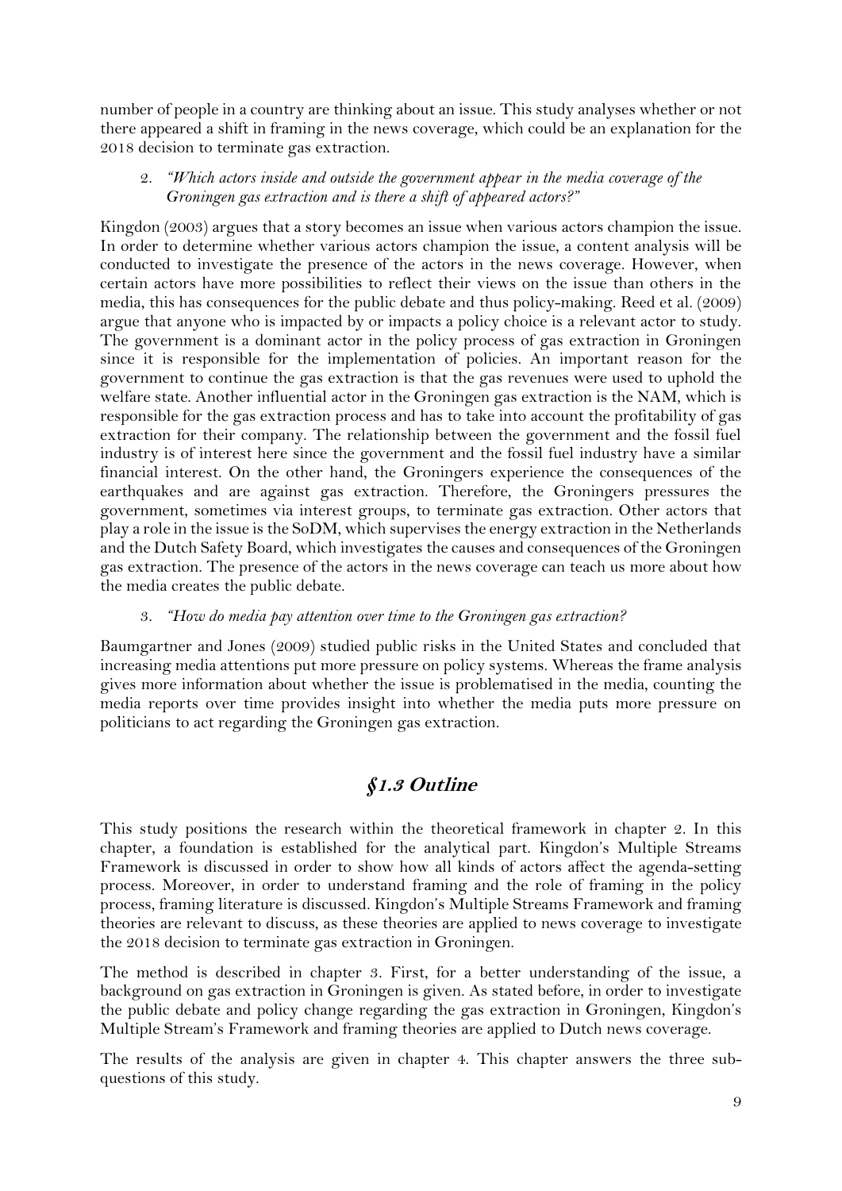number of people in a country are thinking about an issue. This study analyses whether or not there appeared a shift in framing in the news coverage, which could be an explanation for the 2018 decision to terminate gas extraction.

2. *"Which actors inside and outside the government appear in the media coverage of the Groningen gas extraction and is there a shift of appeared actors?"*

Kingdon (2003) argues that a story becomes an issue when various actors champion the issue. In order to determine whether various actors champion the issue, a content analysis will be conducted to investigate the presence of the actors in the news coverage. However, when certain actors have more possibilities to reflect their views on the issue than others in the media, this has consequences for the public debate and thus policy-making. Reed et al. (2009) argue that anyone who is impacted by or impacts a policy choice is a relevant actor to study. The government is a dominant actor in the policy process of gas extraction in Groningen since it is responsible for the implementation of policies. An important reason for the government to continue the gas extraction is that the gas revenues were used to uphold the welfare state. Another influential actor in the Groningen gas extraction is the NAM, which is responsible for the gas extraction process and has to take into account the profitability of gas extraction for their company. The relationship between the government and the fossil fuel industry is of interest here since the government and the fossil fuel industry have a similar financial interest. On the other hand, the Groningers experience the consequences of the earthquakes and are against gas extraction. Therefore, the Groningers pressures the government, sometimes via interest groups, to terminate gas extraction. Other actors that play a role in the issue is the SoDM, which supervises the energy extraction in the Netherlands and the Dutch Safety Board, which investigates the causes and consequences of the Groningen gas extraction. The presence of the actors in the news coverage can teach us more about how the media creates the public debate.

3. *"How do media pay attention over time to the Groningen gas extraction?*

Baumgartner and Jones (2009) studied public risks in the United States and concluded that increasing media attentions put more pressure on policy systems. Whereas the frame analysis gives more information about whether the issue is problematised in the media, counting the media reports over time provides insight into whether the media puts more pressure on politicians to act regarding the Groningen gas extraction.

## §1.3 Outline

This study positions the research within the theoretical framework in chapter 2. In this chapter, a foundation is established for the analytical part. Kingdon's Multiple Streams Framework is discussed in order to show how all kinds of actors affect the agenda-setting process. Moreover, in order to understand framing and the role of framing in the policy process, framing literature is discussed. Kingdon's Multiple Streams Framework and framing theories are relevant to discuss, as these theories are applied to news coverage to investigate the 2018 decision to terminate gas extraction in Groningen.

The method is described in chapter 3. First, for a better understanding of the issue, a background on gas extraction in Groningen is given. As stated before, in order to investigate the public debate and policy change regarding the gas extraction in Groningen, Kingdon's Multiple Stream's Framework and framing theories are applied to Dutch news coverage.

The results of the analysis are given in chapter 4. This chapter answers the three sub-questions of this study.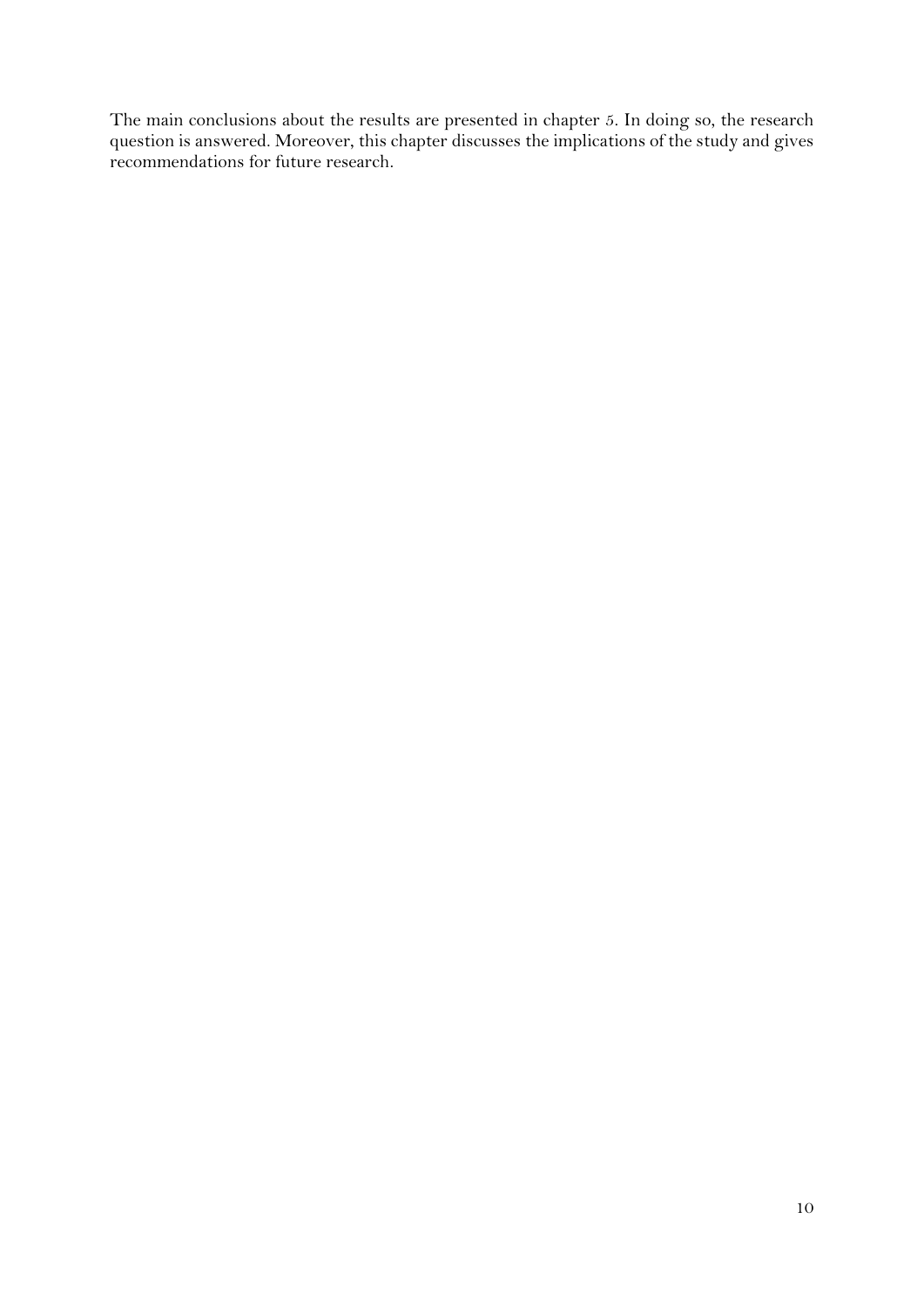The main conclusions about the results are presented in chapter 5. In doing so, the research question is answered. Moreover, this chapter discusses the implications of the study and gives recommendations for future research.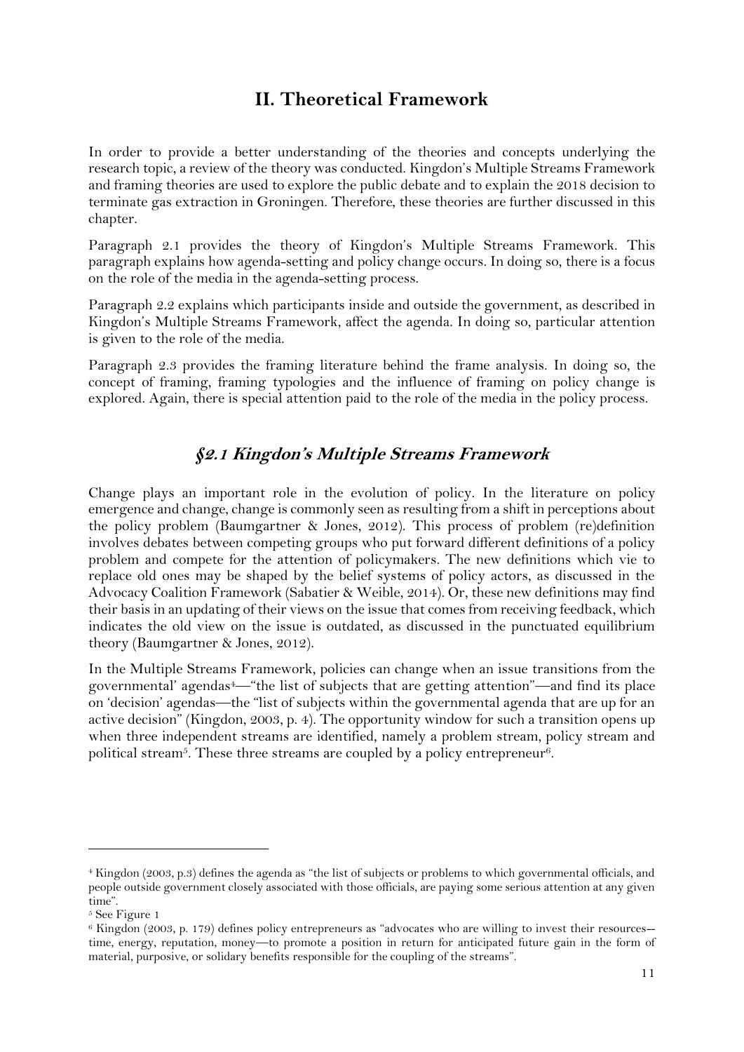# II. Theoretical Framework

In order to provide a better understanding of the theories and concepts underlying the research topic, a review of the theory was conducted. Kingdon's Multiple Streams Framework and framing theories are used to explore the public debate and to explain the 2018 decision to terminate gas extraction in Groningen. Therefore, these theories are further discussed in this chapter.

Paragraph 2.1 provides the theory of Kingdon's Multiple Streams Framework. This paragraph explains how agenda-setting and policy change occurs. In doing so, there is a focus on the role of the media in the agenda-setting process.

Paragraph 2.2 explains which participants inside and outside the government, as described in Kingdon's Multiple Streams Framework, affect the agenda. In doing so, particular attention is given to the role of the media.

Paragraph 2.3 provides the framing literature behind the frame analysis. In doing so, the concept of framing, framing typologies and the influence of framing on policy change is explored. Again, there is special attention paid to the role of the media in the policy process.

## *§2.1 Kingdon's Multiple Streams Framework*

Change plays an important role in the evolution of policy. In the literature on policy emergence and change, change is commonly seen as resulting from a shift in perceptions about the policy problem (Baumgartner & Jones, 2012). This process of problem (re)definition involves debates between competing groups who put forward different definitions of a policy problem and compete for the attention of policymakers. The new definitions which vie to replace old ones may be shaped by the belief systems of policy actors, as discussed in the Advocacy Coalition Framework (Sabatier & Weible, 2014). Or, these new definitions may find their basis in an updating of their views on the issue that comes from receiving feedback, which indicates the old view on the issue is outdated, as discussed in the punctuated equilibrium theory (Baumgartner & Jones, 2012).

In the Multiple Streams Framework, policies can change when an issue transitions from the governmental' agendas[4]—"the list of subjects that are getting attention"—and find its place on 'decision' agendas—the "list of subjects within the governmental agenda that are up for an active decision" (Kingdon, 2003, p. 4). The opportunity window for such a transition opens up when three independent streams are identified, namely a problem stream, policy stream and political stream[5]. These three streams are coupled by a policy entrepreneur[6].

---

[4] Kingdon (2003, p.3) defines the agenda as "the list of subjects or problems to which governmental officials, and people outside government closely associated with those officials, are paying some serious attention at any given time".

[5] See Figure 1

[6] Kingdon (2003, p. 179) defines policy entrepreneurs as "advocates who are willing to invest their resources--time, energy, reputation, money—to promote a position in return for anticipated future gain in the form of material, purposive, or solidary benefits responsible for the coupling of the streams".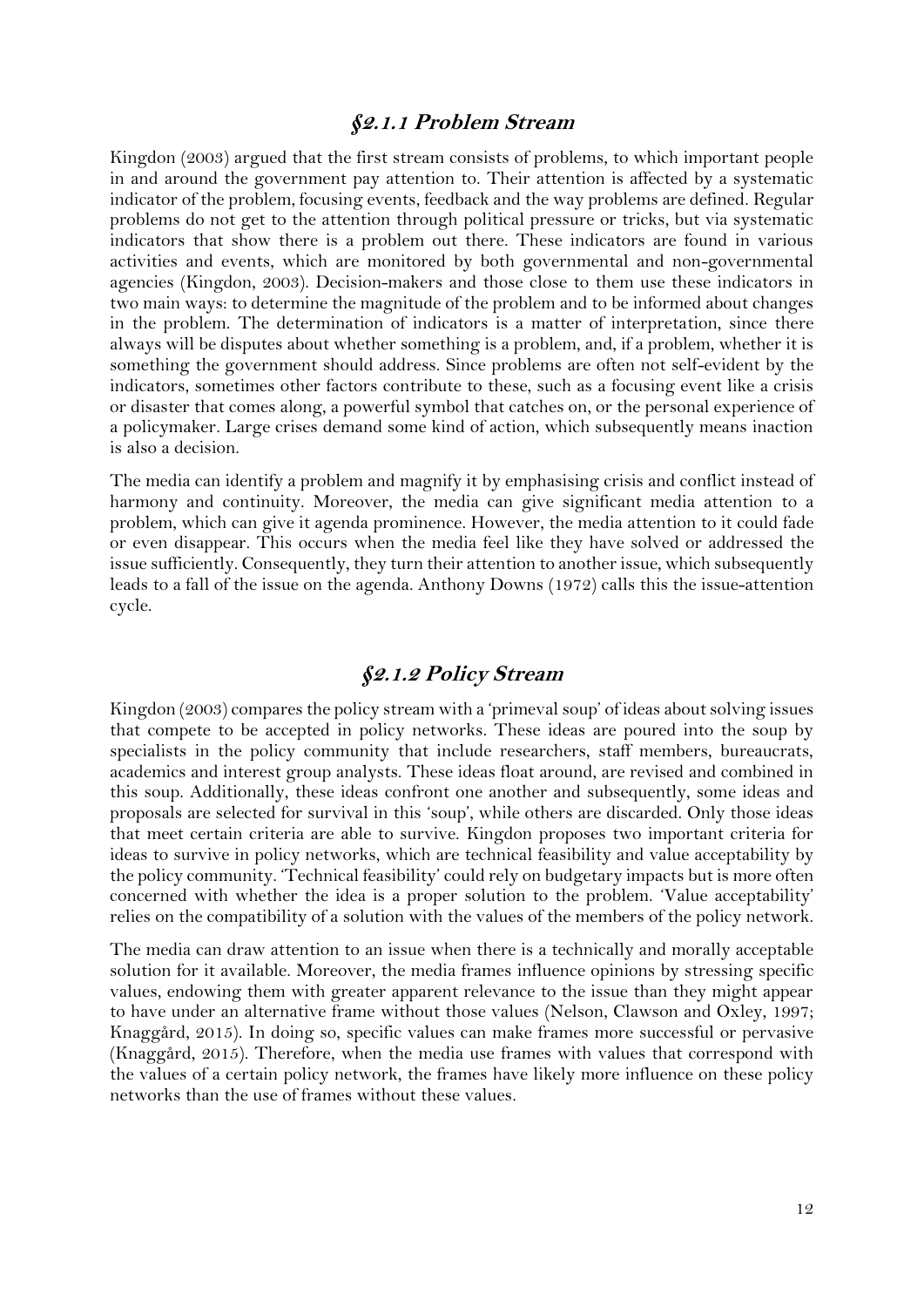### §2.1.1 Problem Stream

Kingdon (2003) argued that the first stream consists of problems, to which important people in and around the government pay attention to. Their attention is affected by a systematic indicator of the problem, focusing events, feedback and the way problems are defined. Regular problems do not get to the attention through political pressure or tricks, but via systematic indicators that show there is a problem out there. These indicators are found in various activities and events, which are monitored by both governmental and non-governmental agencies (Kingdon, 2003). Decision-makers and those close to them use these indicators in two main ways: to determine the magnitude of the problem and to be informed about changes in the problem. The determination of indicators is a matter of interpretation, since there always will be disputes about whether something is a problem, and, if a problem, whether it is something the government should address. Since problems are often not self-evident by the indicators, sometimes other factors contribute to these, such as a focusing event like a crisis or disaster that comes along, a powerful symbol that catches on, or the personal experience of a policymaker. Large crises demand some kind of action, which subsequently means inaction is also a decision.

The media can identify a problem and magnify it by emphasising crisis and conflict instead of harmony and continuity. Moreover, the media can give significant media attention to a problem, which can give it agenda prominence. However, the media attention to it could fade or even disappear. This occurs when the media feel like they have solved or addressed the issue sufficiently. Consequently, they turn their attention to another issue, which subsequently leads to a fall of the issue on the agenda. Anthony Downs (1972) calls this the issue-attention cycle.

### §2.1.2 Policy Stream

Kingdon (2003) compares the policy stream with a 'primeval soup' of ideas about solving issues that compete to be accepted in policy networks. These ideas are poured into the soup by specialists in the policy community that include researchers, staff members, bureaucrats, academics and interest group analysts. These ideas float around, are revised and combined in this soup. Additionally, these ideas confront one another and subsequently, some ideas and proposals are selected for survival in this 'soup', while others are discarded. Only those ideas that meet certain criteria are able to survive. Kingdon proposes two important criteria for ideas to survive in policy networks, which are technical feasibility and value acceptability by the policy community. 'Technical feasibility' could rely on budgetary impacts but is more often concerned with whether the idea is a proper solution to the problem. 'Value acceptability' relies on the compatibility of a solution with the values of the members of the policy network.

The media can draw attention to an issue when there is a technically and morally acceptable solution for it available. Moreover, the media frames influence opinions by stressing specific values, endowing them with greater apparent relevance to the issue than they might appear to have under an alternative frame without those values (Nelson, Clawson and Oxley, 1997; Knaggård, 2015). In doing so, specific values can make frames more successful or pervasive (Knaggård, 2015). Therefore, when the media use frames with values that correspond with the values of a certain policy network, the frames have likely more influence on these policy networks than the use of frames without these values.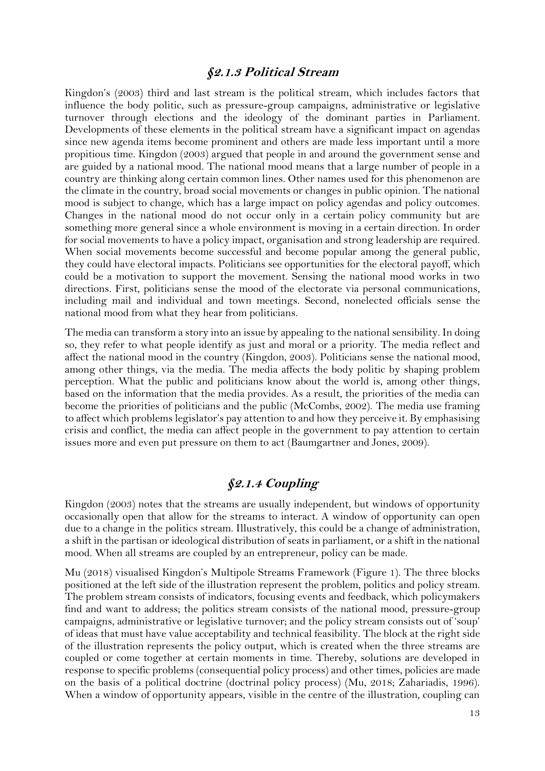### *§2.1.3 Political Stream*

Kingdon's (2003) third and last stream is the political stream, which includes factors that influence the body politic, such as pressure-group campaigns, administrative or legislative turnover through elections and the ideology of the dominant parties in Parliament. Developments of these elements in the political stream have a significant impact on agendas since new agenda items become prominent and others are made less important until a more propitious time. Kingdon (2003) argued that people in and around the government sense and are guided by a national mood. The national mood means that a large number of people in a country are thinking along certain common lines. Other names used for this phenomenon are the climate in the country, broad social movements or changes in public opinion. The national mood is subject to change, which has a large impact on policy agendas and policy outcomes. Changes in the national mood do not occur only in a certain policy community but are something more general since a whole environment is moving in a certain direction. In order for social movements to have a policy impact, organisation and strong leadership are required. When social movements become successful and become popular among the general public, they could have electoral impacts. Politicians see opportunities for the electoral payoff, which could be a motivation to support the movement. Sensing the national mood works in two directions. First, politicians sense the mood of the electorate via personal communications, including mail and individual and town meetings. Second, nonelected officials sense the national mood from what they hear from politicians.

The media can transform a story into an issue by appealing to the national sensibility. In doing so, they refer to what people identify as just and moral or a priority. The media reflect and affect the national mood in the country (Kingdon, 2003). Politicians sense the national mood, among other things, via the media. The media affects the body politic by shaping problem perception. What the public and politicians know about the world is, among other things, based on the information that the media provides. As a result, the priorities of the media can become the priorities of politicians and the public (McCombs, 2002). The media use framing to affect which problems legislator's pay attention to and how they perceive it. By emphasising crisis and conflict, the media can affect people in the government to pay attention to certain issues more and even put pressure on them to act (Baumgartner and Jones, 2009).

### *§2.1.4 Coupling*

Kingdon (2003) notes that the streams are usually independent, but windows of opportunity occasionally open that allow for the streams to interact. A window of opportunity can open due to a change in the politics stream. Illustratively, this could be a change of administration, a shift in the partisan or ideological distribution of seats in parliament, or a shift in the national mood. When all streams are coupled by an entrepreneur, policy can be made.

Mu (2018) visualised Kingdon's Multipole Streams Framework (Figure 1). The three blocks positioned at the left side of the illustration represent the problem, politics and policy stream. The problem stream consists of indicators, focusing events and feedback, which policymakers find and want to address; the politics stream consists of the national mood, pressure-group campaigns, administrative or legislative turnover; and the policy stream consists out of 'soup' of ideas that must have value acceptability and technical feasibility. The block at the right side of the illustration represents the policy output, which is created when the three streams are coupled or come together at certain moments in time. Thereby, solutions are developed in response to specific problems (consequential policy process) and other times, policies are made on the basis of a political doctrine (doctrinal policy process) (Mu, 2018; Zahariadis, 1996). When a window of opportunity appears, visible in the centre of the illustration, coupling can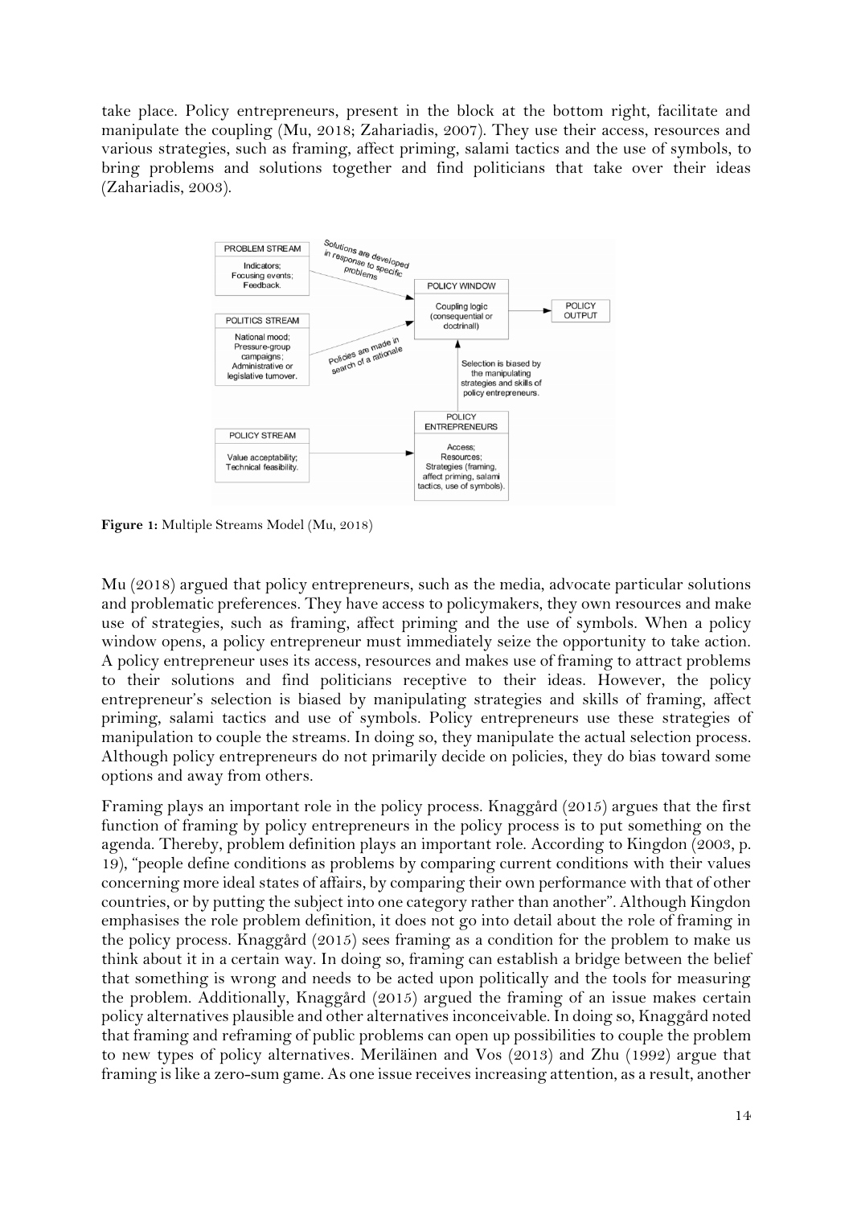take place. Policy entrepreneurs, present in the block at the bottom right, facilitate and manipulate the coupling (Mu, 2018; Zahariadis, 2007). They use their access, resources and various strategies, such as framing, affect priming, salami tactics and the use of symbols, to bring problems and solutions together and find politicians that take over their ideas (Zahariadis, 2003).

**Figure 1:** Multiple Streams Model (Mu, 2018)

Mu (2018) argued that policy entrepreneurs, such as the media, advocate particular solutions and problematic preferences. They have access to policymakers, they own resources and make use of strategies, such as framing, affect priming and the use of symbols. When a policy window opens, a policy entrepreneur must immediately seize the opportunity to take action. A policy entrepreneur uses its access, resources and makes use of framing to attract problems to their solutions and find politicians receptive to their ideas. However, the policy entrepreneur's selection is biased by manipulating strategies and skills of framing, affect priming, salami tactics and use of symbols. Policy entrepreneurs use these strategies of manipulation to couple the streams. In doing so, they manipulate the actual selection process. Although policy entrepreneurs do not primarily decide on policies, they do bias toward some options and away from others.

Framing plays an important role in the policy process. Knaggård (2015) argues that the first function of framing by policy entrepreneurs in the policy process is to put something on the agenda. Thereby, problem definition plays an important role. According to Kingdon (2003, p. 19), "people define conditions as problems by comparing current conditions with their values concerning more ideal states of affairs, by comparing their own performance with that of other countries, or by putting the subject into one category rather than another". Although Kingdon emphasises the role problem definition, it does not go into detail about the role of framing in the policy process. Knaggård (2015) sees framing as a condition for the problem to make us think about it in a certain way. In doing so, framing can establish a bridge between the belief that something is wrong and needs to be acted upon politically and the tools for measuring the problem. Additionally, Knaggård (2015) argued the framing of an issue makes certain policy alternatives plausible and other alternatives inconceivable. In doing so, Knaggård noted that framing and reframing of public problems can open up possibilities to couple the problem to new types of policy alternatives. Meriläinen and Vos (2013) and Zhu (1992) argue that framing is like a zero-sum game. As one issue receives increasing attention, as a result, another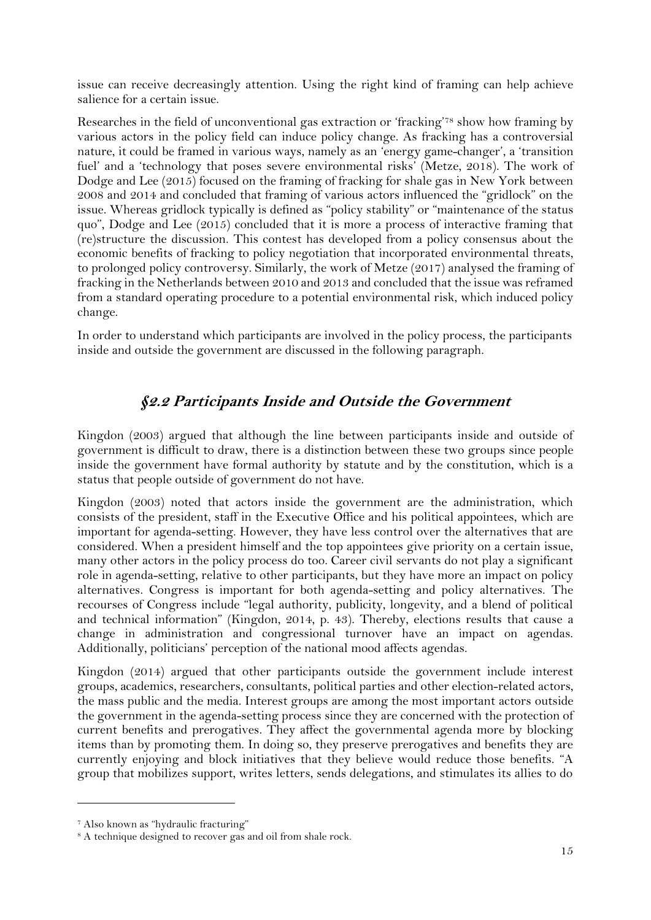issue can receive decreasingly attention. Using the right kind of framing can help achieve salience for a certain issue.

Researches in the field of unconventional gas extraction or 'fracking'[7][8] show how framing by various actors in the policy field can induce policy change. As fracking has a controversial nature, it could be framed in various ways, namely as an 'energy game-changer', a 'transition fuel' and a 'technology that poses severe environmental risks' (Metze, 2018). The work of Dodge and Lee (2015) focused on the framing of fracking for shale gas in New York between 2008 and 2014 and concluded that framing of various actors influenced the "gridlock" on the issue. Whereas gridlock typically is defined as "policy stability" or "maintenance of the status quo", Dodge and Lee (2015) concluded that it is more a process of interactive framing that (re)structure the discussion. This contest has developed from a policy consensus about the economic benefits of fracking to policy negotiation that incorporated environmental threats, to prolonged policy controversy. Similarly, the work of Metze (2017) analysed the framing of fracking in the Netherlands between 2010 and 2013 and concluded that the issue was reframed from a standard operating procedure to a potential environmental risk, which induced policy change.

In order to understand which participants are involved in the policy process, the participants inside and outside the government are discussed in the following paragraph.

## §2.2 Participants Inside and Outside the Government

Kingdon (2003) argued that although the line between participants inside and outside of government is difficult to draw, there is a distinction between these two groups since people inside the government have formal authority by statute and by the constitution, which is a status that people outside of government do not have.

Kingdon (2003) noted that actors inside the government are the administration, which consists of the president, staff in the Executive Office and his political appointees, which are important for agenda-setting. However, they have less control over the alternatives that are considered. When a president himself and the top appointees give priority on a certain issue, many other actors in the policy process do too. Career civil servants do not play a significant role in agenda-setting, relative to other participants, but they have more an impact on policy alternatives. Congress is important for both agenda-setting and policy alternatives. The recourses of Congress include "legal authority, publicity, longevity, and a blend of political and technical information" (Kingdon, 2014, p. 43). Thereby, elections results that cause a change in administration and congressional turnover have an impact on agendas. Additionally, politicians' perception of the national mood affects agendas.

Kingdon (2014) argued that other participants outside the government include interest groups, academics, researchers, consultants, political parties and other election-related actors, the mass public and the media. Interest groups are among the most important actors outside the government in the agenda-setting process since they are concerned with the protection of current benefits and prerogatives. They affect the governmental agenda more by blocking items than by promoting them. In doing so, they preserve prerogatives and benefits they are currently enjoying and block initiatives that they believe would reduce those benefits. "A group that mobilizes support, writes letters, sends delegations, and stimulates its allies to do

---

[7] Also known as "hydraulic fracturing"

[8] A technique designed to recover gas and oil from shale rock.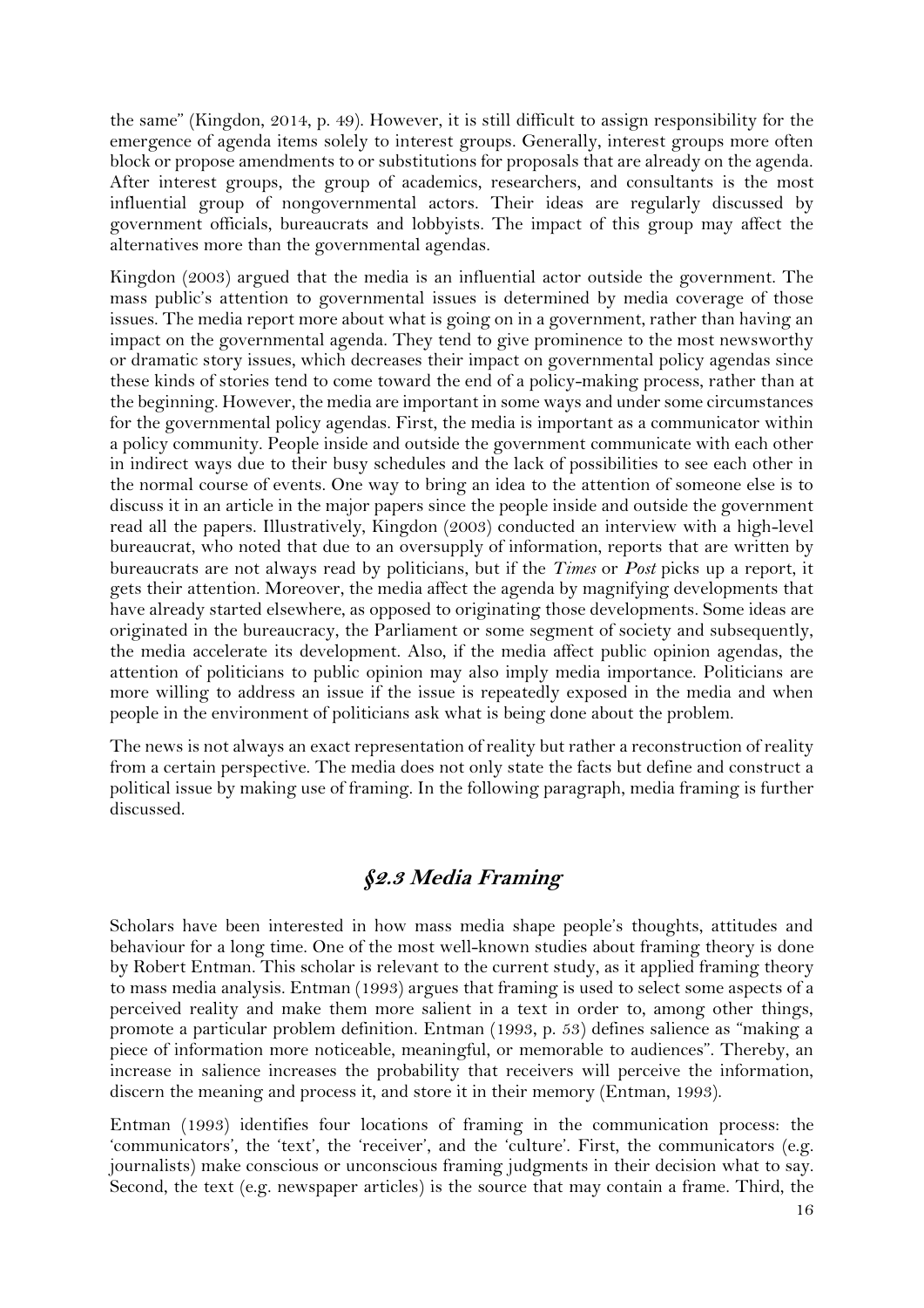the same" (Kingdon, 2014, p. 49). However, it is still difficult to assign responsibility for the emergence of agenda items solely to interest groups. Generally, interest groups more often block or propose amendments to or substitutions for proposals that are already on the agenda. After interest groups, the group of academics, researchers, and consultants is the most influential group of nongovernmental actors. Their ideas are regularly discussed by government officials, bureaucrats and lobbyists. The impact of this group may affect the alternatives more than the governmental agendas.

Kingdon (2003) argued that the media is an influential actor outside the government. The mass public's attention to governmental issues is determined by media coverage of those issues. The media report more about what is going on in a government, rather than having an impact on the governmental agenda. They tend to give prominence to the most newsworthy or dramatic story issues, which decreases their impact on governmental policy agendas since these kinds of stories tend to come toward the end of a policy-making process, rather than at the beginning. However, the media are important in some ways and under some circumstances for the governmental policy agendas. First, the media is important as a communicator within a policy community. People inside and outside the government communicate with each other in indirect ways due to their busy schedules and the lack of possibilities to see each other in the normal course of events. One way to bring an idea to the attention of someone else is to discuss it in an article in the major papers since the people inside and outside the government read all the papers. Illustratively, Kingdon (2003) conducted an interview with a high-level bureaucrat, who noted that due to an oversupply of information, reports that are written by bureaucrats are not always read by politicians, but if the *Times* or *Post* picks up a report, it gets their attention. Moreover, the media affect the agenda by magnifying developments that have already started elsewhere, as opposed to originating those developments. Some ideas are originated in the bureaucracy, the Parliament or some segment of society and subsequently, the media accelerate its development. Also, if the media affect public opinion agendas, the attention of politicians to public opinion may also imply media importance. Politicians are more willing to address an issue if the issue is repeatedly exposed in the media and when people in the environment of politicians ask what is being done about the problem.

The news is not always an exact representation of reality but rather a reconstruction of reality from a certain perspective. The media does not only state the facts but define and construct a political issue by making use of framing. In the following paragraph, media framing is further discussed.

## §2.3 Media Framing

Scholars have been interested in how mass media shape people's thoughts, attitudes and behaviour for a long time. One of the most well-known studies about framing theory is done by Robert Entman. This scholar is relevant to the current study, as it applied framing theory to mass media analysis. Entman (1993) argues that framing is used to select some aspects of a perceived reality and make them more salient in a text in order to, among other things, promote a particular problem definition. Entman (1993, p. 53) defines salience as "making a piece of information more noticeable, meaningful, or memorable to audiences". Thereby, an increase in salience increases the probability that receivers will perceive the information, discern the meaning and process it, and store it in their memory (Entman, 1993).

Entman (1993) identifies four locations of framing in the communication process: the 'communicators', the 'text', the 'receiver', and the 'culture'. First, the communicators (e.g. journalists) make conscious or unconscious framing judgments in their decision what to say. Second, the text (e.g. newspaper articles) is the source that may contain a frame. Third, the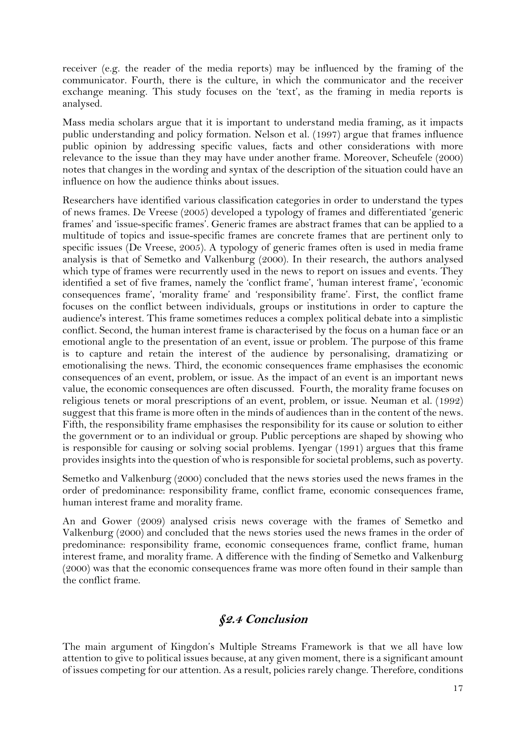receiver (e.g. the reader of the media reports) may be influenced by the framing of the communicator. Fourth, there is the culture, in which the communicator and the receiver exchange meaning. This study focuses on the 'text', as the framing in media reports is analysed.

Mass media scholars argue that it is important to understand media framing, as it impacts public understanding and policy formation. Nelson et al. (1997) argue that frames influence public opinion by addressing specific values, facts and other considerations with more relevance to the issue than they may have under another frame. Moreover, Scheufele (2000) notes that changes in the wording and syntax of the description of the situation could have an influence on how the audience thinks about issues.

Researchers have identified various classification categories in order to understand the types of news frames. De Vreese (2005) developed a typology of frames and differentiated 'generic frames' and 'issue-specific frames'. Generic frames are abstract frames that can be applied to a multitude of topics and issue-specific frames are concrete frames that are pertinent only to specific issues (De Vreese, 2005). A typology of generic frames often is used in media frame analysis is that of Semetko and Valkenburg (2000). In their research, the authors analysed which type of frames were recurrently used in the news to report on issues and events. They identified a set of five frames, namely the 'conflict frame', 'human interest frame', 'economic consequences frame', 'morality frame' and 'responsibility frame'. First, the conflict frame focuses on the conflict between individuals, groups or institutions in order to capture the audience's interest. This frame sometimes reduces a complex political debate into a simplistic conflict. Second, the human interest frame is characterised by the focus on a human face or an emotional angle to the presentation of an event, issue or problem. The purpose of this frame is to capture and retain the interest of the audience by personalising, dramatizing or emotionalising the news. Third, the economic consequences frame emphasises the economic consequences of an event, problem, or issue. As the impact of an event is an important news value, the economic consequences are often discussed. Fourth, the morality frame focuses on religious tenets or moral prescriptions of an event, problem, or issue. Neuman et al. (1992) suggest that this frame is more often in the minds of audiences than in the content of the news. Fifth, the responsibility frame emphasises the responsibility for its cause or solution to either the government or to an individual or group. Public perceptions are shaped by showing who is responsible for causing or solving social problems. Iyengar (1991) argues that this frame provides insights into the question of who is responsible for societal problems, such as poverty.

Semetko and Valkenburg (2000) concluded that the news stories used the news frames in the order of predominance: responsibility frame, conflict frame, economic consequences frame, human interest frame and morality frame.

An and Gower (2009) analysed crisis news coverage with the frames of Semetko and Valkenburg (2000) and concluded that the news stories used the news frames in the order of predominance: responsibility frame, economic consequences frame, conflict frame, human interest frame, and morality frame. A difference with the finding of Semetko and Valkenburg (2000) was that the economic consequences frame was more often found in their sample than the conflict frame.

## *§2.4 Conclusion*

The main argument of Kingdon's Multiple Streams Framework is that we all have low attention to give to political issues because, at any given moment, there is a significant amount of issues competing for our attention. As a result, policies rarely change. Therefore, conditions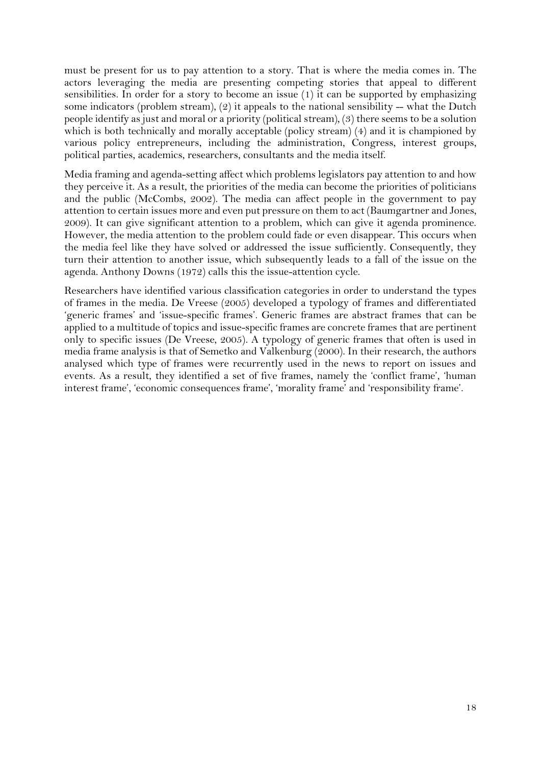must be present for us to pay attention to a story. That is where the media comes in. The actors leveraging the media are presenting competing stories that appeal to different sensibilities. In order for a story to become an issue (1) it can be supported by emphasizing some indicators (problem stream), (2) it appeals to the national sensibility -- what the Dutch people identify as just and moral or a priority (political stream), (3) there seems to be a solution which is both technically and morally acceptable (policy stream) (4) and it is championed by various policy entrepreneurs, including the administration, Congress, interest groups, political parties, academics, researchers, consultants and the media itself.

Media framing and agenda-setting affect which problems legislators pay attention to and how they perceive it. As a result, the priorities of the media can become the priorities of politicians and the public (McCombs, 2002). The media can affect people in the government to pay attention to certain issues more and even put pressure on them to act (Baumgartner and Jones, 2009). It can give significant attention to a problem, which can give it agenda prominence. However, the media attention to the problem could fade or even disappear. This occurs when the media feel like they have solved or addressed the issue sufficiently. Consequently, they turn their attention to another issue, which subsequently leads to a fall of the issue on the agenda. Anthony Downs (1972) calls this the issue-attention cycle.

Researchers have identified various classification categories in order to understand the types of frames in the media. De Vreese (2005) developed a typology of frames and differentiated 'generic frames' and 'issue-specific frames'. Generic frames are abstract frames that can be applied to a multitude of topics and issue-specific frames are concrete frames that are pertinent only to specific issues (De Vreese, 2005). A typology of generic frames that often is used in media frame analysis is that of Semetko and Valkenburg (2000). In their research, the authors analysed which type of frames were recurrently used in the news to report on issues and events. As a result, they identified a set of five frames, namely the 'conflict frame', 'human interest frame', 'economic consequences frame', 'morality frame' and 'responsibility frame'.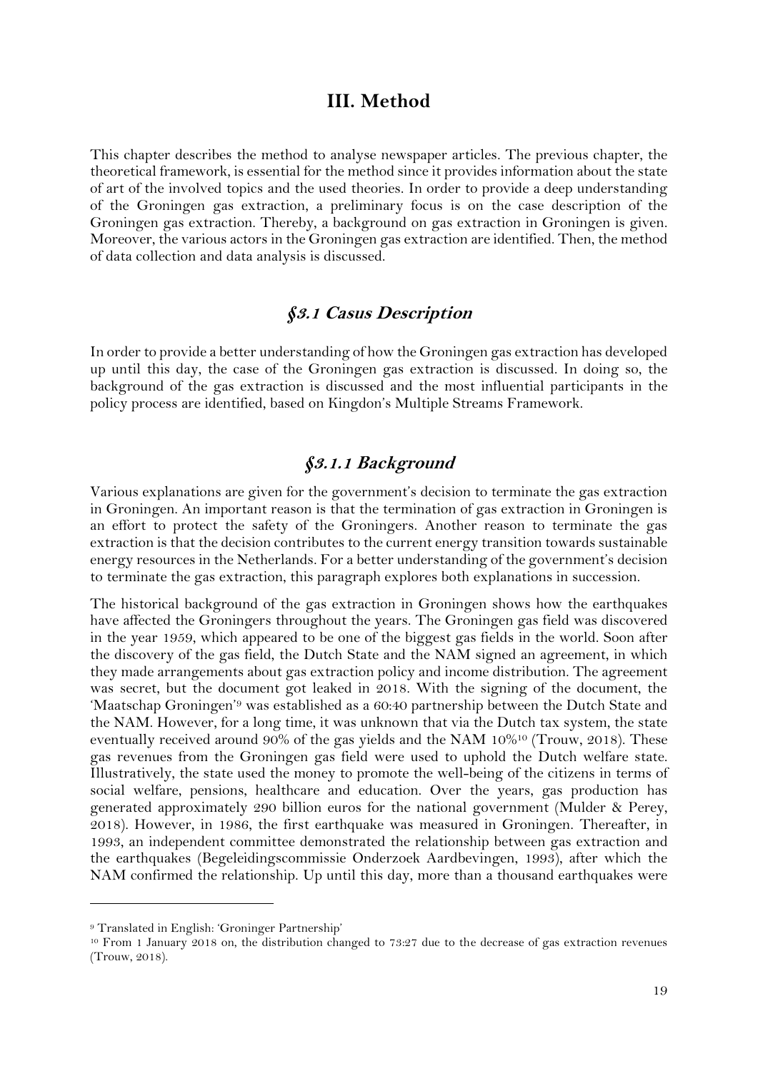# III. Method

This chapter describes the method to analyse newspaper articles. The previous chapter, the theoretical framework, is essential for the method since it provides information about the state of art of the involved topics and the used theories. In order to provide a deep understanding of the Groningen gas extraction, a preliminary focus is on the case description of the Groningen gas extraction. Thereby, a background on gas extraction in Groningen is given. Moreover, the various actors in the Groningen gas extraction are identified. Then, the method of data collection and data analysis is discussed.

## *§3.1 Casus Description*

In order to provide a better understanding of how the Groningen gas extraction has developed up until this day, the case of the Groningen gas extraction is discussed. In doing so, the background of the gas extraction is discussed and the most influential participants in the policy process are identified, based on Kingdon's Multiple Streams Framework.

### *§3.1.1 Background*

Various explanations are given for the government's decision to terminate the gas extraction in Groningen. An important reason is that the termination of gas extraction in Groningen is an effort to protect the safety of the Groningers. Another reason to terminate the gas extraction is that the decision contributes to the current energy transition towards sustainable energy resources in the Netherlands. For a better understanding of the government's decision to terminate the gas extraction, this paragraph explores both explanations in succession.

The historical background of the gas extraction in Groningen shows how the earthquakes have affected the Groningers throughout the years. The Groningen gas field was discovered in the year 1959, which appeared to be one of the biggest gas fields in the world. Soon after the discovery of the gas field, the Dutch State and the NAM signed an agreement, in which they made arrangements about gas extraction policy and income distribution. The agreement was secret, but the document got leaked in 2018. With the signing of the document, the 'Maatschap Groningen'[9] was established as a 60:40 partnership between the Dutch State and the NAM. However, for a long time, it was unknown that via the Dutch tax system, the state eventually received around 90% of the gas yields and the NAM 10%[10] (Trouw, 2018). These gas revenues from the Groningen gas field were used to uphold the Dutch welfare state. Illustratively, the state used the money to promote the well-being of the citizens in terms of social welfare, pensions, healthcare and education. Over the years, gas production has generated approximately 290 billion euros for the national government (Mulder & Perey, 2018). However, in 1986, the first earthquake was measured in Groningen. Thereafter, in 1993, an independent committee demonstrated the relationship between gas extraction and the earthquakes (Begeleidingscommissie Onderzoek Aardbevingen, 1993), after which the NAM confirmed the relationship. Up until this day, more than a thousand earthquakes were

---

[9] Translated in English: 'Groninger Partnership'

[10] From 1 January 2018 on, the distribution changed to 73:27 due to the decrease of gas extraction revenues (Trouw, 2018).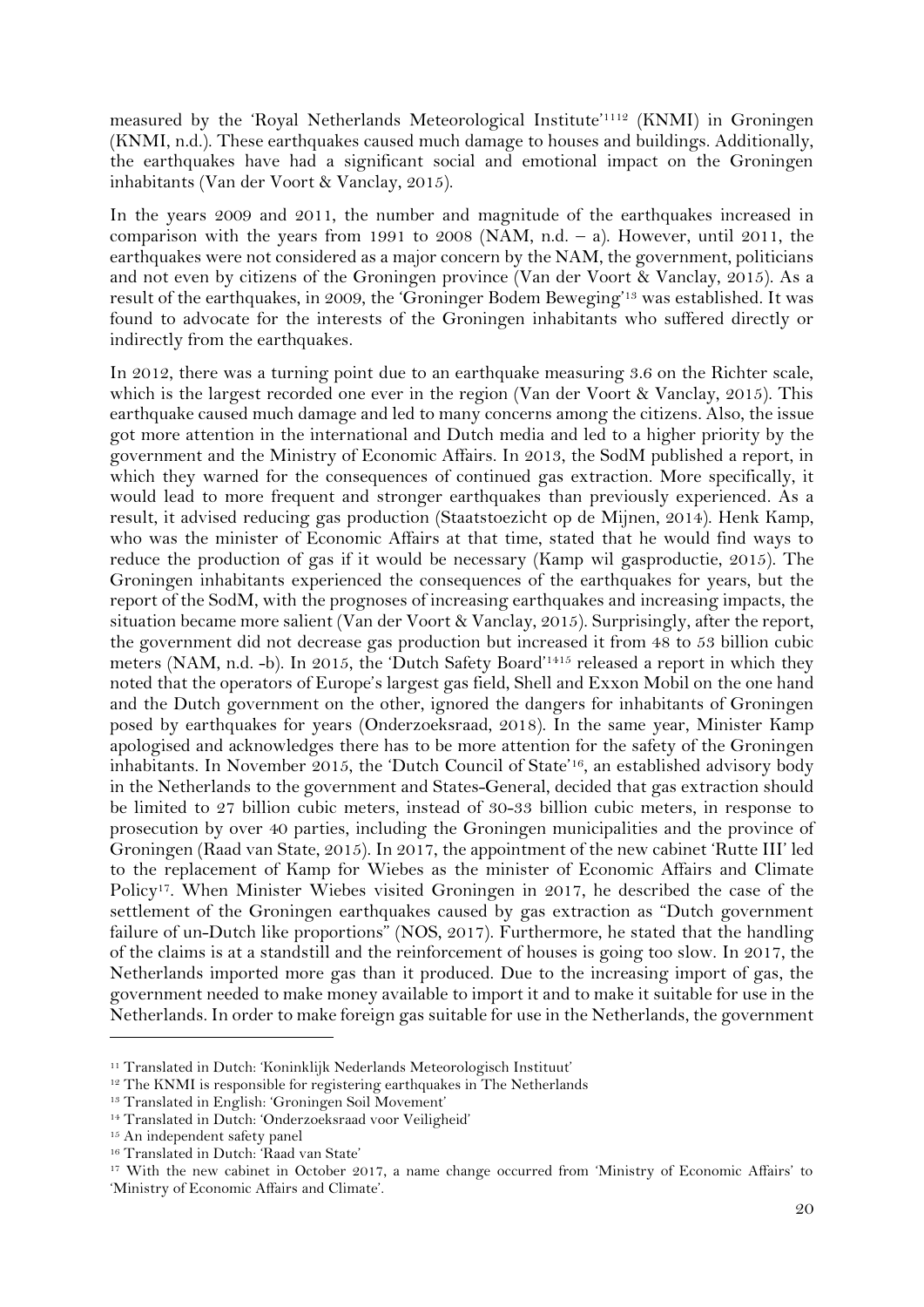measured by the 'Royal Netherlands Meteorological Institute'[11][12] (KNMI) in Groningen (KNMI, n.d.). These earthquakes caused much damage to houses and buildings. Additionally, the earthquakes have had a significant social and emotional impact on the Groningen inhabitants (Van der Voort & Vanclay, 2015).

In the years 2009 and 2011, the number and magnitude of the earthquakes increased in comparison with the years from 1991 to 2008 (NAM, n.d. – a). However, until 2011, the earthquakes were not considered as a major concern by the NAM, the government, politicians and not even by citizens of the Groningen province (Van der Voort & Vanclay, 2015). As a result of the earthquakes, in 2009, the 'Groninger Bodem Beweging'[13] was established. It was found to advocate for the interests of the Groningen inhabitants who suffered directly or indirectly from the earthquakes.

In 2012, there was a turning point due to an earthquake measuring 3.6 on the Richter scale, which is the largest recorded one ever in the region (Van der Voort & Vanclay, 2015). This earthquake caused much damage and led to many concerns among the citizens. Also, the issue got more attention in the international and Dutch media and led to a higher priority by the government and the Ministry of Economic Affairs. In 2013, the SodM published a report, in which they warned for the consequences of continued gas extraction. More specifically, it would lead to more frequent and stronger earthquakes than previously experienced. As a result, it advised reducing gas production (Staatstoezicht op de Mijnen, 2014). Henk Kamp, who was the minister of Economic Affairs at that time, stated that he would find ways to reduce the production of gas if it would be necessary (Kamp wil gasproductie, 2015). The Groningen inhabitants experienced the consequences of the earthquakes for years, but the report of the SodM, with the prognoses of increasing earthquakes and increasing impacts, the situation became more salient (Van der Voort & Vanclay, 2015). Surprisingly, after the report, the government did not decrease gas production but increased it from 48 to 53 billion cubic meters (NAM, n.d. -b). In 2015, the 'Dutch Safety Board'[14][15] released a report in which they noted that the operators of Europe's largest gas field, Shell and Exxon Mobil on the one hand and the Dutch government on the other, ignored the dangers for inhabitants of Groningen posed by earthquakes for years (Onderzoeksraad, 2018). In the same year, Minister Kamp apologised and acknowledges there has to be more attention for the safety of the Groningen inhabitants. In November 2015, the 'Dutch Council of State'[16], an established advisory body in the Netherlands to the government and States-General, decided that gas extraction should be limited to 27 billion cubic meters, instead of 30-33 billion cubic meters, in response to prosecution by over 40 parties, including the Groningen municipalities and the province of Groningen (Raad van State, 2015). In 2017, the appointment of the new cabinet 'Rutte III' led to the replacement of Kamp for Wiebes as the minister of Economic Affairs and Climate Policy[17]. When Minister Wiebes visited Groningen in 2017, he described the case of the settlement of the Groningen earthquakes caused by gas extraction as "Dutch government failure of un-Dutch like proportions" (NOS, 2017). Furthermore, he stated that the handling of the claims is at a standstill and the reinforcement of houses is going too slow. In 2017, the Netherlands imported more gas than it produced. Due to the increasing import of gas, the government needed to make money available to import it and to make it suitable for use in the Netherlands. In order to make foreign gas suitable for use in the Netherlands, the government

[11] Translated in Dutch: 'Koninklijk Nederlands Meteorologisch Instituut'

[12] The KNMI is responsible for registering earthquakes in The Netherlands

[13] Translated in English: 'Groningen Soil Movement'

[14] Translated in Dutch: 'Onderzoeksraad voor Veiligheid'

[15] An independent safety panel

[16] Translated in Dutch: 'Raad van State'

[17] With the new cabinet in October 2017, a name change occurred from 'Ministry of Economic Affairs' to 'Ministry of Economic Affairs and Climate'.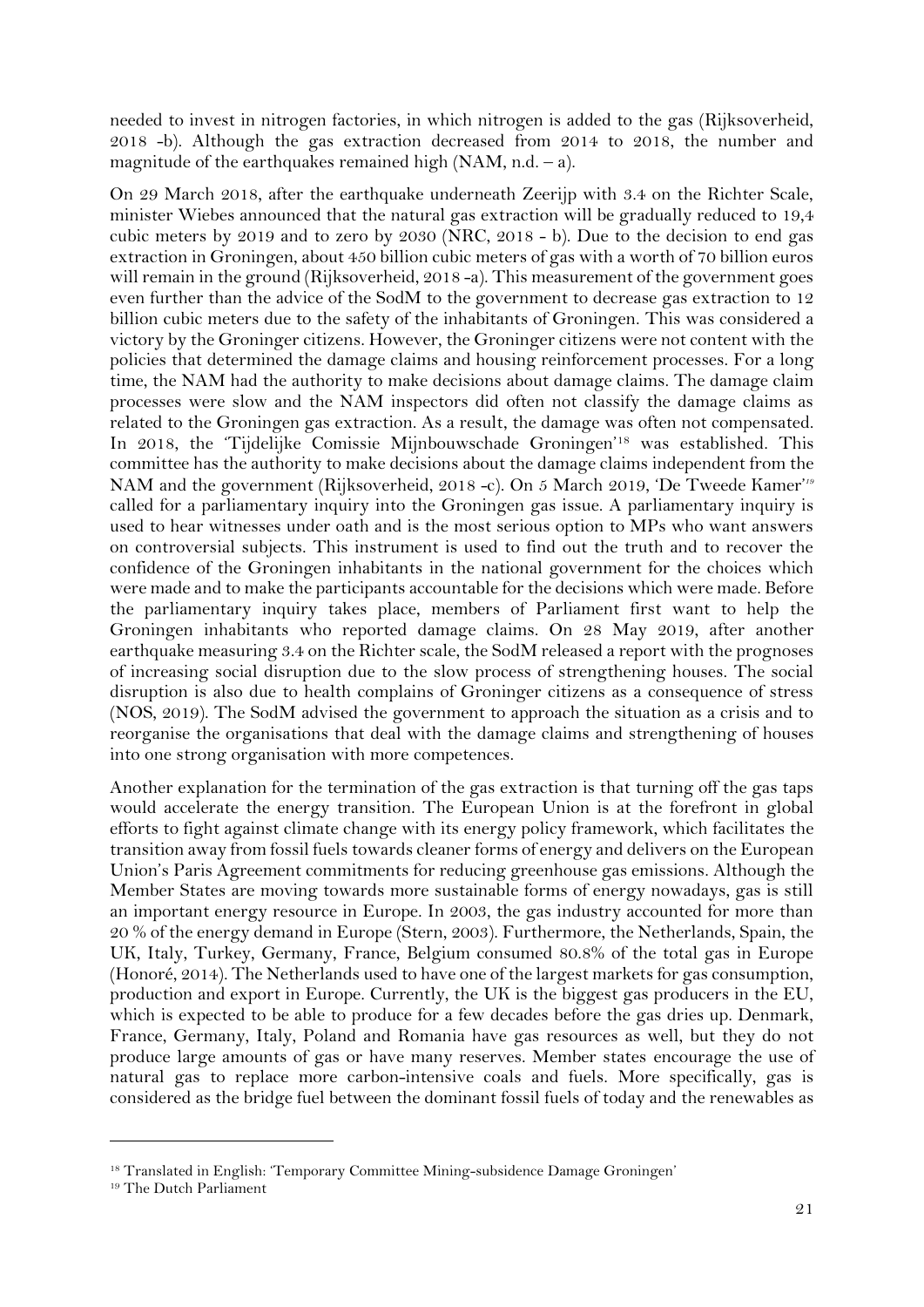needed to invest in nitrogen factories, in which nitrogen is added to the gas (Rijksoverheid, 2018 -b). Although the gas extraction decreased from 2014 to 2018, the number and magnitude of the earthquakes remained high (NAM, n.d. – a).

On 29 March 2018, after the earthquake underneath Zeerijp with 3.4 on the Richter Scale, minister Wiebes announced that the natural gas extraction will be gradually reduced to 19,4 cubic meters by 2019 and to zero by 2030 (NRC, 2018 - b). Due to the decision to end gas extraction in Groningen, about 450 billion cubic meters of gas with a worth of 70 billion euros will remain in the ground (Rijksoverheid, 2018 -a). This measurement of the government goes even further than the advice of the SodM to the government to decrease gas extraction to 12 billion cubic meters due to the safety of the inhabitants of Groningen. This was considered a victory by the Groninger citizens. However, the Groninger citizens were not content with the policies that determined the damage claims and housing reinforcement processes. For a long time, the NAM had the authority to make decisions about damage claims. The damage claim processes were slow and the NAM inspectors did often not classify the damage claims as related to the Groningen gas extraction. As a result, the damage was often not compensated. In 2018, the 'Tijdelijke Comissie Mijnbouwschade Groningen'[18] was established. This committee has the authority to make decisions about the damage claims independent from the NAM and the government (Rijksoverheid, 2018 -c). On 5 March 2019, 'De Tweede Kamer'[19] called for a parliamentary inquiry into the Groningen gas issue. A parliamentary inquiry is used to hear witnesses under oath and is the most serious option to MPs who want answers on controversial subjects. This instrument is used to find out the truth and to recover the confidence of the Groningen inhabitants in the national government for the choices which were made and to make the participants accountable for the decisions which were made. Before the parliamentary inquiry takes place, members of Parliament first want to help the Groningen inhabitants who reported damage claims. On 28 May 2019, after another earthquake measuring 3.4 on the Richter scale, the SodM released a report with the prognoses of increasing social disruption due to the slow process of strengthening houses. The social disruption is also due to health complains of Groninger citizens as a consequence of stress (NOS, 2019). The SodM advised the government to approach the situation as a crisis and to reorganise the organisations that deal with the damage claims and strengthening of houses into one strong organisation with more competences.

Another explanation for the termination of the gas extraction is that turning off the gas taps would accelerate the energy transition. The European Union is at the forefront in global efforts to fight against climate change with its energy policy framework, which facilitates the transition away from fossil fuels towards cleaner forms of energy and delivers on the European Union's Paris Agreement commitments for reducing greenhouse gas emissions. Although the Member States are moving towards more sustainable forms of energy nowadays, gas is still an important energy resource in Europe. In 2003, the gas industry accounted for more than 20 % of the energy demand in Europe (Stern, 2003). Furthermore, the Netherlands, Spain, the UK, Italy, Turkey, Germany, France, Belgium consumed 80.8% of the total gas in Europe (Honoré, 2014). The Netherlands used to have one of the largest markets for gas consumption, production and export in Europe. Currently, the UK is the biggest gas producers in the EU, which is expected to be able to produce for a few decades before the gas dries up. Denmark, France, Germany, Italy, Poland and Romania have gas resources as well, but they do not produce large amounts of gas or have many reserves. Member states encourage the use of natural gas to replace more carbon-intensive coals and fuels. More specifically, gas is considered as the bridge fuel between the dominant fossil fuels of today and the renewables as

[18] Translated in English: 'Temporary Committee Mining-subsidence Damage Groningen'

[19] The Dutch Parliament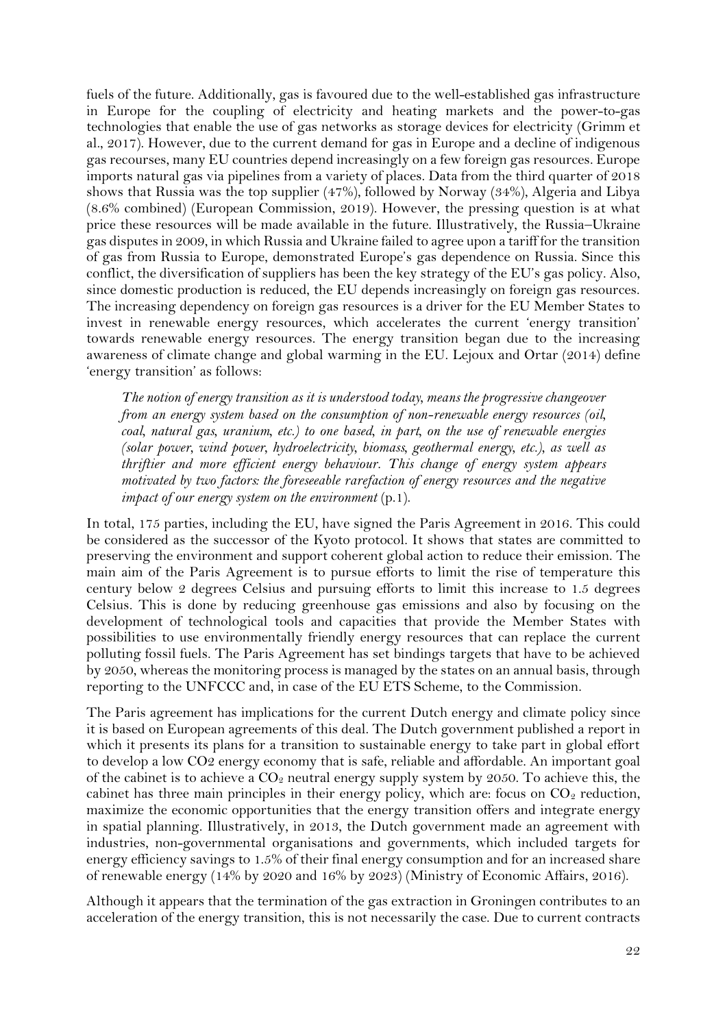fuels of the future. Additionally, gas is favoured due to the well-established gas infrastructure in Europe for the coupling of electricity and heating markets and the power-to-gas technologies that enable the use of gas networks as storage devices for electricity (Grimm et al., 2017). However, due to the current demand for gas in Europe and a decline of indigenous gas recourses, many EU countries depend increasingly on a few foreign gas resources. Europe imports natural gas via pipelines from a variety of places. Data from the third quarter of 2018 shows that Russia was the top supplier (47%), followed by Norway (34%), Algeria and Libya (8.6% combined) (European Commission, 2019). However, the pressing question is at what price these resources will be made available in the future. Illustratively, the Russia–Ukraine gas disputes in 2009, in which Russia and Ukraine failed to agree upon a tariff for the transition of gas from Russia to Europe, demonstrated Europe's gas dependence on Russia. Since this conflict, the diversification of suppliers has been the key strategy of the EU's gas policy. Also, since domestic production is reduced, the EU depends increasingly on foreign gas resources. The increasing dependency on foreign gas resources is a driver for the EU Member States to invest in renewable energy resources, which accelerates the current 'energy transition' towards renewable energy resources. The energy transition began due to the increasing awareness of climate change and global warming in the EU. Lejoux and Ortar (2014) define 'energy transition' as follows:

> *The notion of energy transition as it is understood today, means the progressive changeover from an energy system based on the consumption of non-renewable energy resources (oil, coal, natural gas, uranium, etc.) to one based, in part, on the use of renewable energies (solar power, wind power, hydroelectricity, biomass, geothermal energy, etc.), as well as thriftier and more efficient energy behaviour. This change of energy system appears motivated by two factors: the foreseeable rarefaction of energy resources and the negative impact of our energy system on the environment* (p.1).

In total, 175 parties, including the EU, have signed the Paris Agreement in 2016. This could be considered as the successor of the Kyoto protocol. It shows that states are committed to preserving the environment and support coherent global action to reduce their emission. The main aim of the Paris Agreement is to pursue efforts to limit the rise of temperature this century below 2 degrees Celsius and pursuing efforts to limit this increase to 1.5 degrees Celsius. This is done by reducing greenhouse gas emissions and also by focusing on the development of technological tools and capacities that provide the Member States with possibilities to use environmentally friendly energy resources that can replace the current polluting fossil fuels. The Paris Agreement has set bindings targets that have to be achieved by 2050, whereas the monitoring process is managed by the states on an annual basis, through reporting to the UNFCCC and, in case of the EU ETS Scheme, to the Commission.

The Paris agreement has implications for the current Dutch energy and climate policy since it is based on European agreements of this deal. The Dutch government published a report in which it presents its plans for a transition to sustainable energy to take part in global effort to develop a low CO2 energy economy that is safe, reliable and affordable. An important goal of the cabinet is to achieve a $CO_2$ neutral energy supply system by 2050. To achieve this, the cabinet has three main principles in their energy policy, which are: focus on $CO_2$ reduction, maximize the economic opportunities that the energy transition offers and integrate energy in spatial planning. Illustratively, in 2013, the Dutch government made an agreement with industries, non-governmental organisations and governments, which included targets for energy efficiency savings to 1.5% of their final energy consumption and for an increased share of renewable energy (14% by 2020 and 16% by 2023) (Ministry of Economic Affairs, 2016).

Although it appears that the termination of the gas extraction in Groningen contributes to an acceleration of the energy transition, this is not necessarily the case. Due to current contracts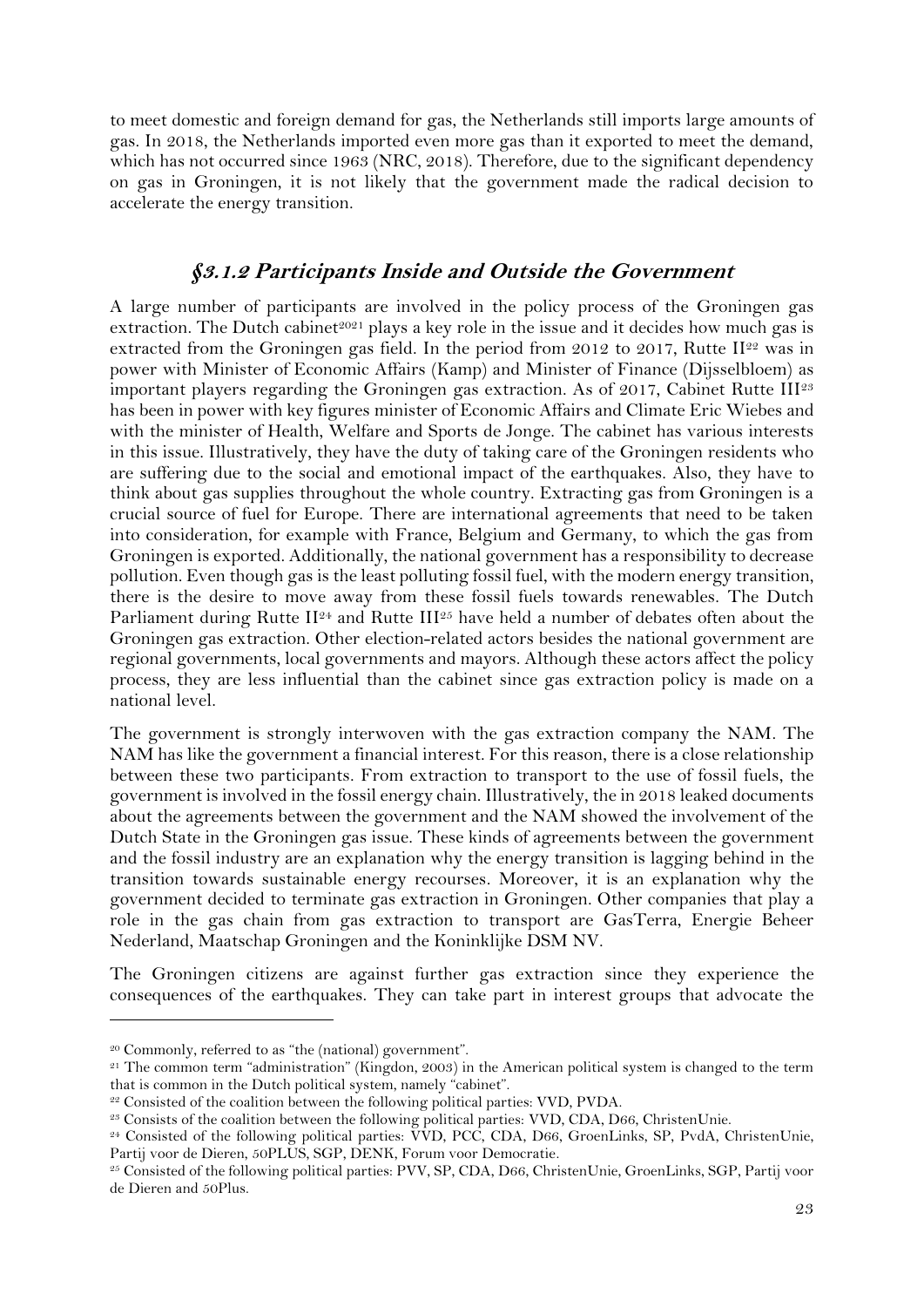to meet domestic and foreign demand for gas, the Netherlands still imports large amounts of gas. In 2018, the Netherlands imported even more gas than it exported to meet the demand, which has not occurred since 1963 (NRC, 2018). Therefore, due to the significant dependency on gas in Groningen, it is not likely that the government made the radical decision to accelerate the energy transition.

### *§3.1.2 Participants Inside and Outside the Government*

A large number of participants are involved in the policy process of the Groningen gas extraction. The Dutch cabinet[20][21] plays a key role in the issue and it decides how much gas is extracted from the Groningen gas field. In the period from 2012 to 2017, Rutte II[22] was in power with Minister of Economic Affairs (Kamp) and Minister of Finance (Dijsselbloem) as important players regarding the Groningen gas extraction. As of 2017, Cabinet Rutte III[23] has been in power with key figures minister of Economic Affairs and Climate Eric Wiebes and with the minister of Health, Welfare and Sports de Jonge. The cabinet has various interests in this issue. Illustratively, they have the duty of taking care of the Groningen residents who are suffering due to the social and emotional impact of the earthquakes. Also, they have to think about gas supplies throughout the whole country. Extracting gas from Groningen is a crucial source of fuel for Europe. There are international agreements that need to be taken into consideration, for example with France, Belgium and Germany, to which the gas from Groningen is exported. Additionally, the national government has a responsibility to decrease pollution. Even though gas is the least polluting fossil fuel, with the modern energy transition, there is the desire to move away from these fossil fuels towards renewables. The Dutch Parliament during Rutte II[24] and Rutte III[25] have held a number of debates often about the Groningen gas extraction. Other election-related actors besides the national government are regional governments, local governments and mayors. Although these actors affect the policy process, they are less influential than the cabinet since gas extraction policy is made on a national level.

The government is strongly interwoven with the gas extraction company the NAM. The NAM has like the government a financial interest. For this reason, there is a close relationship between these two participants. From extraction to transport to the use of fossil fuels, the government is involved in the fossil energy chain. Illustratively, the in 2018 leaked documents about the agreements between the government and the NAM showed the involvement of the Dutch State in the Groningen gas issue. These kinds of agreements between the government and the fossil industry are an explanation why the energy transition is lagging behind in the transition towards sustainable energy recourses. Moreover, it is an explanation why the government decided to terminate gas extraction in Groningen. Other companies that play a role in the gas chain from gas extraction to transport are GasTerra, Energie Beheer Nederland, Maatschap Groningen and the Koninklijke DSM NV.

The Groningen citizens are against further gas extraction since they experience the consequences of the earthquakes. They can take part in interest groups that advocate the

---

[20] Commonly, referred to as "the (national) government".

[21] The common term "administration" (Kingdon, 2003) in the American political system is changed to the term that is common in the Dutch political system, namely "cabinet".

[22] Consisted of the coalition between the following political parties: VVD, PVDA.

[23] Consists of the coalition between the following political parties: VVD, CDA, D66, ChristenUnie.

[24] Consisted of the following political parties: VVD, PCC, CDA, D66, GroenLinks, SP, PvdA, ChristenUnie, Partij voor de Dieren, 50PLUS, SGP, DENK, Forum voor Democratie.

[25] Consisted of the following political parties: PVV, SP, CDA, D66, ChristenUnie, GroenLinks, SGP, Partij voor de Dieren and 50Plus.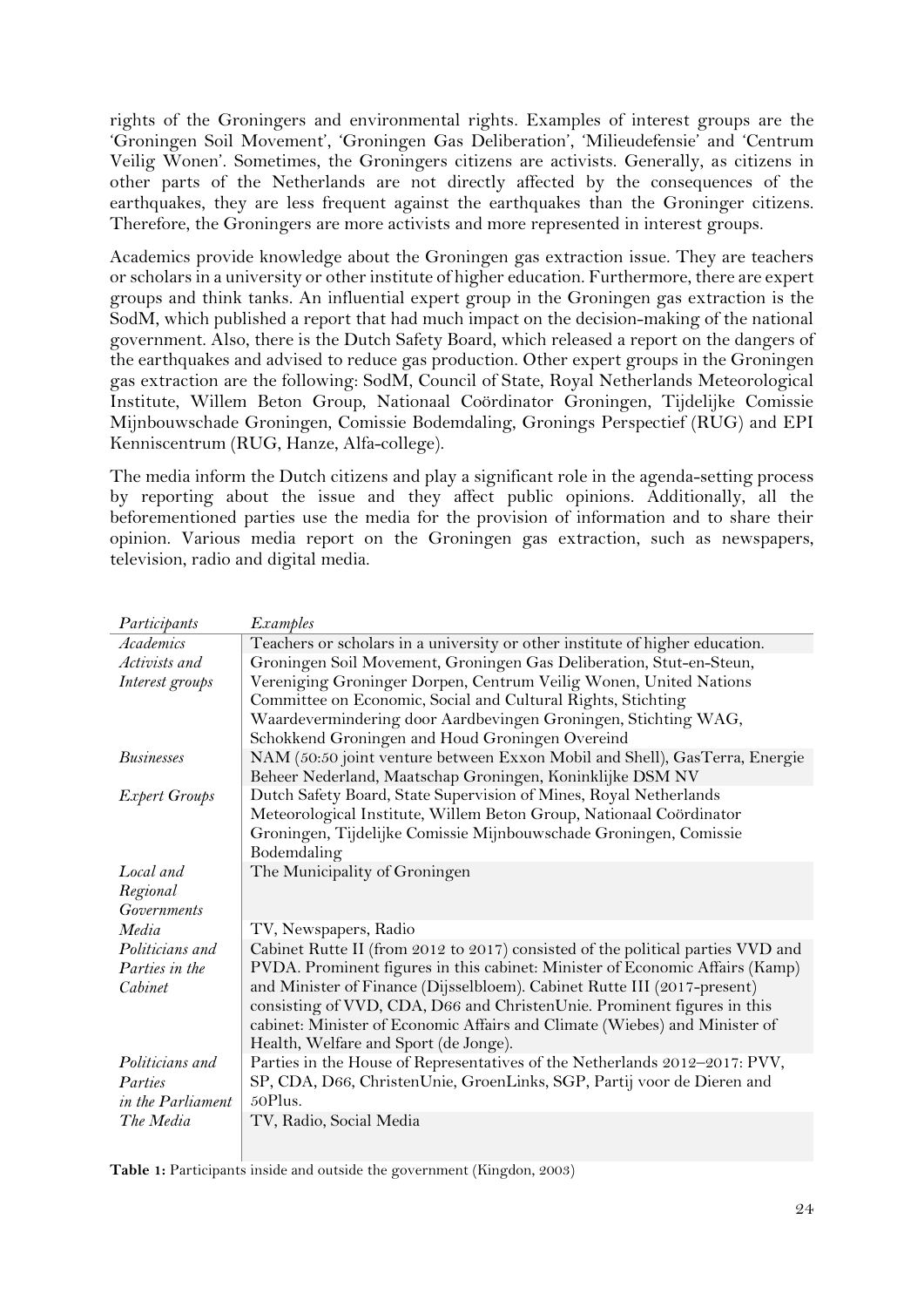rights of the Groningers and environmental rights. Examples of interest groups are the 'Groningen Soil Movement', 'Groningen Gas Deliberation', 'Milieudefensie' and 'Centrum Veilig Wonen'. Sometimes, the Groningers citizens are activists. Generally, as citizens in other parts of the Netherlands are not directly affected by the consequences of the earthquakes, they are less frequent against the earthquakes than the Groninger citizens. Therefore, the Groningers are more activists and more represented in interest groups.

Academics provide knowledge about the Groningen gas extraction issue. They are teachers or scholars in a university or other institute of higher education. Furthermore, there are expert groups and think tanks. An influential expert group in the Groningen gas extraction is the SodM, which published a report that had much impact on the decision-making of the national government. Also, there is the Dutch Safety Board, which released a report on the dangers of the earthquakes and advised to reduce gas production. Other expert groups in the Groningen gas extraction are the following: SodM, Council of State, Royal Netherlands Meteorological Institute, Willem Beton Group, Nationaal Coördinator Groningen, Tijdelijke Comissie Mijnbouwschade Groningen, Comissie Bodemdaling, Gronings Perspectief (RUG) and EPI Kenniscentrum (RUG, Hanze, Alfa-college).

The media inform the Dutch citizens and play a significant role in the agenda-setting process by reporting about the issue and they affect public opinions. Additionally, all the beforementioned parties use the media for the provision of information and to share their opinion. Various media report on the Groningen gas extraction, such as newspapers, television, radio and digital media.

| *Participants* | *Examples* |
|---|---|
| *Academics* | Teachers or scholars in a university or other institute of higher education. |
| *Activists and Interest groups* | Groningen Soil Movement, Groningen Gas Deliberation, Stut-en-Steun, Vereniging Groninger Dorpen, Centrum Veilig Wonen, United Nations Committee on Economic, Social and Cultural Rights, Stichting Waardevermindering door Aardbevingen Groningen, Stichting WAG, Schokkend Groningen and Houd Groningen Overeind |
| *Businesses* | NAM (50:50 joint venture between Exxon Mobil and Shell), GasTerra, Energie Beheer Nederland, Maatschap Groningen, Koninklijke DSM NV |
| *Expert Groups* | Dutch Safety Board, State Supervision of Mines, Royal Netherlands Meteorological Institute, Willem Beton Group, Nationaal Coördinator Groningen, Tijdelijke Comissie Mijnbouwschade Groningen, Comissie Bodemdaling |
| *Local and Regional Governments* | The Municipality of Groningen |
| *Media* | TV, Newspapers, Radio |
| *Politicians and Parties in the Cabinet* | Cabinet Rutte II (from 2012 to 2017) consisted of the political parties VVD and PVDA. Prominent figures in this cabinet: Minister of Economic Affairs (Kamp) and Minister of Finance (Dijsselbloem). Cabinet Rutte III (2017-present) consisting of VVD, CDA, D66 and ChristenUnie. Prominent figures in this cabinet: Minister of Economic Affairs and Climate (Wiebes) and Minister of Health, Welfare and Sport (de Jonge). |
| *Politicians and Parties in the Parliament* | Parties in the House of Representatives of the Netherlands 2012–2017: PVV, SP, CDA, D66, ChristenUnie, GroenLinks, SGP, Partij voor de Dieren and 50Plus. |
| *The Media* | TV, Radio, Social Media |

**Table 1:** Participants inside and outside the government (Kingdon, 2003)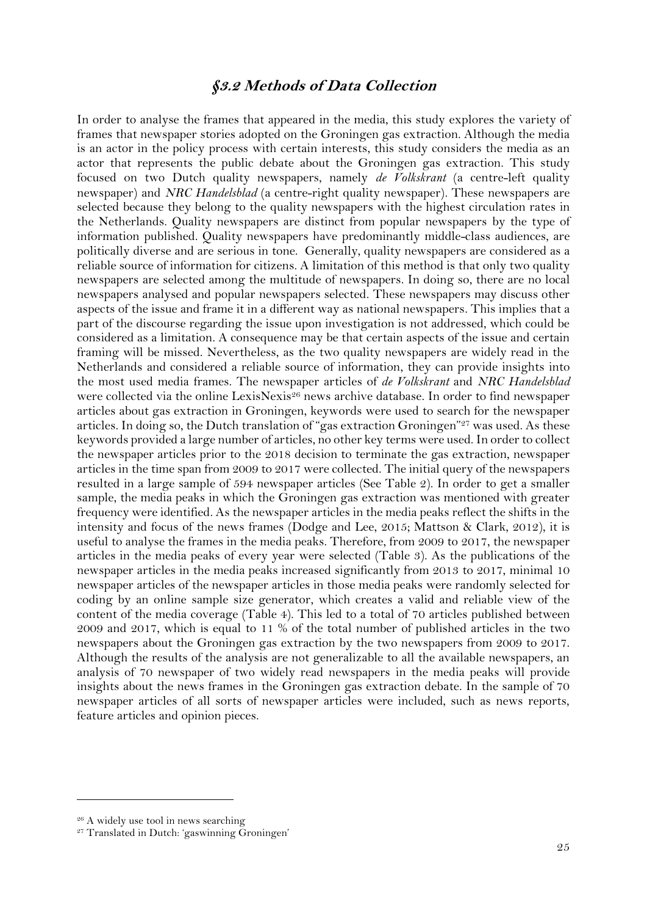## §3.2 Methods of Data Collection

In order to analyse the frames that appeared in the media, this study explores the variety of frames that newspaper stories adopted on the Groningen gas extraction. Although the media is an actor in the policy process with certain interests, this study considers the media as an actor that represents the public debate about the Groningen gas extraction. This study focused on two Dutch quality newspapers, namely *de Volkskrant* (a centre-left quality newspaper) and *NRC Handelsblad* (a centre-right quality newspaper). These newspapers are selected because they belong to the quality newspapers with the highest circulation rates in the Netherlands. Quality newspapers are distinct from popular newspapers by the type of information published. Quality newspapers have predominantly middle-class audiences, are politically diverse and are serious in tone. Generally, quality newspapers are considered as a reliable source of information for citizens. A limitation of this method is that only two quality newspapers are selected among the multitude of newspapers. In doing so, there are no local newspapers analysed and popular newspapers selected. These newspapers may discuss other aspects of the issue and frame it in a different way as national newspapers. This implies that a part of the discourse regarding the issue upon investigation is not addressed, which could be considered as a limitation. A consequence may be that certain aspects of the issue and certain framing will be missed. Nevertheless, as the two quality newspapers are widely read in the Netherlands and considered a reliable source of information, they can provide insights into the most used media frames. The newspaper articles of *de Volkskrant* and *NRC Handelsblad* were collected via the online LexisNexis[26] news archive database. In order to find newspaper articles about gas extraction in Groningen, keywords were used to search for the newspaper articles. In doing so, the Dutch translation of "gas extraction Groningen"[27] was used. As these keywords provided a large number of articles, no other key terms were used. In order to collect the newspaper articles prior to the 2018 decision to terminate the gas extraction, newspaper articles in the time span from 2009 to 2017 were collected. The initial query of the newspapers resulted in a large sample of 594 newspaper articles (See Table 2). In order to get a smaller sample, the media peaks in which the Groningen gas extraction was mentioned with greater frequency were identified. As the newspaper articles in the media peaks reflect the shifts in the intensity and focus of the news frames (Dodge and Lee, 2015; Mattson & Clark, 2012), it is useful to analyse the frames in the media peaks. Therefore, from 2009 to 2017, the newspaper articles in the media peaks of every year were selected (Table 3). As the publications of the newspaper articles in the media peaks increased significantly from 2013 to 2017, minimal 10 newspaper articles of the newspaper articles in those media peaks were randomly selected for coding by an online sample size generator, which creates a valid and reliable view of the content of the media coverage (Table 4). This led to a total of 70 articles published between 2009 and 2017, which is equal to 11 % of the total number of published articles in the two newspapers about the Groningen gas extraction by the two newspapers from 2009 to 2017. Although the results of the analysis are not generalizable to all the available newspapers, an analysis of 70 newspaper of two widely read newspapers in the media peaks will provide insights about the news frames in the Groningen gas extraction debate. In the sample of 70 newspaper articles of all sorts of newspaper articles were included, such as news reports, feature articles and opinion pieces.

[26] A widely use tool in news searching

[27] Translated in Dutch: 'gaswinning Groningen'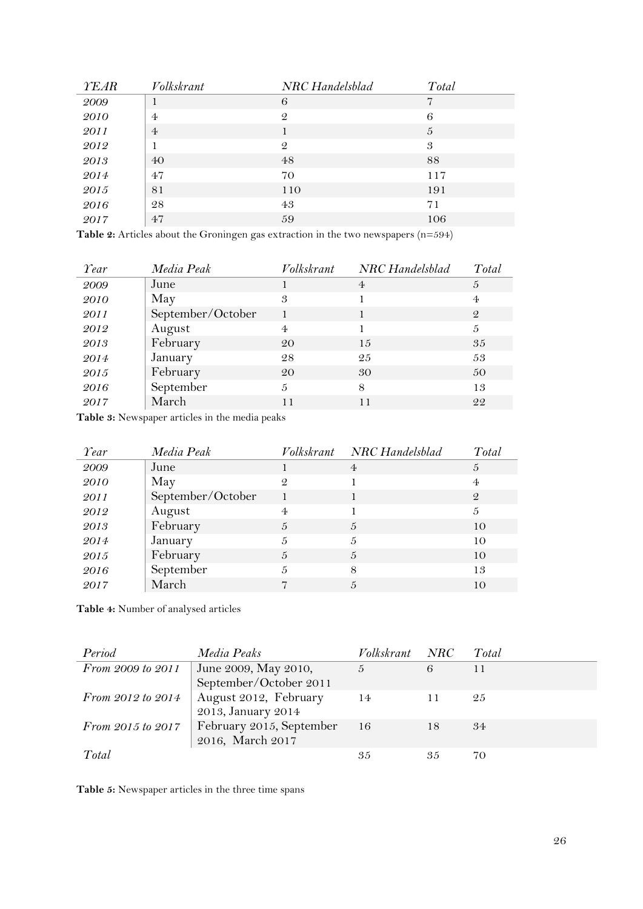| *YEAR* | *Volkskrant* | *NRC Handelsblad* | *Total* |
|---|---|---|---|
| *2009* | 1 | 6 | 7 |
| *2010* | 4 | 2 | 6 |
| *2011* | 4 | 1 | 5 |
| *2012* | 1 | 2 | 3 |
| *2013* | 40 | 48 | 88 |
| *2014* | 47 | 70 | 117 |
| *2015* | 81 | 110 | 191 |
| *2016* | 28 | 43 | 71 |
| *2017* | 47 | 59 | 106 |

**Table 2:** Articles about the Groningen gas extraction in the two newspapers (n=594)

| *Year* | *Media Peak* | *Volkskrant* | *NRC Handelsblad* | *Total* |
|---|---|---|---|---|
| *2009* | June | 1 | 4 | 5 |
| *2010* | May | 3 | 1 | 4 |
| *2011* | September/October | 1 | 1 | 2 |
| *2012* | August | 4 | 1 | 5 |
| *2013* | February | 20 | 15 | 35 |
| *2014* | January | 28 | 25 | 53 |
| *2015* | February | 20 | 30 | 50 |
| *2016* | September | 5 | 8 | 13 |
| *2017* | March | 11 | 11 | 22 |

**Table 3:** Newspaper articles in the media peaks

| *Year* | *Media Peak* | *Volkskrant* | *NRC Handelsblad* | *Total* |
|---|---|---|---|---|
| *2009* | June | 1 | 4 | 5 |
| *2010* | May | 2 | 1 | 4 |
| *2011* | September/October | 1 | 1 | 2 |
| *2012* | August | 4 | 1 | 5 |
| *2013* | February | 5 | 5 | 10 |
| *2014* | January | 5 | 5 | 10 |
| *2015* | February | 5 | 5 | 10 |
| *2016* | September | 5 | 8 | 13 |
| *2017* | March | 7 | 5 | 10 |

**Table 4:** Number of analysed articles

| *Period* | *Media Peaks* | *Volkskrant* | *NRC* | *Total* |
|---|---|---|---|---|
| *From 2009 to 2011* | June 2009, May 2010, September/October 2011 | 5 | 6 | 11 |
| *From 2012 to 2014* | August 2012, February 2013, January 2014 | 14 | 11 | 25 |
| *From 2015 to 2017* | February 2015, September 2016, March 2017 | 16 | 18 | 34 |
| *Total* | | 35 | 35 | 70 |

**Table 5:** Newspaper articles in the three time spans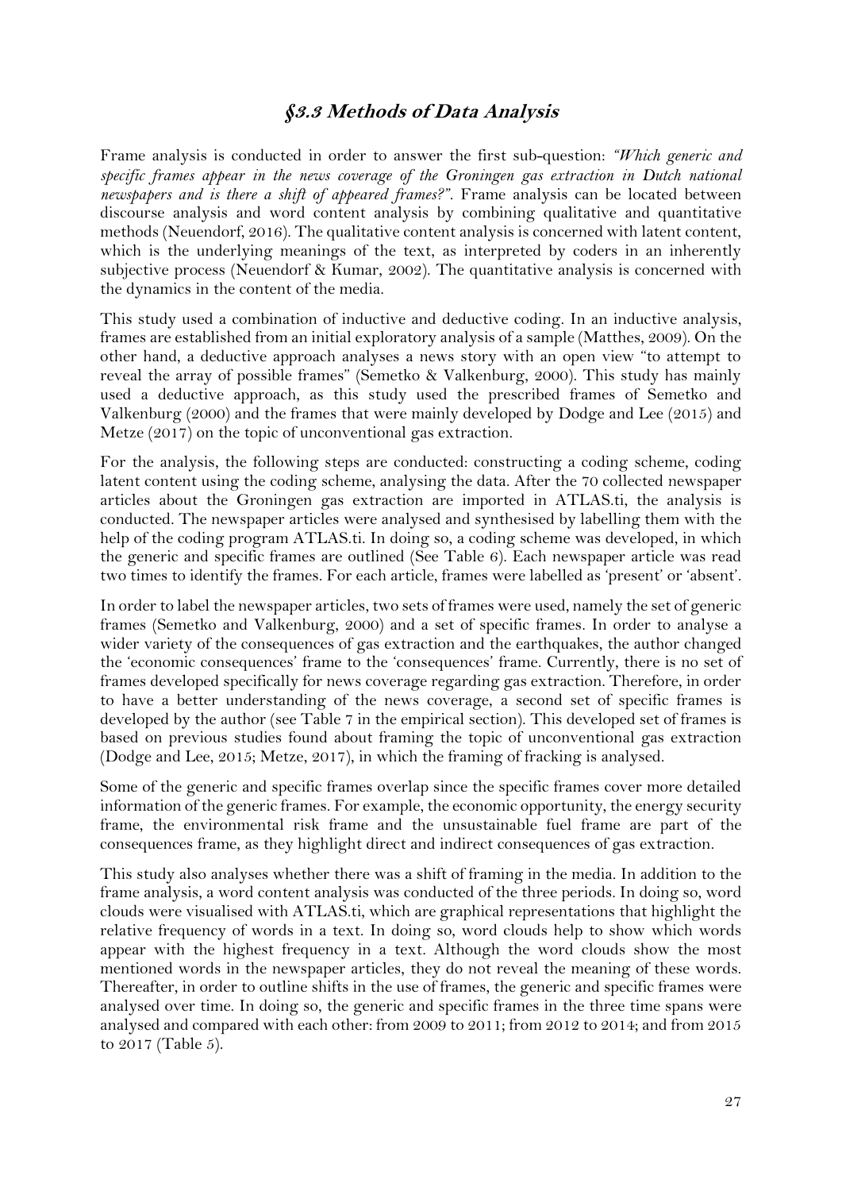## *§3.3 Methods of Data Analysis*

Frame analysis is conducted in order to answer the first sub-question: *"Which generic and specific frames appear in the news coverage of the Groningen gas extraction in Dutch national newspapers and is there a shift of appeared frames?"*. Frame analysis can be located between discourse analysis and word content analysis by combining qualitative and quantitative methods (Neuendorf, 2016). The qualitative content analysis is concerned with latent content, which is the underlying meanings of the text, as interpreted by coders in an inherently subjective process (Neuendorf & Kumar, 2002). The quantitative analysis is concerned with the dynamics in the content of the media.

This study used a combination of inductive and deductive coding. In an inductive analysis, frames are established from an initial exploratory analysis of a sample (Matthes, 2009). On the other hand, a deductive approach analyses a news story with an open view "to attempt to reveal the array of possible frames" (Semetko & Valkenburg, 2000). This study has mainly used a deductive approach, as this study used the prescribed frames of Semetko and Valkenburg (2000) and the frames that were mainly developed by Dodge and Lee (2015) and Metze (2017) on the topic of unconventional gas extraction.

For the analysis, the following steps are conducted: constructing a coding scheme, coding latent content using the coding scheme, analysing the data. After the 70 collected newspaper articles about the Groningen gas extraction are imported in ATLAS.ti, the analysis is conducted. The newspaper articles were analysed and synthesised by labelling them with the help of the coding program ATLAS.ti. In doing so, a coding scheme was developed, in which the generic and specific frames are outlined (See Table 6). Each newspaper article was read two times to identify the frames. For each article, frames were labelled as 'present' or 'absent'.

In order to label the newspaper articles, two sets of frames were used, namely the set of generic frames (Semetko and Valkenburg, 2000) and a set of specific frames. In order to analyse a wider variety of the consequences of gas extraction and the earthquakes, the author changed the 'economic consequences' frame to the 'consequences' frame. Currently, there is no set of frames developed specifically for news coverage regarding gas extraction. Therefore, in order to have a better understanding of the news coverage, a second set of specific frames is developed by the author (see Table 7 in the empirical section). This developed set of frames is based on previous studies found about framing the topic of unconventional gas extraction (Dodge and Lee, 2015; Metze, 2017), in which the framing of fracking is analysed.

Some of the generic and specific frames overlap since the specific frames cover more detailed information of the generic frames. For example, the economic opportunity, the energy security frame, the environmental risk frame and the unsustainable fuel frame are part of the consequences frame, as they highlight direct and indirect consequences of gas extraction.

This study also analyses whether there was a shift of framing in the media. In addition to the frame analysis, a word content analysis was conducted of the three periods. In doing so, word clouds were visualised with ATLAS.ti, which are graphical representations that highlight the relative frequency of words in a text. In doing so, word clouds help to show which words appear with the highest frequency in a text. Although the word clouds show the most mentioned words in the newspaper articles, they do not reveal the meaning of these words. Thereafter, in order to outline shifts in the use of frames, the generic and specific frames were analysed over time. In doing so, the generic and specific frames in the three time spans were analysed and compared with each other: from 2009 to 2011; from 2012 to 2014; and from 2015 to 2017 (Table 5).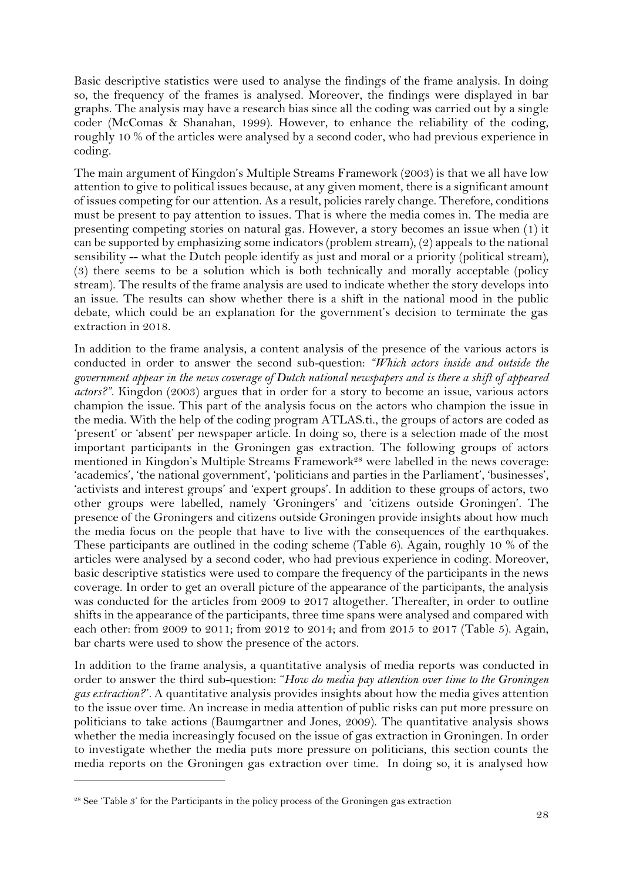Basic descriptive statistics were used to analyse the findings of the frame analysis. In doing so, the frequency of the frames is analysed. Moreover, the findings were displayed in bar graphs. The analysis may have a research bias since all the coding was carried out by a single coder (McComas & Shanahan, 1999). However, to enhance the reliability of the coding, roughly 10 % of the articles were analysed by a second coder, who had previous experience in coding.

The main argument of Kingdon's Multiple Streams Framework (2003) is that we all have low attention to give to political issues because, at any given moment, there is a significant amount of issues competing for our attention. As a result, policies rarely change. Therefore, conditions must be present to pay attention to issues. That is where the media comes in. The media are presenting competing stories on natural gas. However, a story becomes an issue when (1) it can be supported by emphasizing some indicators (problem stream), (2) appeals to the national sensibility -- what the Dutch people identify as just and moral or a priority (political stream), (3) there seems to be a solution which is both technically and morally acceptable (policy stream). The results of the frame analysis are used to indicate whether the story develops into an issue. The results can show whether there is a shift in the national mood in the public debate, which could be an explanation for the government's decision to terminate the gas extraction in 2018.

In addition to the frame analysis, a content analysis of the presence of the various actors is conducted in order to answer the second sub-question: *"Which actors inside and outside the government appear in the news coverage of Dutch national newspapers and is there a shift of appeared actors?"*. Kingdon (2003) argues that in order for a story to become an issue, various actors champion the issue. This part of the analysis focus on the actors who champion the issue in the media. With the help of the coding program ATLAS.ti., the groups of actors are coded as 'present' or 'absent' per newspaper article. In doing so, there is a selection made of the most important participants in the Groningen gas extraction. The following groups of actors mentioned in Kingdon's Multiple Streams Framework[28] were labelled in the news coverage: 'academics', 'the national government', 'politicians and parties in the Parliament', 'businesses', 'activists and interest groups' and 'expert groups'. In addition to these groups of actors, two other groups were labelled, namely 'Groningers' and 'citizens outside Groningen'. The presence of the Groningers and citizens outside Groningen provide insights about how much the media focus on the people that have to live with the consequences of the earthquakes. These participants are outlined in the coding scheme (Table 6). Again, roughly 10 % of the articles were analysed by a second coder, who had previous experience in coding. Moreover, basic descriptive statistics were used to compare the frequency of the participants in the news coverage. In order to get an overall picture of the appearance of the participants, the analysis was conducted for the articles from 2009 to 2017 altogether. Thereafter, in order to outline shifts in the appearance of the participants, three time spans were analysed and compared with each other: from 2009 to 2011; from 2012 to 2014; and from 2015 to 2017 (Table 5). Again, bar charts were used to show the presence of the actors.

In addition to the frame analysis, a quantitative analysis of media reports was conducted in order to answer the third sub-question: "*How do media pay attention over time to the Groningen gas extraction?*". A quantitative analysis provides insights about how the media gives attention to the issue over time. An increase in media attention of public risks can put more pressure on politicians to take actions (Baumgartner and Jones, 2009). The quantitative analysis shows whether the media increasingly focused on the issue of gas extraction in Groningen. In order to investigate whether the media puts more pressure on politicians, this section counts the media reports on the Groningen gas extraction over time. In doing so, it is analysed how

[28] See 'Table 3' for the Participants in the policy process of the Groningen gas extraction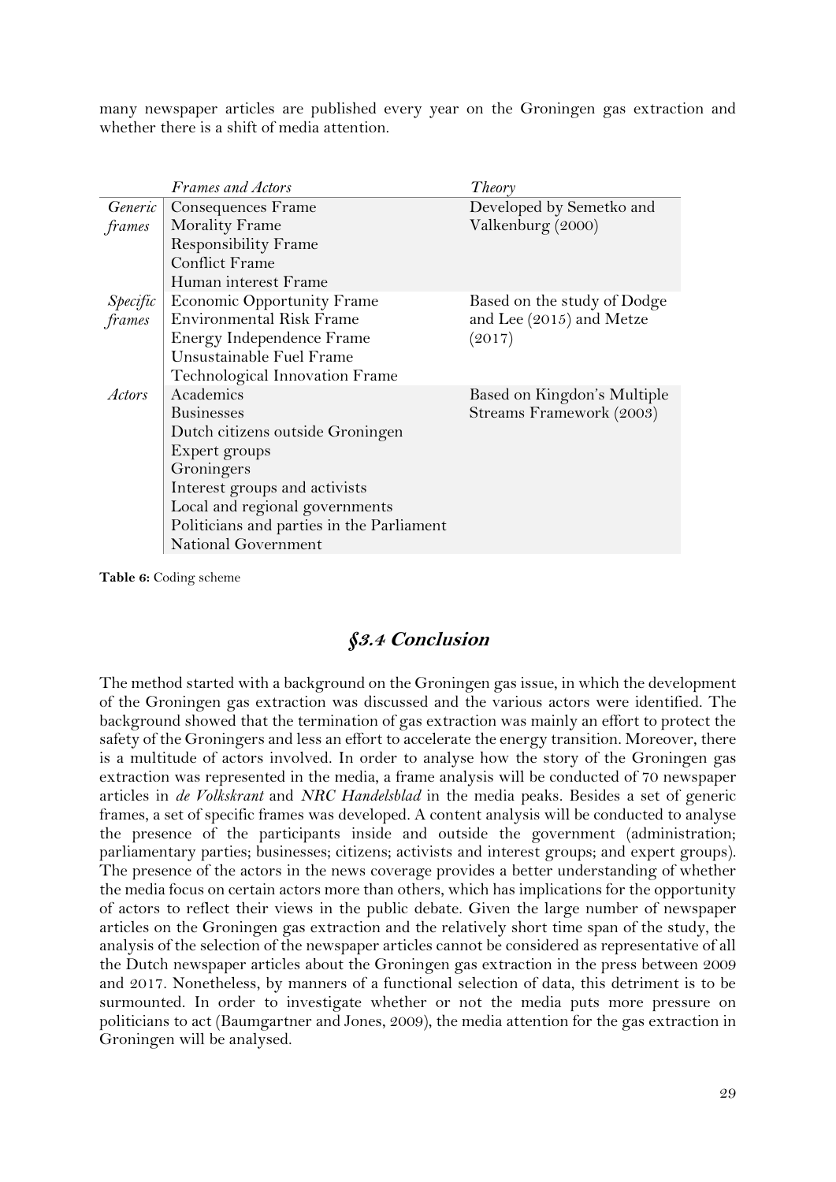many newspaper articles are published every year on the Groningen gas extraction and whether there is a shift of media attention.

| | *Frames and Actors* | *Theory* |
|---|---|---|
| *Generic frames* | Consequences Frame<br>Morality Frame<br>Responsibility Frame<br>Conflict Frame<br>Human interest Frame | Developed by Semetko and Valkenburg (2000) |
| *Specific frames* | Economic Opportunity Frame<br>Environmental Risk Frame<br>Energy Independence Frame<br>Unsustainable Fuel Frame<br>Technological Innovation Frame | Based on the study of Dodge and Lee (2015) and Metze (2017) |
| *Actors* | Academics<br>Businesses<br>Dutch citizens outside Groningen<br>Expert groups<br>Groningers<br>Interest groups and activists<br>Local and regional governments<br>Politicians and parties in the Parliament<br>National Government | Based on Kingdon's Multiple Streams Framework (2003) |

**Table 6:** Coding scheme

## §3.4 Conclusion

The method started with a background on the Groningen gas issue, in which the development of the Groningen gas extraction was discussed and the various actors were identified. The background showed that the termination of gas extraction was mainly an effort to protect the safety of the Groningers and less an effort to accelerate the energy transition. Moreover, there is a multitude of actors involved. In order to analyse how the story of the Groningen gas extraction was represented in the media, a frame analysis will be conducted of 70 newspaper articles in *de Volkskrant* and *NRC Handelsblad* in the media peaks. Besides a set of generic frames, a set of specific frames was developed. A content analysis will be conducted to analyse the presence of the participants inside and outside the government (administration; parliamentary parties; businesses; citizens; activists and interest groups; and expert groups). The presence of the actors in the news coverage provides a better understanding of whether the media focus on certain actors more than others, which has implications for the opportunity of actors to reflect their views in the public debate. Given the large number of newspaper articles on the Groningen gas extraction and the relatively short time span of the study, the analysis of the selection of the newspaper articles cannot be considered as representative of all the Dutch newspaper articles about the Groningen gas extraction in the press between 2009 and 2017. Nonetheless, by manners of a functional selection of data, this detriment is to be surmounted. In order to investigate whether or not the media puts more pressure on politicians to act (Baumgartner and Jones, 2009), the media attention for the gas extraction in Groningen will be analysed.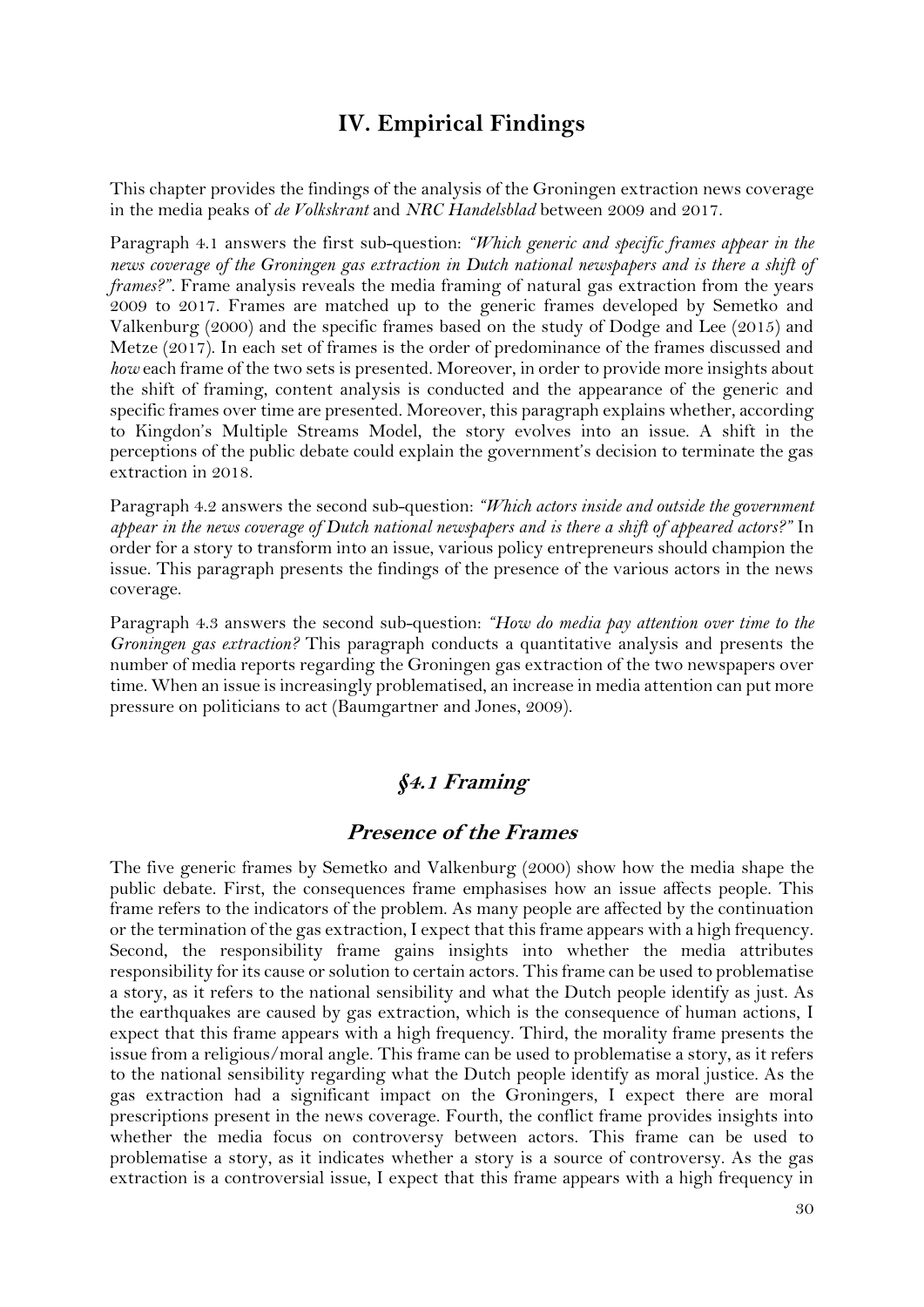# IV. Empirical Findings

This chapter provides the findings of the analysis of the Groningen extraction news coverage in the media peaks of *de Volkskrant* and *NRC Handelsblad* between 2009 and 2017.

Paragraph 4.1 answers the first sub-question: *"Which generic and specific frames appear in the news coverage of the Groningen gas extraction in Dutch national newspapers and is there a shift of frames?"*. Frame analysis reveals the media framing of natural gas extraction from the years 2009 to 2017. Frames are matched up to the generic frames developed by Semetko and Valkenburg (2000) and the specific frames based on the study of Dodge and Lee (2015) and Metze (2017). In each set of frames is the order of predominance of the frames discussed and *how* each frame of the two sets is presented. Moreover, in order to provide more insights about the shift of framing, content analysis is conducted and the appearance of the generic and specific frames over time are presented. Moreover, this paragraph explains whether, according to Kingdon's Multiple Streams Model, the story evolves into an issue. A shift in the perceptions of the public debate could explain the government's decision to terminate the gas extraction in 2018.

Paragraph 4.2 answers the second sub-question: *"Which actors inside and outside the government appear in the news coverage of Dutch national newspapers and is there a shift of appeared actors?"* In order for a story to transform into an issue, various policy entrepreneurs should champion the issue. This paragraph presents the findings of the presence of the various actors in the news coverage.

Paragraph 4.3 answers the second sub-question: *"How do media pay attention over time to the Groningen gas extraction?* This paragraph conducts a quantitative analysis and presents the number of media reports regarding the Groningen gas extraction of the two newspapers over time. When an issue is increasingly problematised, an increase in media attention can put more pressure on politicians to act (Baumgartner and Jones, 2009).

## *§4.1 Framing*

### *Presence of the Frames*

The five generic frames by Semetko and Valkenburg (2000) show how the media shape the public debate. First, the consequences frame emphasises how an issue affects people. This frame refers to the indicators of the problem. As many people are affected by the continuation or the termination of the gas extraction, I expect that this frame appears with a high frequency. Second, the responsibility frame gains insights into whether the media attributes responsibility for its cause or solution to certain actors. This frame can be used to problematise a story, as it refers to the national sensibility and what the Dutch people identify as just. As the earthquakes are caused by gas extraction, which is the consequence of human actions, I expect that this frame appears with a high frequency. Third, the morality frame presents the issue from a religious/moral angle. This frame can be used to problematise a story, as it refers to the national sensibility regarding what the Dutch people identify as moral justice. As the gas extraction had a significant impact on the Groningers, I expect there are moral prescriptions present in the news coverage. Fourth, the conflict frame provides insights into whether the media focus on controversy between actors. This frame can be used to problematise a story, as it indicates whether a story is a source of controversy. As the gas extraction is a controversial issue, I expect that this frame appears with a high frequency in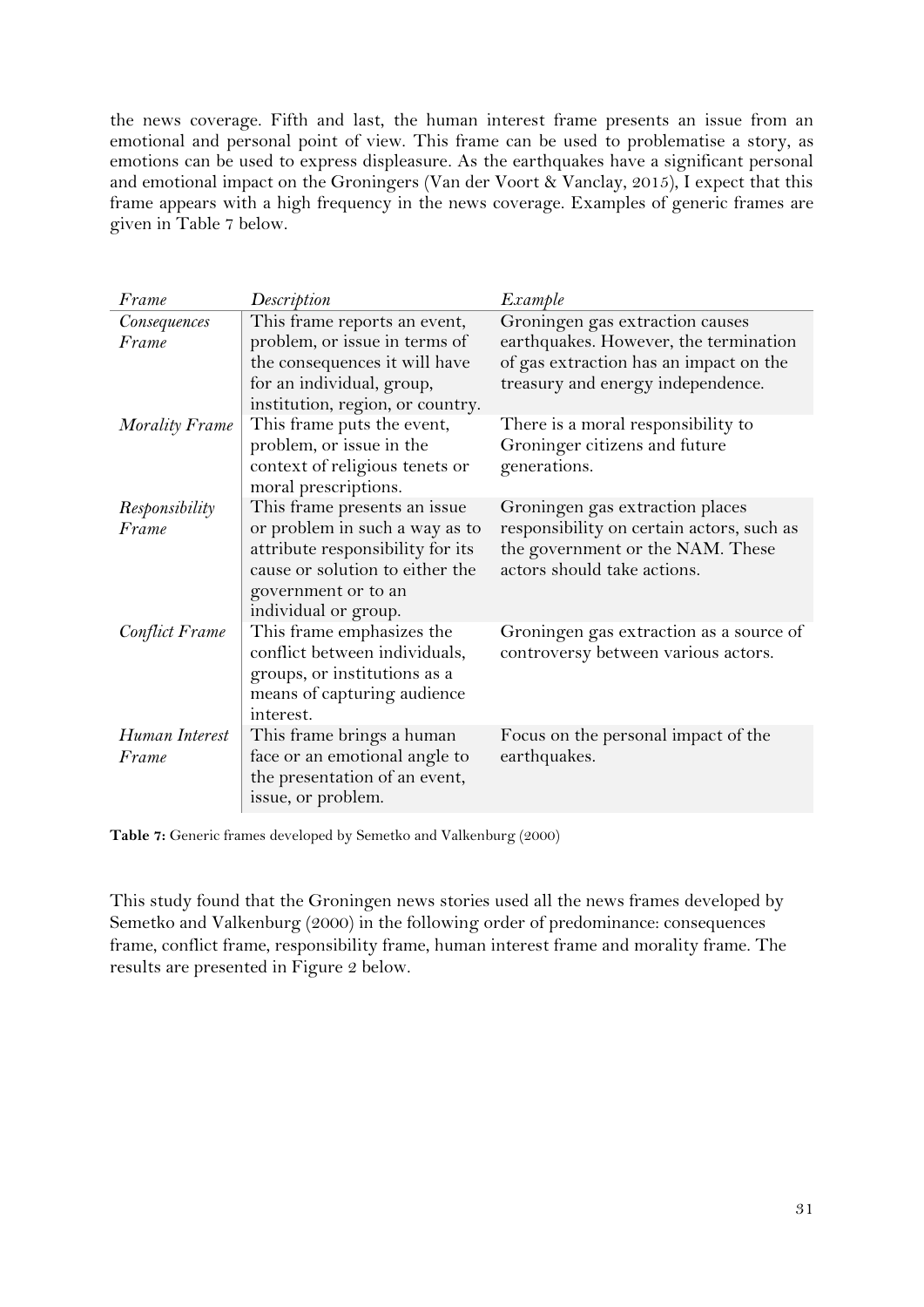the news coverage. Fifth and last, the human interest frame presents an issue from an emotional and personal point of view. This frame can be used to problematise a story, as emotions can be used to express displeasure. As the earthquakes have a significant personal and emotional impact on the Groningers (Van der Voort & Vanclay, 2015), I expect that this frame appears with a high frequency in the news coverage. Examples of generic frames are given in Table 7 below.

| *Frame* | *Description* | *Example* |
|---|---|---|
| *Consequences Frame* | This frame reports an event, problem, or issue in terms of the consequences it will have for an individual, group, institution, region, or country. | Groningen gas extraction causes earthquakes. However, the termination of gas extraction has an impact on the treasury and energy independence. |
| *Morality Frame* | This frame puts the event, problem, or issue in the context of religious tenets or moral prescriptions. | There is a moral responsibility to Groninger citizens and future generations. |
| *Responsibility Frame* | This frame presents an issue or problem in such a way as to attribute responsibility for its cause or solution to either the government or to an individual or group. | Groningen gas extraction places responsibility on certain actors, such as the government or the NAM. These actors should take actions. |
| *Conflict Frame* | This frame emphasizes the conflict between individuals, groups, or institutions as a means of capturing audience interest. | Groningen gas extraction as a source of controversy between various actors. |
| *Human Interest Frame* | This frame brings a human face or an emotional angle to the presentation of an event, issue, or problem. | Focus on the personal impact of the earthquakes. |

**Table 7:** Generic frames developed by Semetko and Valkenburg (2000)

This study found that the Groningen news stories used all the news frames developed by Semetko and Valkenburg (2000) in the following order of predominance: consequences frame, conflict frame, responsibility frame, human interest frame and morality frame. The results are presented in Figure 2 below.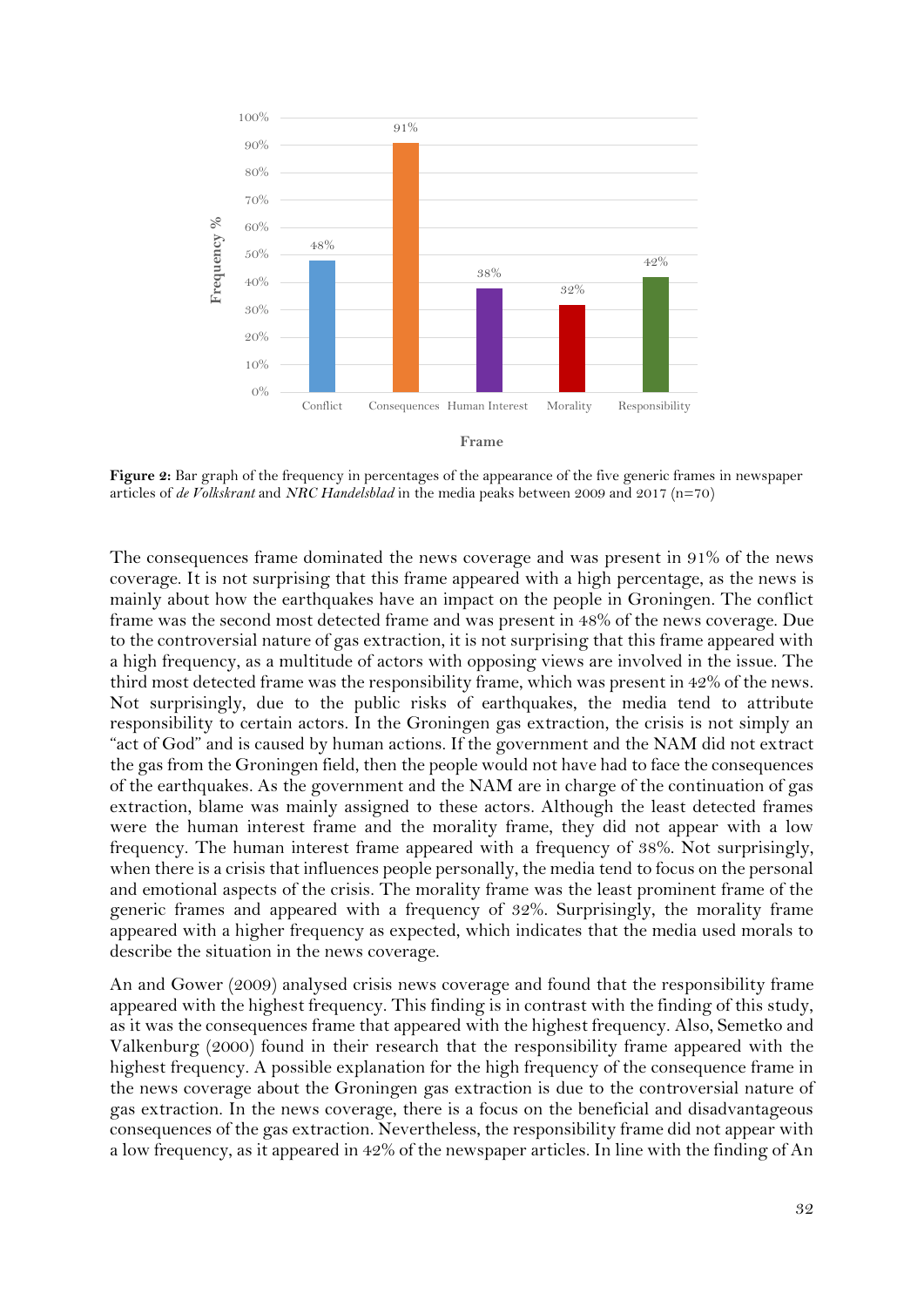| Frame | Frequency % |
|---|---|
| Conflict | 48% |
| Consequences | 91% |
| Human Interest | 38% |
| Morality | 32% |
| Responsibility | 42% |

**Figure 2:** Bar graph of the frequency in percentages of the appearance of the five generic frames in newspaper articles of *de Volkskrant* and *NRC Handelsblad* in the media peaks between 2009 and 2017 (n=70)

The consequences frame dominated the news coverage and was present in 91% of the news coverage. It is not surprising that this frame appeared with a high percentage, as the news is mainly about how the earthquakes have an impact on the people in Groningen. The conflict frame was the second most detected frame and was present in 48% of the news coverage. Due to the controversial nature of gas extraction, it is not surprising that this frame appeared with a high frequency, as a multitude of actors with opposing views are involved in the issue. The third most detected frame was the responsibility frame, which was present in 42% of the news. Not surprisingly, due to the public risks of earthquakes, the media tend to attribute responsibility to certain actors. In the Groningen gas extraction, the crisis is not simply an "act of God" and is caused by human actions. If the government and the NAM did not extract the gas from the Groningen field, then the people would not have had to face the consequences of the earthquakes. As the government and the NAM are in charge of the continuation of gas extraction, blame was mainly assigned to these actors. Although the least detected frames were the human interest frame and the morality frame, they did not appear with a low frequency. The human interest frame appeared with a frequency of 38%. Not surprisingly, when there is a crisis that influences people personally, the media tend to focus on the personal and emotional aspects of the crisis. The morality frame was the least prominent frame of the generic frames and appeared with a frequency of 32%. Surprisingly, the morality frame appeared with a higher frequency as expected, which indicates that the media used morals to describe the situation in the news coverage.

An and Gower (2009) analysed crisis news coverage and found that the responsibility frame appeared with the highest frequency. This finding is in contrast with the finding of this study, as it was the consequences frame that appeared with the highest frequency. Also, Semetko and Valkenburg (2000) found in their research that the responsibility frame appeared with the highest frequency. A possible explanation for the high frequency of the consequence frame in the news coverage about the Groningen gas extraction is due to the controversial nature of gas extraction. In the news coverage, there is a focus on the beneficial and disadvantageous consequences of the gas extraction. Nevertheless, the responsibility frame did not appear with a low frequency, as it appeared in 42% of the newspaper articles. In line with the finding of An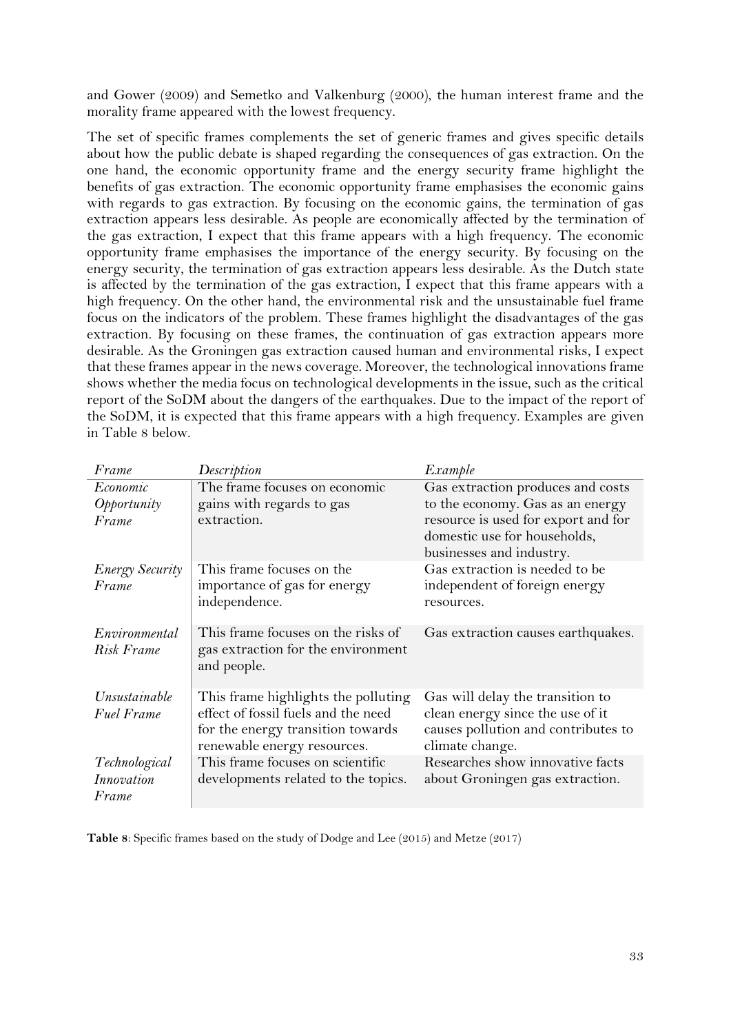and Gower (2009) and Semetko and Valkenburg (2000), the human interest frame and the morality frame appeared with the lowest frequency.

The set of specific frames complements the set of generic frames and gives specific details about how the public debate is shaped regarding the consequences of gas extraction. On the one hand, the economic opportunity frame and the energy security frame highlight the benefits of gas extraction. The economic opportunity frame emphasises the economic gains with regards to gas extraction. By focusing on the economic gains, the termination of gas extraction appears less desirable. As people are economically affected by the termination of the gas extraction, I expect that this frame appears with a high frequency. The economic opportunity frame emphasises the importance of the energy security. By focusing on the energy security, the termination of gas extraction appears less desirable. As the Dutch state is affected by the termination of the gas extraction, I expect that this frame appears with a high frequency. On the other hand, the environmental risk and the unsustainable fuel frame focus on the indicators of the problem. These frames highlight the disadvantages of the gas extraction. By focusing on these frames, the continuation of gas extraction appears more desirable. As the Groningen gas extraction caused human and environmental risks, I expect that these frames appear in the news coverage. Moreover, the technological innovations frame shows whether the media focus on technological developments in the issue, such as the critical report of the SoDM about the dangers of the earthquakes. Due to the impact of the report of the SoDM, it is expected that this frame appears with a high frequency. Examples are given in Table 8 below.

| *Frame* | *Description* | *Example* |
|---|---|---|
| *Economic Opportunity Frame* | The frame focuses on economic gains with regards to gas extraction. | Gas extraction produces and costs to the economy. Gas as an energy resource is used for export and for domestic use for households, businesses and industry. |
| *Energy Security Frame* | This frame focuses on the importance of gas for energy independence. | Gas extraction is needed to be independent of foreign energy resources. |
| *Environmental Risk Frame* | This frame focuses on the risks of gas extraction for the environment and people. | Gas extraction causes earthquakes. |
| *Unsustainable Fuel Frame* | This frame highlights the polluting effect of fossil fuels and the need for the energy transition towards renewable energy resources. | Gas will delay the transition to clean energy since the use of it causes pollution and contributes to climate change. |
| *Technological Innovation Frame* | This frame focuses on scientific developments related to the topics. | Researches show innovative facts about Groningen gas extraction. |

**Table 8**: Specific frames based on the study of Dodge and Lee (2015) and Metze (2017)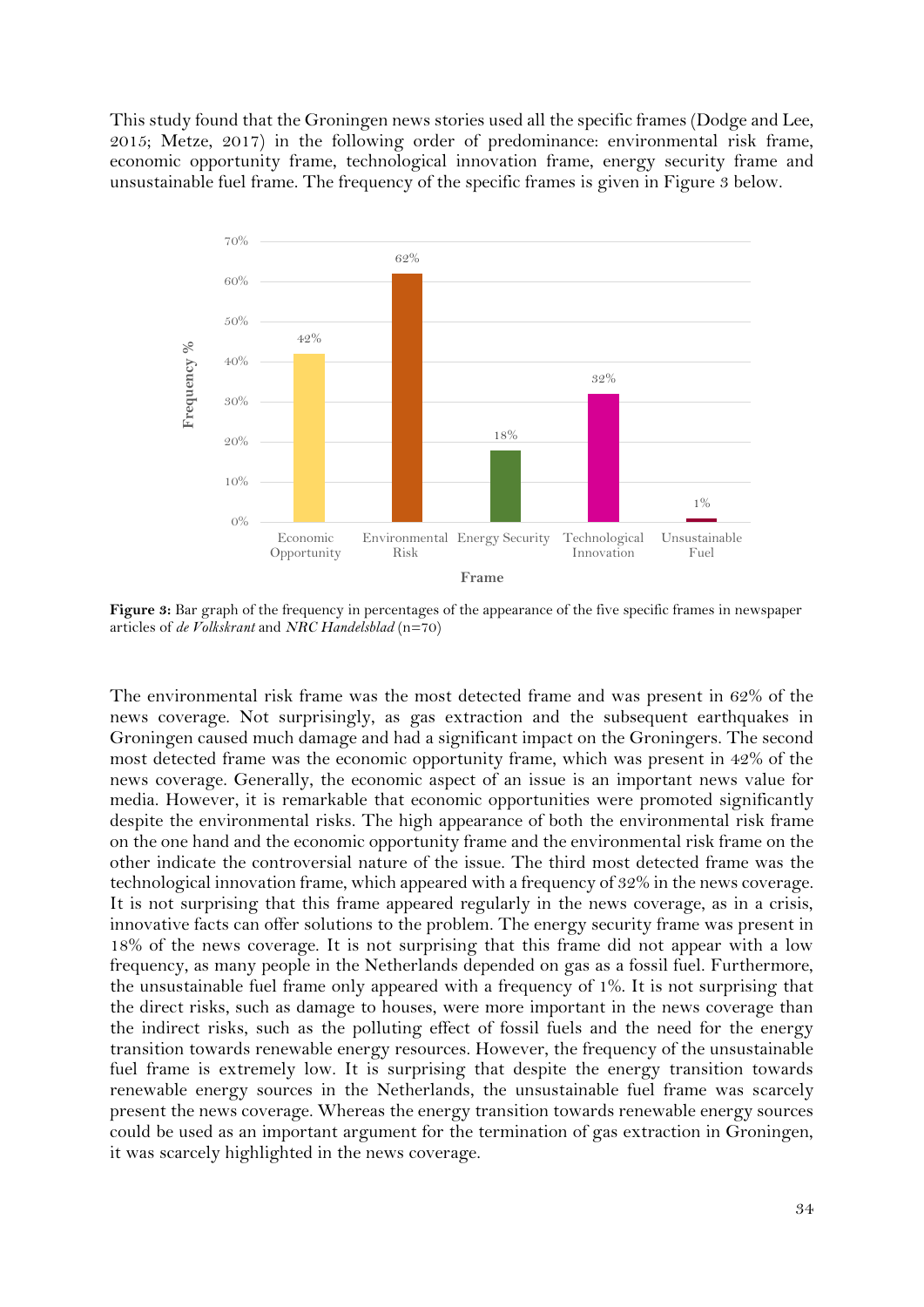This study found that the Groningen news stories used all the specific frames (Dodge and Lee, 2015; Metze, 2017) in the following order of predominance: environmental risk frame, economic opportunity frame, technological innovation frame, energy security frame and unsustainable fuel frame. The frequency of the specific frames is given in Figure 3 below.

**Figure 3:** Bar graph of the frequency in percentages of the appearance of the five specific frames in newspaper articles of *de Volkskrant* and *NRC Handelsblad* (n=70)

The environmental risk frame was the most detected frame and was present in 62% of the news coverage. Not surprisingly, as gas extraction and the subsequent earthquakes in Groningen caused much damage and had a significant impact on the Groningers. The second most detected frame was the economic opportunity frame, which was present in 42% of the news coverage. Generally, the economic aspect of an issue is an important news value for media. However, it is remarkable that economic opportunities were promoted significantly despite the environmental risks. The high appearance of both the environmental risk frame on the one hand and the economic opportunity frame and the environmental risk frame on the other indicate the controversial nature of the issue. The third most detected frame was the technological innovation frame, which appeared with a frequency of 32% in the news coverage. It is not surprising that this frame appeared regularly in the news coverage, as in a crisis, innovative facts can offer solutions to the problem. The energy security frame was present in 18% of the news coverage. It is not surprising that this frame did not appear with a low frequency, as many people in the Netherlands depended on gas as a fossil fuel. Furthermore, the unsustainable fuel frame only appeared with a frequency of 1%. It is not surprising that the direct risks, such as damage to houses, were more important in the news coverage than the indirect risks, such as the polluting effect of fossil fuels and the need for the energy transition towards renewable energy resources. However, the frequency of the unsustainable fuel frame is extremely low. It is surprising that despite the energy transition towards renewable energy sources in the Netherlands, the unsustainable fuel frame was scarcely present the news coverage. Whereas the energy transition towards renewable energy sources could be used as an important argument for the termination of gas extraction in Groningen, it was scarcely highlighted in the news coverage.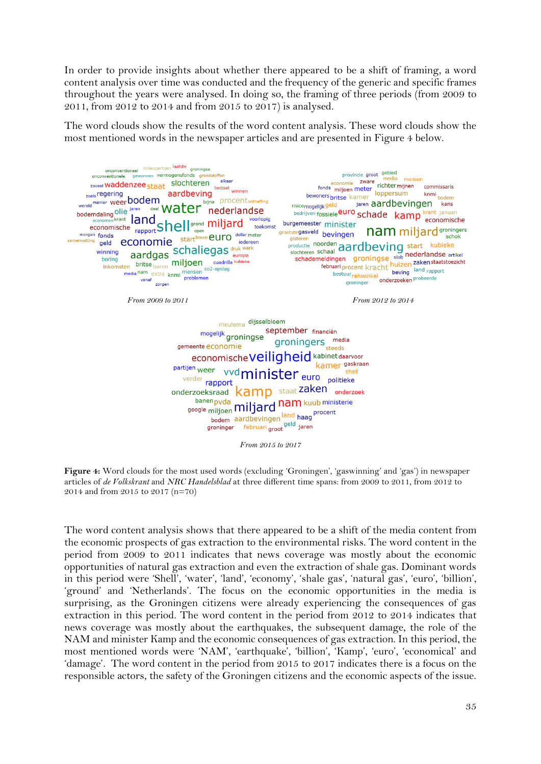In order to provide insights about whether there appeared to be a shift of framing, a word content analysis over time was conducted and the frequency of the generic and specific frames throughout the years were analysed. In doing so, the framing of three periods (from 2009 to 2011, from 2012 to 2014 and from 2015 to 2017) is analysed.

The word clouds show the results of the word content analysis. These word clouds show the most mentioned words in the newspaper articles and are presented in Figure 4 below.

From 2009 to 2011

From 2012 to 2014

From 2015 to 2017

**Figure 4:** Word clouds for the most used words (excluding 'Groningen', 'gaswinning' and 'gas') in newspaper articles of *de Volkskrant* and *NRC Handelsblad* at three different time spans: from 2009 to 2011, from 2012 to 2014 and from 2015 to 2017 (n=70)

The word content analysis shows that there appeared to be a shift of the media content from the economic prospects of gas extraction to the environmental risks. The word content in the period from 2009 to 2011 indicates that news coverage was mostly about the economic opportunities of natural gas extraction and even the extraction of shale gas. Dominant words in this period were 'Shell', 'water', 'land', 'economy', 'shale gas', 'natural gas', 'euro', 'billion', 'ground' and 'Netherlands'. The focus on the economic opportunities in the media is surprising, as the Groningen citizens were already experiencing the consequences of gas extraction in this period. The word content in the period from 2012 to 2014 indicates that news coverage was mostly about the earthquakes, the subsequent damage, the role of the NAM and minister Kamp and the economic consequences of gas extraction. In this period, the most mentioned words were 'NAM', 'earthquake', 'billion', 'Kamp', 'euro', 'economical' and 'damage'. The word content in the period from 2015 to 2017 indicates there is a focus on the responsible actors, the safety of the Groningen citizens and the economic aspects of the issue.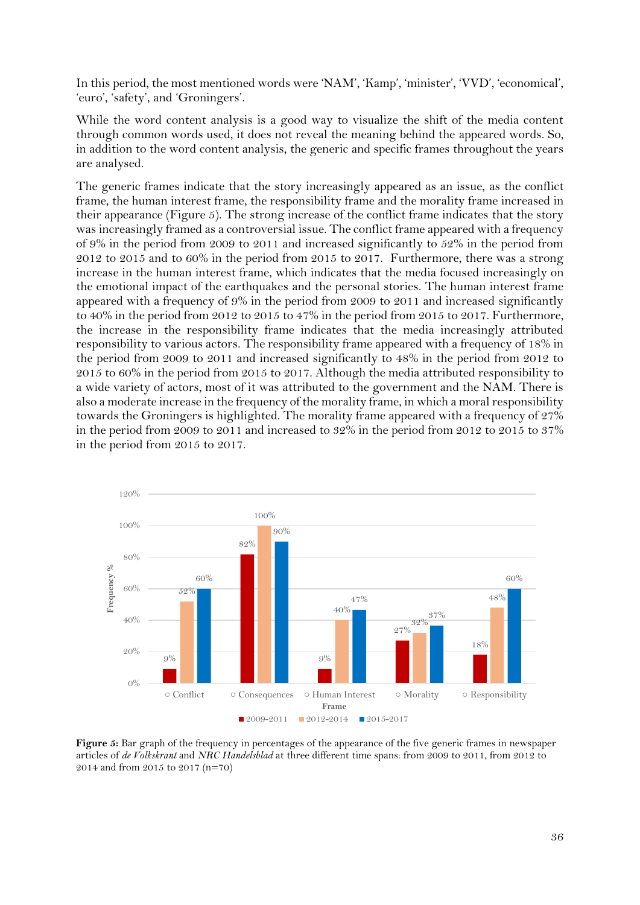In this period, the most mentioned words were 'NAM', 'Kamp', 'minister', 'VVD', 'economical', 'euro', 'safety', and 'Groningers'.

While the word content analysis is a good way to visualize the shift of the media content through common words used, it does not reveal the meaning behind the appeared words. So, in addition to the word content analysis, the generic and specific frames throughout the years are analysed.

The generic frames indicate that the story increasingly appeared as an issue, as the conflict frame, the human interest frame, the responsibility frame and the morality frame increased in their appearance (Figure 5). The strong increase of the conflict frame indicates that the story was increasingly framed as a controversial issue. The conflict frame appeared with a frequency of 9% in the period from 2009 to 2011 and increased significantly to 52% in the period from 2012 to 2015 and to 60% in the period from 2015 to 2017. Furthermore, there was a strong increase in the human interest frame, which indicates that the media focused increasingly on the emotional impact of the earthquakes and the personal stories. The human interest frame appeared with a frequency of 9% in the period from 2009 to 2011 and increased significantly to 40% in the period from 2012 to 2015 to 47% in the period from 2015 to 2017. Furthermore, the increase in the responsibility frame indicates that the media increasingly attributed responsibility to various actors. The responsibility frame appeared with a frequency of 18% in the period from 2009 to 2011 and increased significantly to 48% in the period from 2012 to 2015 to 60% in the period from 2015 to 2017. Although the media attributed responsibility to a wide variety of actors, most of it was attributed to the government and the NAM. There is also a moderate increase in the frequency of the morality frame, in which a moral responsibility towards the Groningers is highlighted. The morality frame appeared with a frequency of 27% in the period from 2009 to 2011 and increased to 32% in the period from 2012 to 2015 to 37% in the period from 2015 to 2017.

| Frame | 2009-2011 | 2012-2014 | 2015-2017 |
|---|---|---|---|
| Conflict | 9% | 52% | 60% |
| Consequences | 82% | 100% | 90% |
| Human Interest | 9% | 40% | 47% |
| Morality | 27% | 32% | 37% |
| Responsibility | 18% | 48% | 60% |

**Figure 5:** Bar graph of the frequency in percentages of the appearance of the five generic frames in newspaper articles of *de Volkskrant* and *NRC Handelsblad* at three different time spans: from 2009 to 2011, from 2012 to 2014 and from 2015 to 2017 (n=70)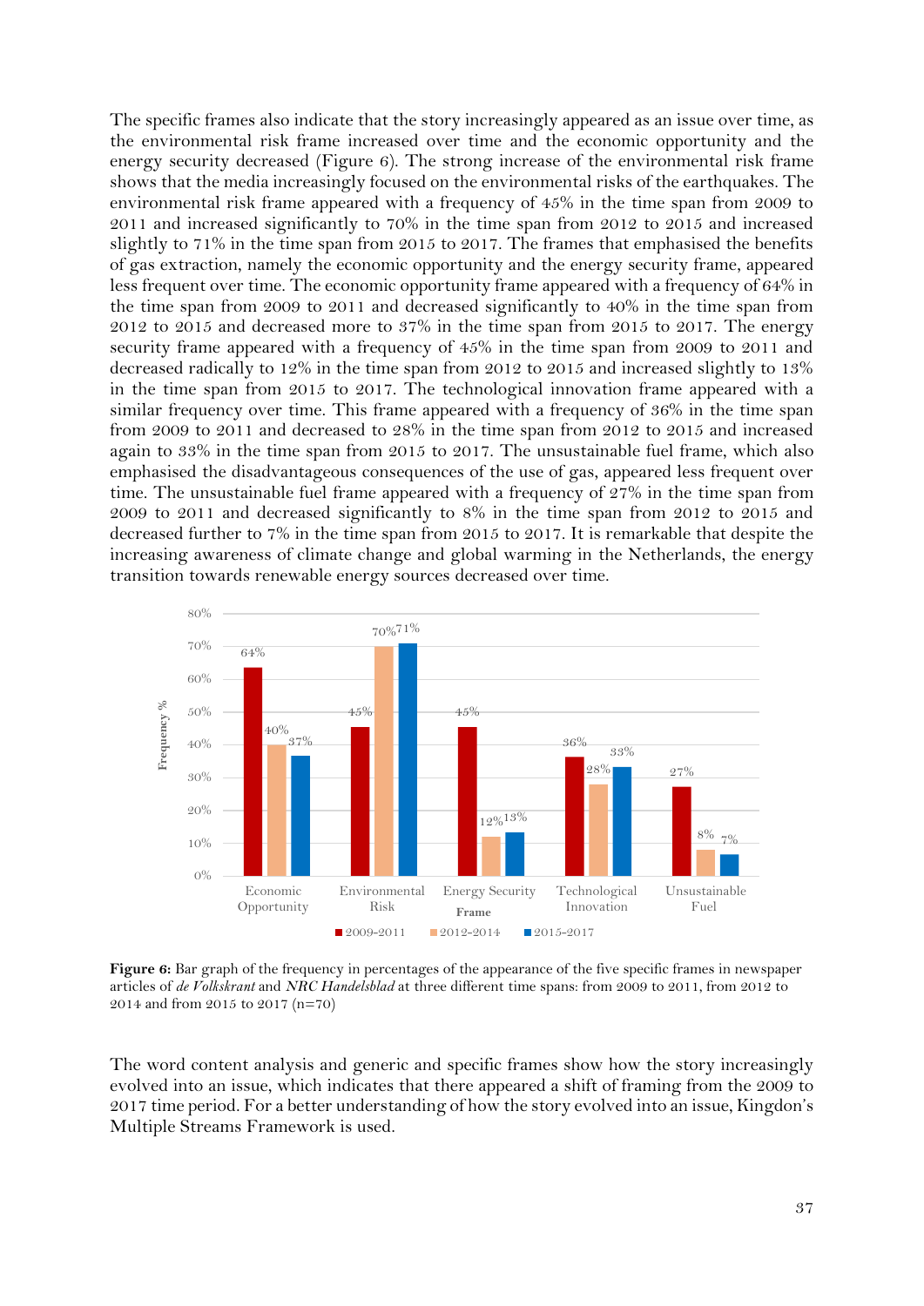The specific frames also indicate that the story increasingly appeared as an issue over time, as the environmental risk frame increased over time and the economic opportunity and the energy security decreased (Figure 6). The strong increase of the environmental risk frame shows that the media increasingly focused on the environmental risks of the earthquakes. The environmental risk frame appeared with a frequency of 45% in the time span from 2009 to 2011 and increased significantly to 70% in the time span from 2012 to 2015 and increased slightly to 71% in the time span from 2015 to 2017. The frames that emphasised the benefits of gas extraction, namely the economic opportunity and the energy security frame, appeared less frequent over time. The economic opportunity frame appeared with a frequency of 64% in the time span from 2009 to 2011 and decreased significantly to 40% in the time span from 2012 to 2015 and decreased more to 37% in the time span from 2015 to 2017. The energy security frame appeared with a frequency of 45% in the time span from 2009 to 2011 and decreased radically to 12% in the time span from 2012 to 2015 and increased slightly to 13% in the time span from 2015 to 2017. The technological innovation frame appeared with a similar frequency over time. This frame appeared with a frequency of 36% in the time span from 2009 to 2011 and decreased to 28% in the time span from 2012 to 2015 and increased again to 33% in the time span from 2015 to 2017. The unsustainable fuel frame, which also emphasised the disadvantageous consequences of the use of gas, appeared less frequent over time. The unsustainable fuel frame appeared with a frequency of 27% in the time span from 2009 to 2011 and decreased significantly to 8% in the time span from 2012 to 2015 and decreased further to 7% in the time span from 2015 to 2017. It is remarkable that despite the increasing awareness of climate change and global warming in the Netherlands, the energy transition towards renewable energy sources decreased over time.

| Frame | 2009-2011 | 2012-2014 | 2015-2017 |
|---|---|---|---|
| Economic Opportunity | 64% | 40% | 37% |
| Environmental Risk | 45% | 70% | 71% |
| Energy Security | 45% | 12% | 13% |
| Technological Innovation | 36% | 28% | 33% |
| Unsustainable Fuel | 27% | 8% | 7% |

**Figure 6:** Bar graph of the frequency in percentages of the appearance of the five specific frames in newspaper articles of *de Volkskrant* and *NRC Handelsblad* at three different time spans: from 2009 to 2011, from 2012 to 2014 and from 2015 to 2017 (n=70)

The word content analysis and generic and specific frames show how the story increasingly evolved into an issue, which indicates that there appeared a shift of framing from the 2009 to 2017 time period. For a better understanding of how the story evolved into an issue, Kingdon's Multiple Streams Framework is used.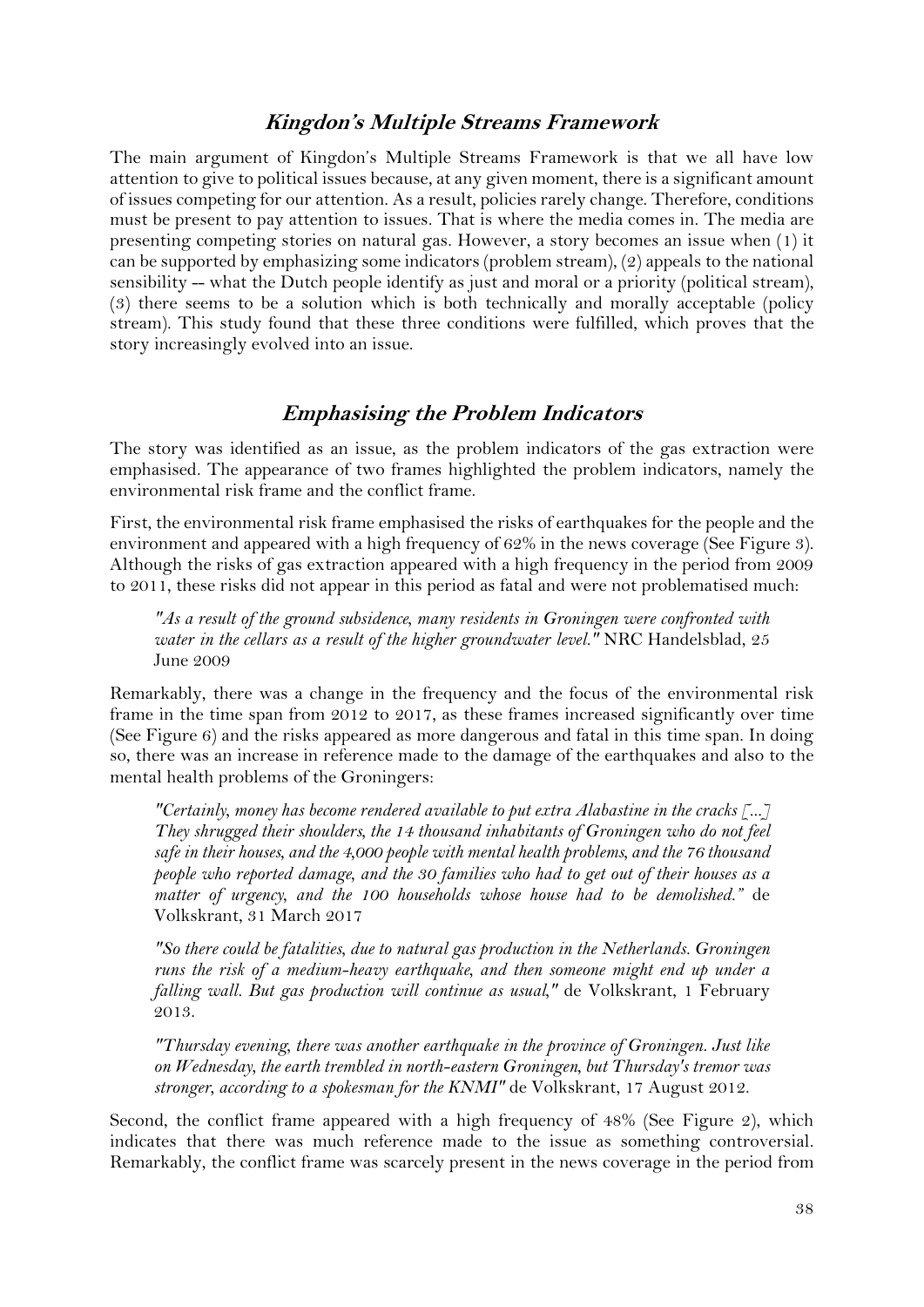## *Kingdon's Multiple Streams Framework*

The main argument of Kingdon's Multiple Streams Framework is that we all have low attention to give to political issues because, at any given moment, there is a significant amount of issues competing for our attention. As a result, policies rarely change. Therefore, conditions must be present to pay attention to issues. That is where the media comes in. The media are presenting competing stories on natural gas. However, a story becomes an issue when (1) it can be supported by emphasizing some indicators (problem stream), (2) appeals to the national sensibility -- what the Dutch people identify as just and moral or a priority (political stream), (3) there seems to be a solution which is both technically and morally acceptable (policy stream). This study found that these three conditions were fulfilled, which proves that the story increasingly evolved into an issue.

## *Emphasising the Problem Indicators*

The story was identified as an issue, as the problem indicators of the gas extraction were emphasised. The appearance of two frames highlighted the problem indicators, namely the environmental risk frame and the conflict frame.

First, the environmental risk frame emphasised the risks of earthquakes for the people and the environment and appeared with a high frequency of 62% in the news coverage (See Figure 3). Although the risks of gas extraction appeared with a high frequency in the period from 2009 to 2011, these risks did not appear in this period as fatal and were not problematised much:

> *"As a result of the ground subsidence, many residents in Groningen were confronted with water in the cellars as a result of the higher groundwater level."* NRC Handelsblad, 25 June 2009

Remarkably, there was a change in the frequency and the focus of the environmental risk frame in the time span from 2012 to 2017, as these frames increased significantly over time (See Figure 6) and the risks appeared as more dangerous and fatal in this time span. In doing so, there was an increase in reference made to the damage of the earthquakes and also to the mental health problems of the Groningers:

> *"Certainly, money has become rendered available to put extra Alabastine in the cracks [...] They shrugged their shoulders, the 14 thousand inhabitants of Groningen who do not feel safe in their houses, and the 4,000 people with mental health problems, and the 76 thousand people who reported damage, and the 30 families who had to get out of their houses as a matter of urgency, and the 100 households whose house had to be demolished."* de Volkskrant, 31 March 2017

> *"So there could be fatalities, due to natural gas production in the Netherlands. Groningen runs the risk of a medium-heavy earthquake, and then someone might end up under a falling wall. But gas production will continue as usual,"* de Volkskrant, 1 February 2013.

> *"Thursday evening, there was another earthquake in the province of Groningen. Just like on Wednesday, the earth trembled in north-eastern Groningen, but Thursday's tremor was stronger, according to a spokesman for the KNMI"* de Volkskrant, 17 August 2012.

Second, the conflict frame appeared with a high frequency of 48% (See Figure 2), which indicates that there was much reference made to the issue as something controversial. Remarkably, the conflict frame was scarcely present in the news coverage in the period from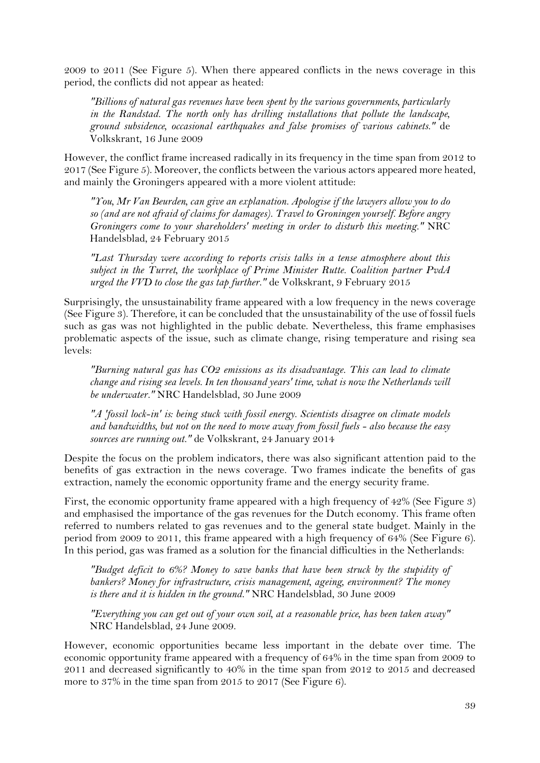2009 to 2011 (See Figure 5). When there appeared conflicts in the news coverage in this period, the conflicts did not appear as heated:

> *"Billions of natural gas revenues have been spent by the various governments, particularly in the Randstad. The north only has drilling installations that pollute the landscape, ground subsidence, occasional earthquakes and false promises of various cabinets."* de Volkskrant, 16 June 2009

However, the conflict frame increased radically in its frequency in the time span from 2012 to 2017 (See Figure 5). Moreover, the conflicts between the various actors appeared more heated, and mainly the Groningers appeared with a more violent attitude:

> *"You, Mr Van Beurden, can give an explanation. Apologise if the lawyers allow you to do so (and are not afraid of claims for damages). Travel to Groningen yourself. Before angry Groningers come to your shareholders' meeting in order to disturb this meeting."* NRC Handelsblad, 24 February 2015

> *"Last Thursday were according to reports crisis talks in a tense atmosphere about this subject in the Turret, the workplace of Prime Minister Rutte. Coalition partner PvdA urged the VVD to close the gas tap further."* de Volkskrant, 9 February 2015

Surprisingly, the unsustainability frame appeared with a low frequency in the news coverage (See Figure 3). Therefore, it can be concluded that the unsustainability of the use of fossil fuels such as gas was not highlighted in the public debate. Nevertheless, this frame emphasises problematic aspects of the issue, such as climate change, rising temperature and rising sea levels:

> *"Burning natural gas has CO2 emissions as its disadvantage. This can lead to climate change and rising sea levels. In ten thousand years' time, what is now the Netherlands will be underwater."* NRC Handelsblad, 30 June 2009

> *"A 'fossil lock-in' is: being stuck with fossil energy. Scientists disagree on climate models and bandwidths, but not on the need to move away from fossil fuels - also because the easy sources are running out."* de Volkskrant, 24 January 2014

Despite the focus on the problem indicators, there was also significant attention paid to the benefits of gas extraction in the news coverage. Two frames indicate the benefits of gas extraction, namely the economic opportunity frame and the energy security frame.

First, the economic opportunity frame appeared with a high frequency of 42% (See Figure 3) and emphasised the importance of the gas revenues for the Dutch economy. This frame often referred to numbers related to gas revenues and to the general state budget. Mainly in the period from 2009 to 2011, this frame appeared with a high frequency of 64% (See Figure 6). In this period, gas was framed as a solution for the financial difficulties in the Netherlands:

> *"Budget deficit to 6%? Money to save banks that have been struck by the stupidity of bankers? Money for infrastructure, crisis management, ageing, environment? The money is there and it is hidden in the ground."* NRC Handelsblad, 30 June 2009

> *"Everything you can get out of your own soil, at a reasonable price, has been taken away"* NRC Handelsblad, 24 June 2009.

However, economic opportunities became less important in the debate over time. The economic opportunity frame appeared with a frequency of 64% in the time span from 2009 to 2011 and decreased significantly to 40% in the time span from 2012 to 2015 and decreased more to 37% in the time span from 2015 to 2017 (See Figure 6).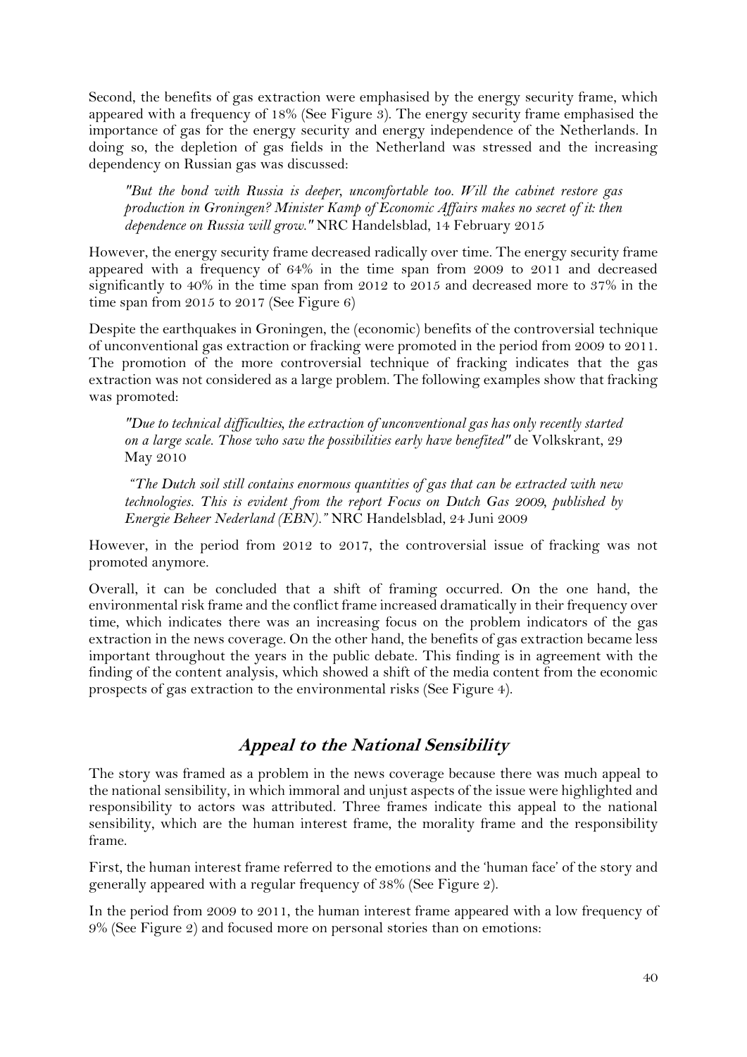Second, the benefits of gas extraction were emphasised by the energy security frame, which appeared with a frequency of 18% (See Figure 3). The energy security frame emphasised the importance of gas for the energy security and energy independence of the Netherlands. In doing so, the depletion of gas fields in the Netherland was stressed and the increasing dependency on Russian gas was discussed:

> *"But the bond with Russia is deeper, uncomfortable too. Will the cabinet restore gas production in Groningen? Minister Kamp of Economic Affairs makes no secret of it: then dependence on Russia will grow."* NRC Handelsblad, 14 February 2015

However, the energy security frame decreased radically over time. The energy security frame appeared with a frequency of 64% in the time span from 2009 to 2011 and decreased significantly to 40% in the time span from 2012 to 2015 and decreased more to 37% in the time span from 2015 to 2017 (See Figure 6)

Despite the earthquakes in Groningen, the (economic) benefits of the controversial technique of unconventional gas extraction or fracking were promoted in the period from 2009 to 2011. The promotion of the more controversial technique of fracking indicates that the gas extraction was not considered as a large problem. The following examples show that fracking was promoted:

> *"Due to technical difficulties, the extraction of unconventional gas has only recently started on a large scale. Those who saw the possibilities early have benefited"* de Volkskrant, 29 May 2010

> *"The Dutch soil still contains enormous quantities of gas that can be extracted with new technologies. This is evident from the report Focus on Dutch Gas 2009, published by Energie Beheer Nederland (EBN)."* NRC Handelsblad, 24 Juni 2009

However, in the period from 2012 to 2017, the controversial issue of fracking was not promoted anymore.

Overall, it can be concluded that a shift of framing occurred. On the one hand, the environmental risk frame and the conflict frame increased dramatically in their frequency over time, which indicates there was an increasing focus on the problem indicators of the gas extraction in the news coverage. On the other hand, the benefits of gas extraction became less important throughout the years in the public debate. This finding is in agreement with the finding of the content analysis, which showed a shift of the media content from the economic prospects of gas extraction to the environmental risks (See Figure 4).

## Appeal to the National Sensibility

The story was framed as a problem in the news coverage because there was much appeal to the national sensibility, in which immoral and unjust aspects of the issue were highlighted and responsibility to actors was attributed. Three frames indicate this appeal to the national sensibility, which are the human interest frame, the morality frame and the responsibility frame.

First, the human interest frame referred to the emotions and the 'human face' of the story and generally appeared with a regular frequency of 38% (See Figure 2).

In the period from 2009 to 2011, the human interest frame appeared with a low frequency of 9% (See Figure 2) and focused more on personal stories than on emotions: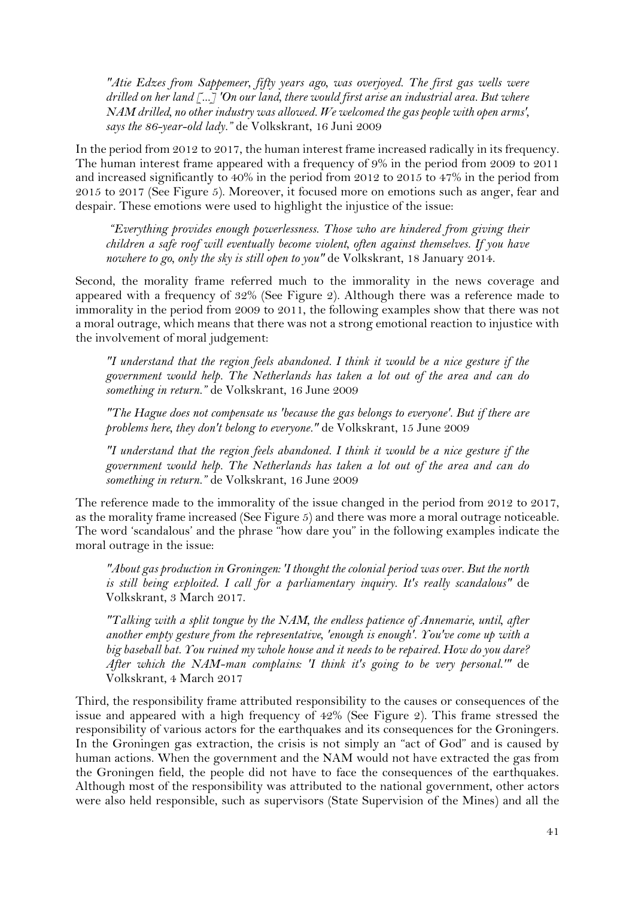*"Atie Edzes from Sappemeer, fifty years ago, was overjoyed. The first gas wells were drilled on her land [...] 'On our land, there would first arise an industrial area. But where NAM drilled, no other industry was allowed. We welcomed the gas people with open arms', says the 86-year-old lady."* de Volkskrant, 16 Juni 2009

In the period from 2012 to 2017, the human interest frame increased radically in its frequency. The human interest frame appeared with a frequency of 9% in the period from 2009 to 2011 and increased significantly to 40% in the period from 2012 to 2015 to 47% in the period from 2015 to 2017 (See Figure 5). Moreover, it focused more on emotions such as anger, fear and despair. These emotions were used to highlight the injustice of the issue:

> *"Everything provides enough powerlessness. Those who are hindered from giving their children a safe roof will eventually become violent, often against themselves. If you have nowhere to go, only the sky is still open to you"* de Volkskrant, 18 January 2014.

Second, the morality frame referred much to the immorality in the news coverage and appeared with a frequency of 32% (See Figure 2). Although there was a reference made to immorality in the period from 2009 to 2011, the following examples show that there was not a moral outrage, which means that there was not a strong emotional reaction to injustice with the involvement of moral judgement:

> *"I understand that the region feels abandoned. I think it would be a nice gesture if the government would help. The Netherlands has taken a lot out of the area and can do something in return."* de Volkskrant, 16 June 2009

> *"The Hague does not compensate us 'because the gas belongs to everyone'. But if there are problems here, they don't belong to everyone."* de Volkskrant, 15 June 2009

> *"I understand that the region feels abandoned. I think it would be a nice gesture if the government would help. The Netherlands has taken a lot out of the area and can do something in return."* de Volkskrant, 16 June 2009

The reference made to the immorality of the issue changed in the period from 2012 to 2017, as the morality frame increased (See Figure 5) and there was more a moral outrage noticeable. The word 'scandalous' and the phrase "how dare you" in the following examples indicate the moral outrage in the issue:

> *"About gas production in Groningen: 'I thought the colonial period was over. But the north is still being exploited. I call for a parliamentary inquiry. It's really scandalous"* de Volkskrant, 3 March 2017.

> *"Talking with a split tongue by the NAM, the endless patience of Annemarie, until, after another empty gesture from the representative, 'enough is enough'. You've come up with a big baseball bat. You ruined my whole house and it needs to be repaired. How do you dare? After which the NAM-man complains: 'I think it's going to be very personal.'"* de Volkskrant, 4 March 2017

Third, the responsibility frame attributed responsibility to the causes or consequences of the issue and appeared with a high frequency of 42% (See Figure 2). This frame stressed the responsibility of various actors for the earthquakes and its consequences for the Groningers. In the Groningen gas extraction, the crisis is not simply an "act of God" and is caused by human actions. When the government and the NAM would not have extracted the gas from the Groningen field, the people did not have to face the consequences of the earthquakes. Although most of the responsibility was attributed to the national government, other actors were also held responsible, such as supervisors (State Supervision of the Mines) and all the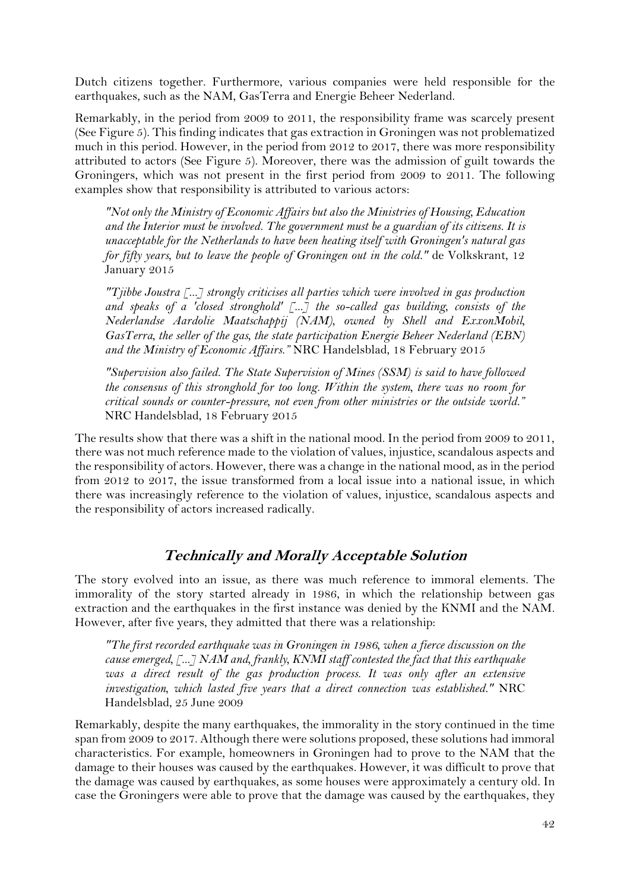Dutch citizens together. Furthermore, various companies were held responsible for the earthquakes, such as the NAM, GasTerra and Energie Beheer Nederland.

Remarkably, in the period from 2009 to 2011, the responsibility frame was scarcely present (See Figure 5). This finding indicates that gas extraction in Groningen was not problematized much in this period. However, in the period from 2012 to 2017, there was more responsibility attributed to actors (See Figure 5). Moreover, there was the admission of guilt towards the Groningers, which was not present in the first period from 2009 to 2011. The following examples show that responsibility is attributed to various actors:

> *"Not only the Ministry of Economic Affairs but also the Ministries of Housing, Education and the Interior must be involved. The government must be a guardian of its citizens. It is unacceptable for the Netherlands to have been heating itself with Groningen's natural gas for fifty years, but to leave the people of Groningen out in the cold."* de Volkskrant, 12 January 2015

> *"Tjibbe Joustra [...] strongly criticises all parties which were involved in gas production and speaks of a 'closed stronghold' [...] the so-called gas building, consists of the Nederlandse Aardolie Maatschappij (NAM), owned by Shell and ExxonMobil, GasTerra, the seller of the gas, the state participation Energie Beheer Nederland (EBN) and the Ministry of Economic Affairs."* NRC Handelsblad, 18 February 2015

> *"Supervision also failed. The State Supervision of Mines (SSM) is said to have followed the consensus of this stronghold for too long. Within the system, there was no room for critical sounds or counter-pressure, not even from other ministries or the outside world."* NRC Handelsblad, 18 February 2015

The results show that there was a shift in the national mood. In the period from 2009 to 2011, there was not much reference made to the violation of values, injustice, scandalous aspects and the responsibility of actors. However, there was a change in the national mood, as in the period from 2012 to 2017, the issue transformed from a local issue into a national issue, in which there was increasingly reference to the violation of values, injustice, scandalous aspects and the responsibility of actors increased radically.

## Technically and Morally Acceptable Solution

The story evolved into an issue, as there was much reference to immoral elements. The immorality of the story started already in 1986, in which the relationship between gas extraction and the earthquakes in the first instance was denied by the KNMI and the NAM. However, after five years, they admitted that there was a relationship:

> *"The first recorded earthquake was in Groningen in 1986, when a fierce discussion on the cause emerged, [...] NAM and, frankly, KNMI staff contested the fact that this earthquake was a direct result of the gas production process. It was only after an extensive investigation, which lasted five years that a direct connection was established."* NRC Handelsblad, 25 June 2009

Remarkably, despite the many earthquakes, the immorality in the story continued in the time span from 2009 to 2017. Although there were solutions proposed, these solutions had immoral characteristics. For example, homeowners in Groningen had to prove to the NAM that the damage to their houses was caused by the earthquakes. However, it was difficult to prove that the damage was caused by earthquakes, as some houses were approximately a century old. In case the Groningers were able to prove that the damage was caused by the earthquakes, they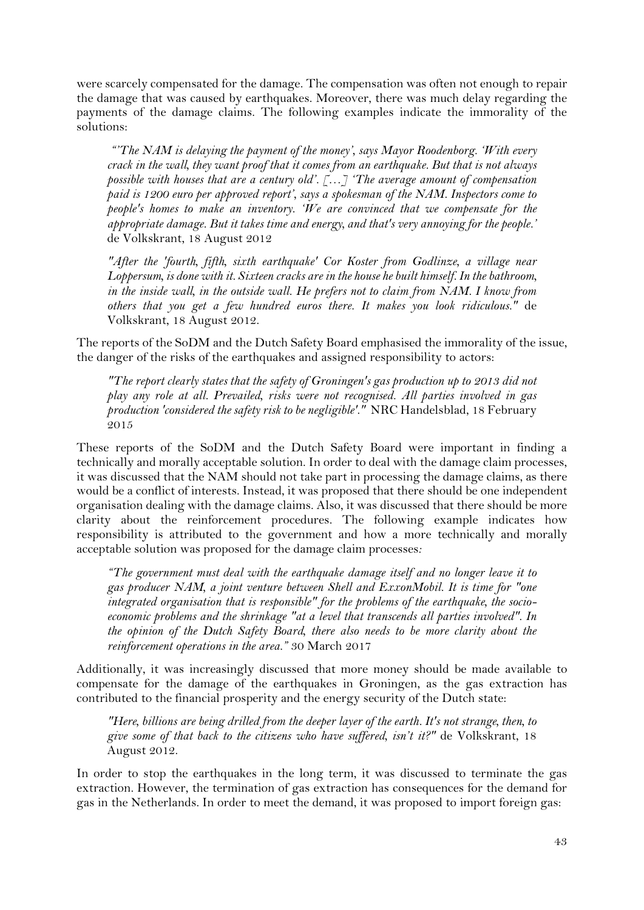were scarcely compensated for the damage. The compensation was often not enough to repair the damage that was caused by earthquakes. Moreover, there was much delay regarding the payments of the damage claims. The following examples indicate the immorality of the solutions:

> *"'The NAM is delaying the payment of the money', says Mayor Roodenborg. 'With every crack in the wall, they want proof that it comes from an earthquake. But that is not always possible with houses that are a century old'. […] 'The average amount of compensation paid is 1200 euro per approved report', says a spokesman of the NAM. Inspectors come to people's homes to make an inventory. 'We are convinced that we compensate for the appropriate damage. But it takes time and energy, and that's very annoying for the people.'* de Volkskrant, 18 August 2012

> *"After the 'fourth, fifth, sixth earthquake' Cor Koster from Godlinze, a village near Loppersum, is done with it. Sixteen cracks are in the house he built himself. In the bathroom, in the inside wall, in the outside wall. He prefers not to claim from NAM. I know from others that you get a few hundred euros there. It makes you look ridiculous."* de Volkskrant, 18 August 2012.

The reports of the SoDM and the Dutch Safety Board emphasised the immorality of the issue, the danger of the risks of the earthquakes and assigned responsibility to actors:

> *"The report clearly states that the safety of Groningen's gas production up to 2013 did not play any role at all. Prevailed, risks were not recognised. All parties involved in gas production 'considered the safety risk to be negligible'."* NRC Handelsblad, 18 February 2015

These reports of the SoDM and the Dutch Safety Board were important in finding a technically and morally acceptable solution. In order to deal with the damage claim processes, it was discussed that the NAM should not take part in processing the damage claims, as there would be a conflict of interests. Instead, it was proposed that there should be one independent organisation dealing with the damage claims. Also, it was discussed that there should be more clarity about the reinforcement procedures. The following example indicates how responsibility is attributed to the government and how a more technically and morally acceptable solution was proposed for the damage claim processes:

> *"The government must deal with the earthquake damage itself and no longer leave it to gas producer NAM, a joint venture between Shell and ExxonMobil. It is time for "one integrated organisation that is responsible" for the problems of the earthquake, the socio-economic problems and the shrinkage "at a level that transcends all parties involved". In the opinion of the Dutch Safety Board, there also needs to be more clarity about the reinforcement operations in the area."* 30 March 2017

Additionally, it was increasingly discussed that more money should be made available to compensate for the damage of the earthquakes in Groningen, as the gas extraction has contributed to the financial prosperity and the energy security of the Dutch state:

> *"Here, billions are being drilled from the deeper layer of the earth. It's not strange, then, to give some of that back to the citizens who have suffered, isn't it?"* de Volkskrant, 18 August 2012.

In order to stop the earthquakes in the long term, it was discussed to terminate the gas extraction. However, the termination of gas extraction has consequences for the demand for gas in the Netherlands. In order to meet the demand, it was proposed to import foreign gas: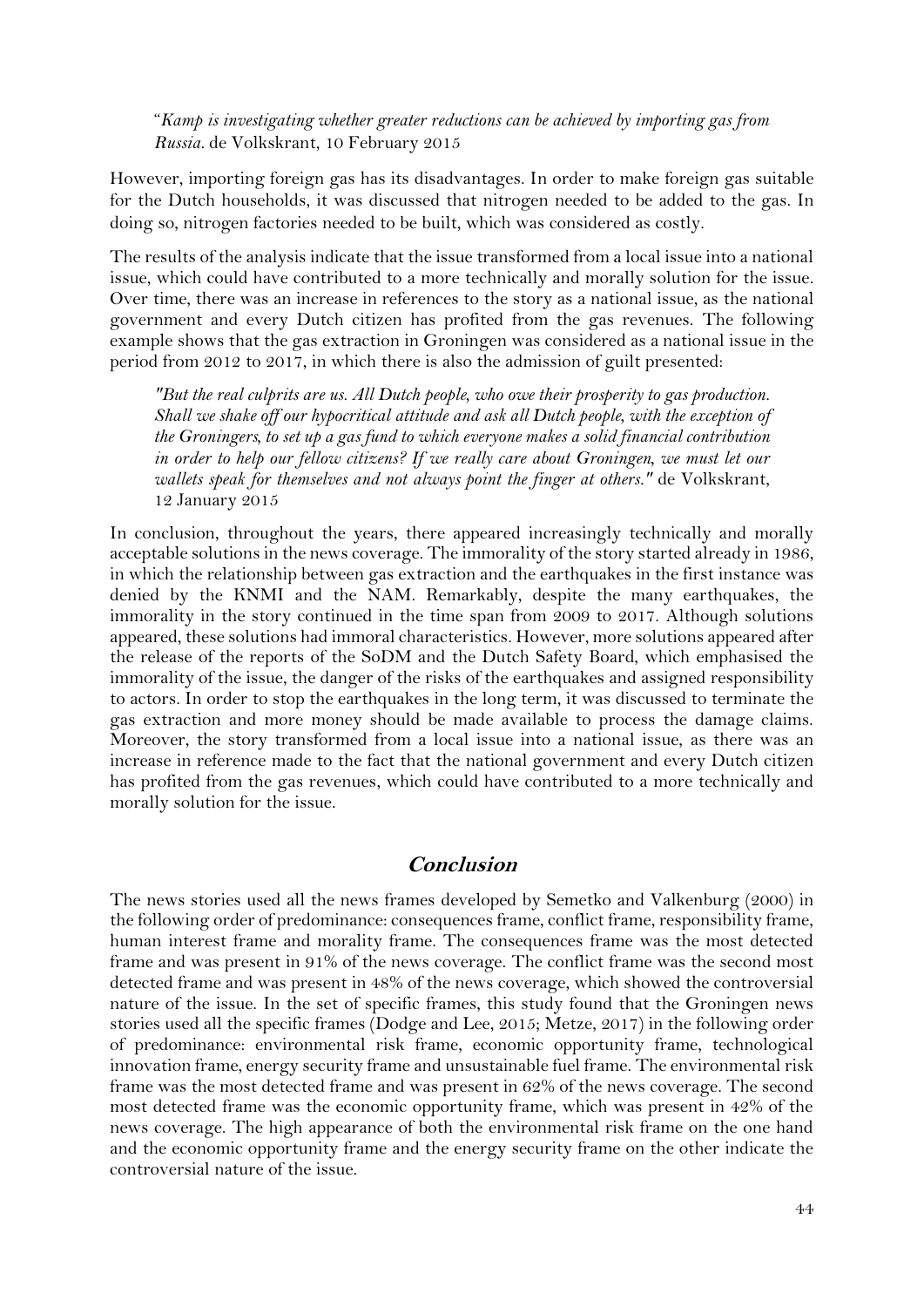*"Kamp is investigating whether greater reductions can be achieved by importing gas from Russia.* de Volkskrant, 10 February 2015

However, importing foreign gas has its disadvantages. In order to make foreign gas suitable for the Dutch households, it was discussed that nitrogen needed to be added to the gas. In doing so, nitrogen factories needed to be built, which was considered as costly.

The results of the analysis indicate that the issue transformed from a local issue into a national issue, which could have contributed to a more technically and morally solution for the issue. Over time, there was an increase in references to the story as a national issue, as the national government and every Dutch citizen has profited from the gas revenues. The following example shows that the gas extraction in Groningen was considered as a national issue in the period from 2012 to 2017, in which there is also the admission of guilt presented:

> *"But the real culprits are us. All Dutch people, who owe their prosperity to gas production. Shall we shake off our hypocritical attitude and ask all Dutch people, with the exception of the Groningers, to set up a gas fund to which everyone makes a solid financial contribution in order to help our fellow citizens? If we really care about Groningen, we must let our wallets speak for themselves and not always point the finger at others."* de Volkskrant, 12 January 2015

In conclusion, throughout the years, there appeared increasingly technically and morally acceptable solutions in the news coverage. The immorality of the story started already in 1986, in which the relationship between gas extraction and the earthquakes in the first instance was denied by the KNMI and the NAM. Remarkably, despite the many earthquakes, the immorality in the story continued in the time span from 2009 to 2017. Although solutions appeared, these solutions had immoral characteristics. However, more solutions appeared after the release of the reports of the SoDM and the Dutch Safety Board, which emphasised the immorality of the issue, the danger of the risks of the earthquakes and assigned responsibility to actors. In order to stop the earthquakes in the long term, it was discussed to terminate the gas extraction and more money should be made available to process the damage claims. Moreover, the story transformed from a local issue into a national issue, as there was an increase in reference made to the fact that the national government and every Dutch citizen has profited from the gas revenues, which could have contributed to a more technically and morally solution for the issue.

## Conclusion

The news stories used all the news frames developed by Semetko and Valkenburg (2000) in the following order of predominance: consequences frame, conflict frame, responsibility frame, human interest frame and morality frame. The consequences frame was the most detected frame and was present in 91% of the news coverage. The conflict frame was the second most detected frame and was present in 48% of the news coverage, which showed the controversial nature of the issue. In the set of specific frames, this study found that the Groningen news stories used all the specific frames (Dodge and Lee, 2015; Metze, 2017) in the following order of predominance: environmental risk frame, economic opportunity frame, technological innovation frame, energy security frame and unsustainable fuel frame. The environmental risk frame was the most detected frame and was present in 62% of the news coverage. The second most detected frame was the economic opportunity frame, which was present in 42% of the news coverage. The high appearance of both the environmental risk frame on the one hand and the economic opportunity frame and the energy security frame on the other indicate the controversial nature of the issue.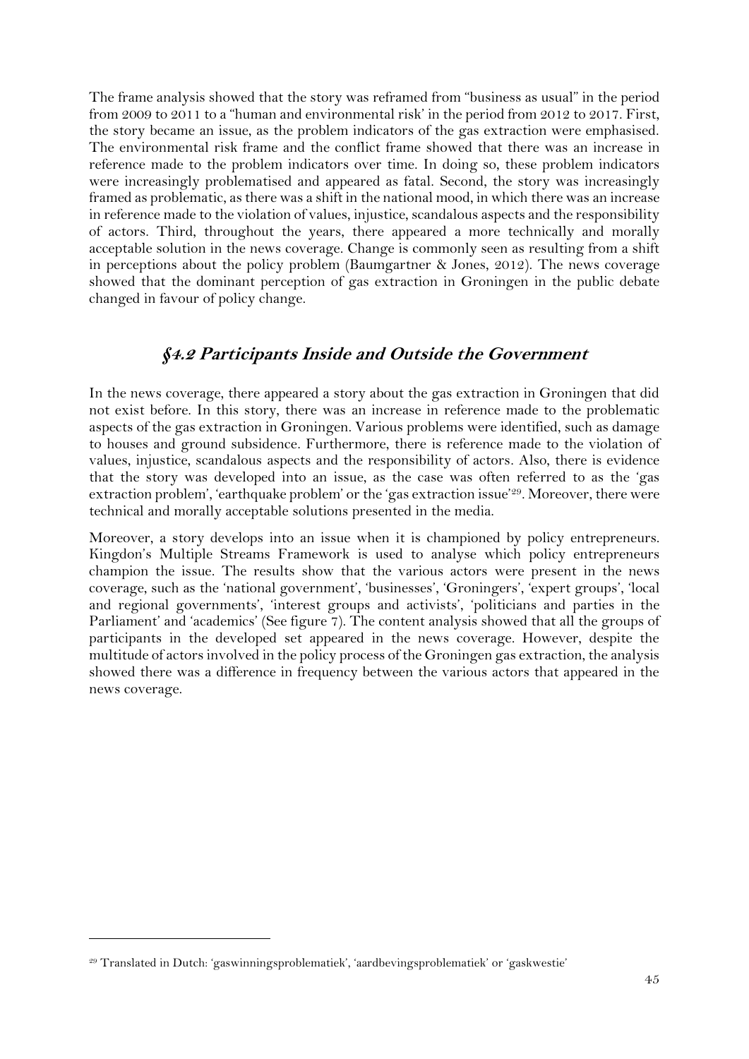The frame analysis showed that the story was reframed from "business as usual" in the period from 2009 to 2011 to a "human and environmental risk' in the period from 2012 to 2017. First, the story became an issue, as the problem indicators of the gas extraction were emphasised. The environmental risk frame and the conflict frame showed that there was an increase in reference made to the problem indicators over time. In doing so, these problem indicators were increasingly problematised and appeared as fatal. Second, the story was increasingly framed as problematic, as there was a shift in the national mood, in which there was an increase in reference made to the violation of values, injustice, scandalous aspects and the responsibility of actors. Third, throughout the years, there appeared a more technically and morally acceptable solution in the news coverage. Change is commonly seen as resulting from a shift in perceptions about the policy problem (Baumgartner & Jones, 2012). The news coverage showed that the dominant perception of gas extraction in Groningen in the public debate changed in favour of policy change.

## *§4.2 Participants Inside and Outside the Government*

In the news coverage, there appeared a story about the gas extraction in Groningen that did not exist before. In this story, there was an increase in reference made to the problematic aspects of the gas extraction in Groningen. Various problems were identified, such as damage to houses and ground subsidence. Furthermore, there is reference made to the violation of values, injustice, scandalous aspects and the responsibility of actors. Also, there is evidence that the story was developed into an issue, as the case was often referred to as the 'gas extraction problem', 'earthquake problem' or the 'gas extraction issue'[29]. Moreover, there were technical and morally acceptable solutions presented in the media.

Moreover, a story develops into an issue when it is championed by policy entrepreneurs. Kingdon's Multiple Streams Framework is used to analyse which policy entrepreneurs champion the issue. The results show that the various actors were present in the news coverage, such as the 'national government', 'businesses', 'Groningers', 'expert groups', 'local and regional governments', 'interest groups and activists', 'politicians and parties in the Parliament' and 'academics' (See figure 7). The content analysis showed that all the groups of participants in the developed set appeared in the news coverage. However, despite the multitude of actors involved in the policy process of the Groningen gas extraction, the analysis showed there was a difference in frequency between the various actors that appeared in the news coverage.

[29] Translated in Dutch: 'gaswinningsproblematiek', 'aardbevingsproblematiek' or 'gaskwestie'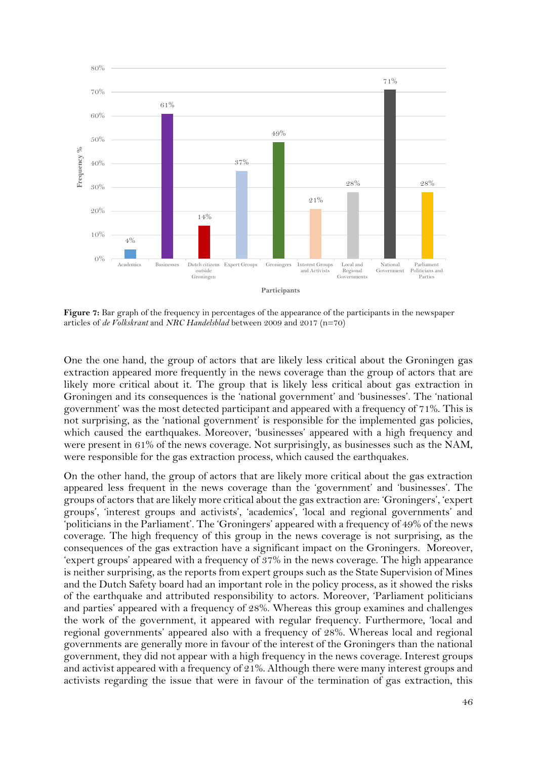**Figure 7:** Bar graph of the frequency in percentages of the appearance of the participants in the newspaper articles of *de Volkskrant* and *NRC Handelsblad* between 2009 and 2017 (n=70)

One the one hand, the group of actors that are likely less critical about the Groningen gas extraction appeared more frequently in the news coverage than the group of actors that are likely more critical about it. The group that is likely less critical about gas extraction in Groningen and its consequences is the 'national government' and 'businesses'. The 'national government' was the most detected participant and appeared with a frequency of 71%. This is not surprising, as the 'national government' is responsible for the implemented gas policies, which caused the earthquakes. Moreover, 'businesses' appeared with a high frequency and were present in 61% of the news coverage. Not surprisingly, as businesses such as the NAM, were responsible for the gas extraction process, which caused the earthquakes.

On the other hand, the group of actors that are likely more critical about the gas extraction appeared less frequent in the news coverage than the 'government' and 'businesses'. The groups of actors that are likely more critical about the gas extraction are: 'Groningers', 'expert groups', 'interest groups and activists', 'academics', 'local and regional governments' and 'politicians in the Parliament'. The 'Groningers' appeared with a frequency of 49% of the news coverage. The high frequency of this group in the news coverage is not surprising, as the consequences of the gas extraction have a significant impact on the Groningers. Moreover, 'expert groups' appeared with a frequency of 37% in the news coverage. The high appearance is neither surprising, as the reports from expert groups such as the State Supervision of Mines and the Dutch Safety board had an important role in the policy process, as it showed the risks of the earthquake and attributed responsibility to actors. Moreover, 'Parliament politicians and parties' appeared with a frequency of 28%. Whereas this group examines and challenges the work of the government, it appeared with regular frequency. Furthermore, 'local and regional governments' appeared also with a frequency of 28%. Whereas local and regional governments are generally more in favour of the interest of the Groningers than the national government, they did not appear with a high frequency in the news coverage. Interest groups and activist appeared with a frequency of 21%. Although there were many interest groups and activists regarding the issue that were in favour of the termination of gas extraction, this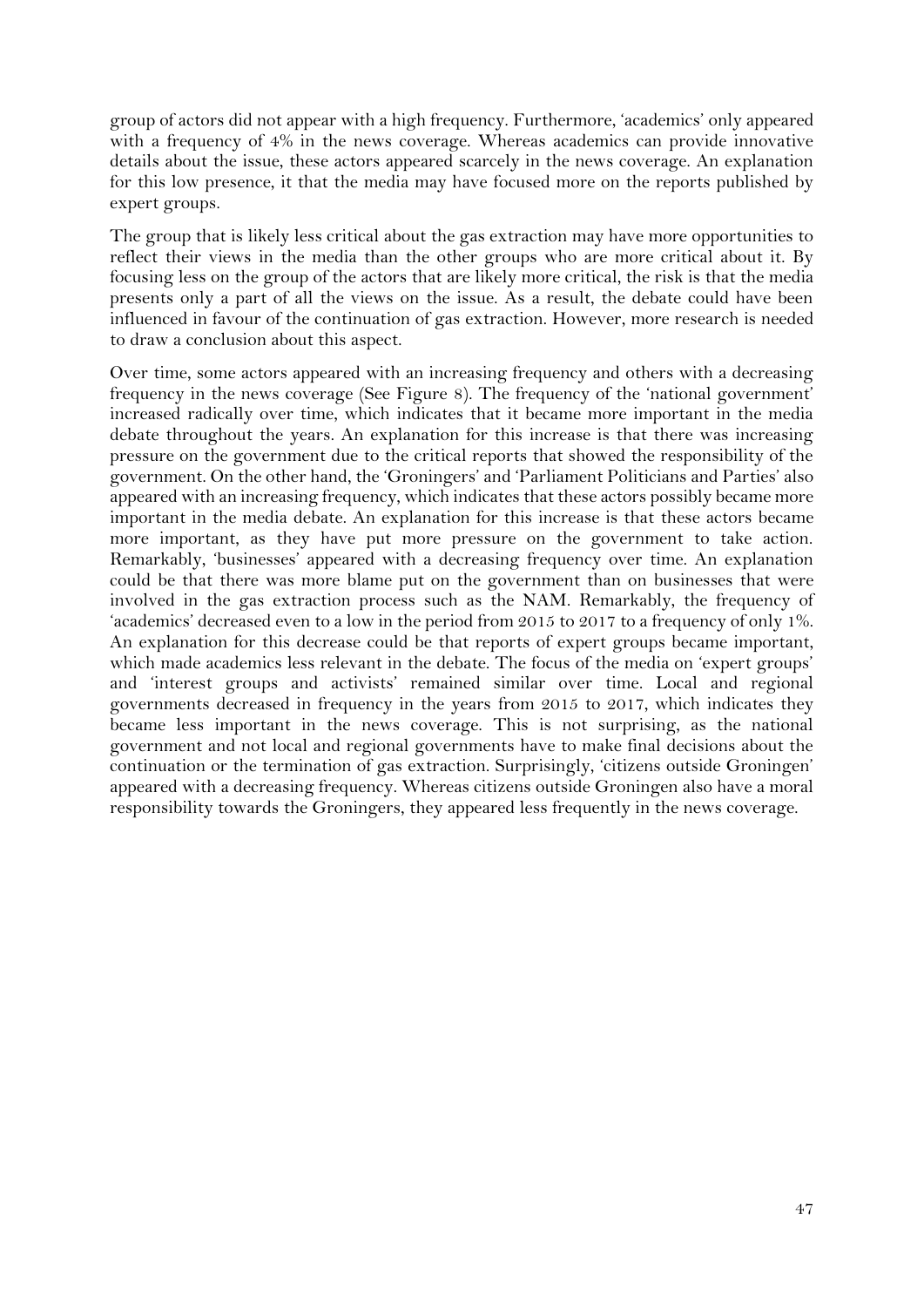group of actors did not appear with a high frequency. Furthermore, 'academics' only appeared with a frequency of 4% in the news coverage. Whereas academics can provide innovative details about the issue, these actors appeared scarcely in the news coverage. An explanation for this low presence, it that the media may have focused more on the reports published by expert groups.

The group that is likely less critical about the gas extraction may have more opportunities to reflect their views in the media than the other groups who are more critical about it. By focusing less on the group of the actors that are likely more critical, the risk is that the media presents only a part of all the views on the issue. As a result, the debate could have been influenced in favour of the continuation of gas extraction. However, more research is needed to draw a conclusion about this aspect.

Over time, some actors appeared with an increasing frequency and others with a decreasing frequency in the news coverage (See Figure 8). The frequency of the 'national government' increased radically over time, which indicates that it became more important in the media debate throughout the years. An explanation for this increase is that there was increasing pressure on the government due to the critical reports that showed the responsibility of the government. On the other hand, the 'Groningers' and 'Parliament Politicians and Parties' also appeared with an increasing frequency, which indicates that these actors possibly became more important in the media debate. An explanation for this increase is that these actors became more important, as they have put more pressure on the government to take action. Remarkably, 'businesses' appeared with a decreasing frequency over time. An explanation could be that there was more blame put on the government than on businesses that were involved in the gas extraction process such as the NAM. Remarkably, the frequency of 'academics' decreased even to a low in the period from 2015 to 2017 to a frequency of only 1%. An explanation for this decrease could be that reports of expert groups became important, which made academics less relevant in the debate. The focus of the media on 'expert groups' and 'interest groups and activists' remained similar over time. Local and regional governments decreased in frequency in the years from 2015 to 2017, which indicates they became less important in the news coverage. This is not surprising, as the national government and not local and regional governments have to make final decisions about the continuation or the termination of gas extraction. Surprisingly, 'citizens outside Groningen' appeared with a decreasing frequency. Whereas citizens outside Groningen also have a moral responsibility towards the Groningers, they appeared less frequently in the news coverage.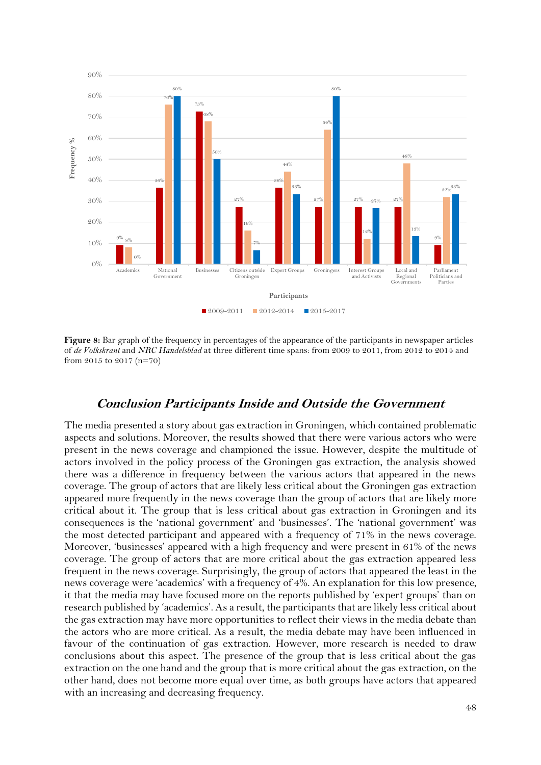**Figure 8:** Bar graph of the frequency in percentages of the appearance of the participants in newspaper articles of *de Volkskrant* and *NRC Handelsblad* at three different time spans: from 2009 to 2011, from 2012 to 2014 and from 2015 to 2017 (n=70)

## *Conclusion Participants Inside and Outside the Government*

The media presented a story about gas extraction in Groningen, which contained problematic aspects and solutions. Moreover, the results showed that there were various actors who were present in the news coverage and championed the issue. However, despite the multitude of actors involved in the policy process of the Groningen gas extraction, the analysis showed there was a difference in frequency between the various actors that appeared in the news coverage. The group of actors that are likely less critical about the Groningen gas extraction appeared more frequently in the news coverage than the group of actors that are likely more critical about it. The group that is less critical about gas extraction in Groningen and its consequences is the 'national government' and 'businesses'. The 'national government' was the most detected participant and appeared with a frequency of 71% in the news coverage. Moreover, 'businesses' appeared with a high frequency and were present in 61% of the news coverage. The group of actors that are more critical about the gas extraction appeared less frequent in the news coverage. Surprisingly, the group of actors that appeared the least in the news coverage were 'academics' with a frequency of 4%. An explanation for this low presence, it that the media may have focused more on the reports published by 'expert groups' than on research published by 'academics'. As a result, the participants that are likely less critical about the gas extraction may have more opportunities to reflect their views in the media debate than the actors who are more critical. As a result, the media debate may have been influenced in favour of the continuation of gas extraction. However, more research is needed to draw conclusions about this aspect. The presence of the group that is less critical about the gas extraction on the one hand and the group that is more critical about the gas extraction, on the other hand, does not become more equal over time, as both groups have actors that appeared with an increasing and decreasing frequency.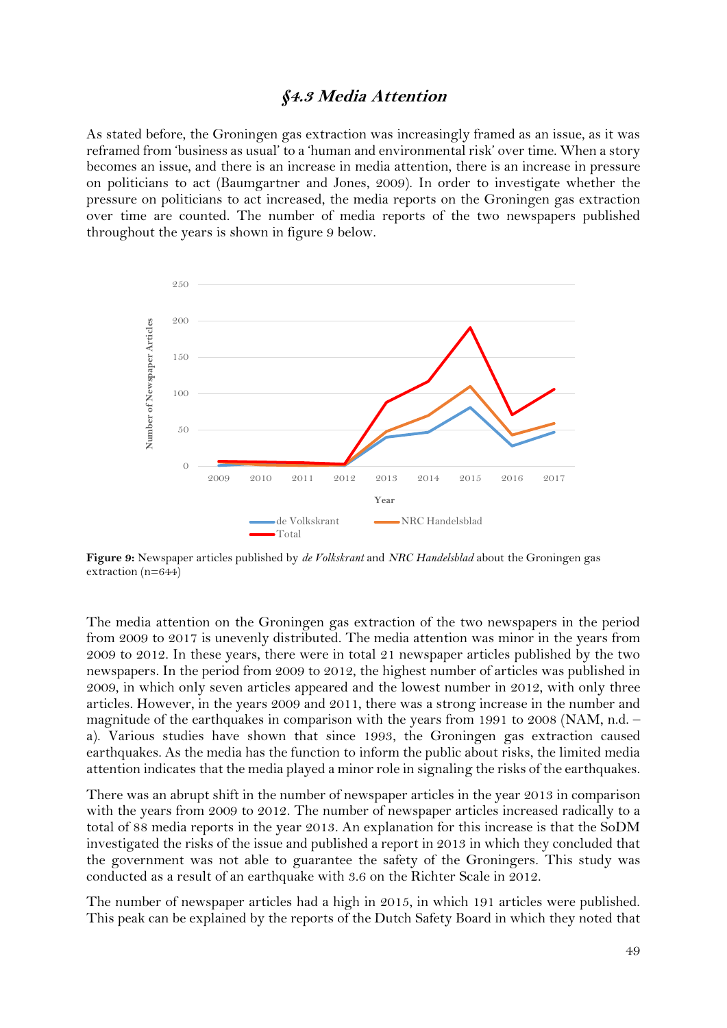## §4.3 Media Attention

As stated before, the Groningen gas extraction was increasingly framed as an issue, as it was reframed from 'business as usual' to a 'human and environmental risk' over time. When a story becomes an issue, and there is an increase in media attention, there is an increase in pressure on politicians to act (Baumgartner and Jones, 2009). In order to investigate whether the pressure on politicians to act increased, the media reports on the Groningen gas extraction over time are counted. The number of media reports of the two newspapers published throughout the years is shown in figure 9 below.

**Figure 9:** Newspaper articles published by *de Volkskrant* and *NRC Handelsblad* about the Groningen gas extraction (n=644)

The media attention on the Groningen gas extraction of the two newspapers in the period from 2009 to 2017 is unevenly distributed. The media attention was minor in the years from 2009 to 2012. In these years, there were in total 21 newspaper articles published by the two newspapers. In the period from 2009 to 2012, the highest number of articles was published in 2009, in which only seven articles appeared and the lowest number in 2012, with only three articles. However, in the years 2009 and 2011, there was a strong increase in the number and magnitude of the earthquakes in comparison with the years from 1991 to 2008 (NAM, n.d. – a). Various studies have shown that since 1993, the Groningen gas extraction caused earthquakes. As the media has the function to inform the public about risks, the limited media attention indicates that the media played a minor role in signaling the risks of the earthquakes.

There was an abrupt shift in the number of newspaper articles in the year 2013 in comparison with the years from 2009 to 2012. The number of newspaper articles increased radically to a total of 88 media reports in the year 2013. An explanation for this increase is that the SoDM investigated the risks of the issue and published a report in 2013 in which they concluded that the government was not able to guarantee the safety of the Groningers. This study was conducted as a result of an earthquake with 3.6 on the Richter Scale in 2012.

The number of newspaper articles had a high in 2015, in which 191 articles were published. This peak can be explained by the reports of the Dutch Safety Board in which they noted that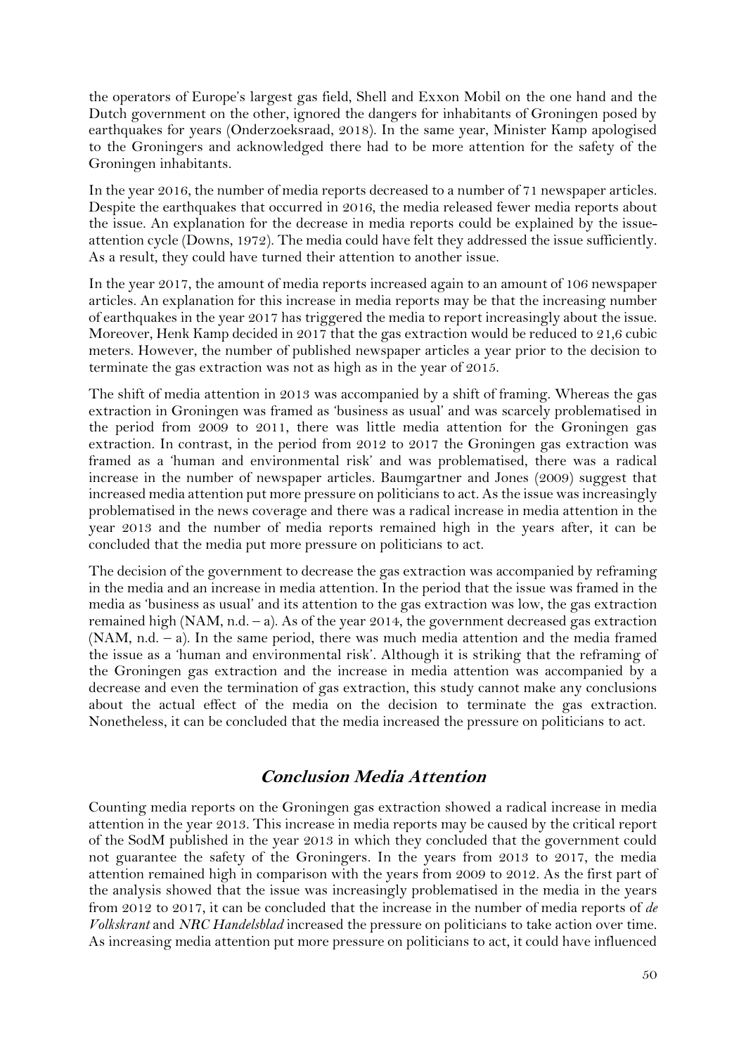the operators of Europe's largest gas field, Shell and Exxon Mobil on the one hand and the Dutch government on the other, ignored the dangers for inhabitants of Groningen posed by earthquakes for years (Onderzoeksraad, 2018). In the same year, Minister Kamp apologised to the Groningers and acknowledged there had to be more attention for the safety of the Groningen inhabitants.

In the year 2016, the number of media reports decreased to a number of 71 newspaper articles. Despite the earthquakes that occurred in 2016, the media released fewer media reports about the issue. An explanation for the decrease in media reports could be explained by the issue-attention cycle (Downs, 1972). The media could have felt they addressed the issue sufficiently. As a result, they could have turned their attention to another issue.

In the year 2017, the amount of media reports increased again to an amount of 106 newspaper articles. An explanation for this increase in media reports may be that the increasing number of earthquakes in the year 2017 has triggered the media to report increasingly about the issue. Moreover, Henk Kamp decided in 2017 that the gas extraction would be reduced to 21,6 cubic meters. However, the number of published newspaper articles a year prior to the decision to terminate the gas extraction was not as high as in the year of 2015.

The shift of media attention in 2013 was accompanied by a shift of framing. Whereas the gas extraction in Groningen was framed as 'business as usual' and was scarcely problematised in the period from 2009 to 2011, there was little media attention for the Groningen gas extraction. In contrast, in the period from 2012 to 2017 the Groningen gas extraction was framed as a 'human and environmental risk' and was problematised, there was a radical increase in the number of newspaper articles. Baumgartner and Jones (2009) suggest that increased media attention put more pressure on politicians to act. As the issue was increasingly problematised in the news coverage and there was a radical increase in media attention in the year 2013 and the number of media reports remained high in the years after, it can be concluded that the media put more pressure on politicians to act.

The decision of the government to decrease the gas extraction was accompanied by reframing in the media and an increase in media attention. In the period that the issue was framed in the media as 'business as usual' and its attention to the gas extraction was low, the gas extraction remained high (NAM, n.d. – a). As of the year 2014, the government decreased gas extraction (NAM, n.d. – a). In the same period, there was much media attention and the media framed the issue as a 'human and environmental risk'. Although it is striking that the reframing of the Groningen gas extraction and the increase in media attention was accompanied by a decrease and even the termination of gas extraction, this study cannot make any conclusions about the actual effect of the media on the decision to terminate the gas extraction. Nonetheless, it can be concluded that the media increased the pressure on politicians to act.

## Conclusion Media Attention

Counting media reports on the Groningen gas extraction showed a radical increase in media attention in the year 2013. This increase in media reports may be caused by the critical report of the SodM published in the year 2013 in which they concluded that the government could not guarantee the safety of the Groningers. In the years from 2013 to 2017, the media attention remained high in comparison with the years from 2009 to 2012. As the first part of the analysis showed that the issue was increasingly problematised in the media in the years from 2012 to 2017, it can be concluded that the increase in the number of media reports of *de Volkskrant* and *NRC Handelsblad* increased the pressure on politicians to take action over time. As increasing media attention put more pressure on politicians to act, it could have influenced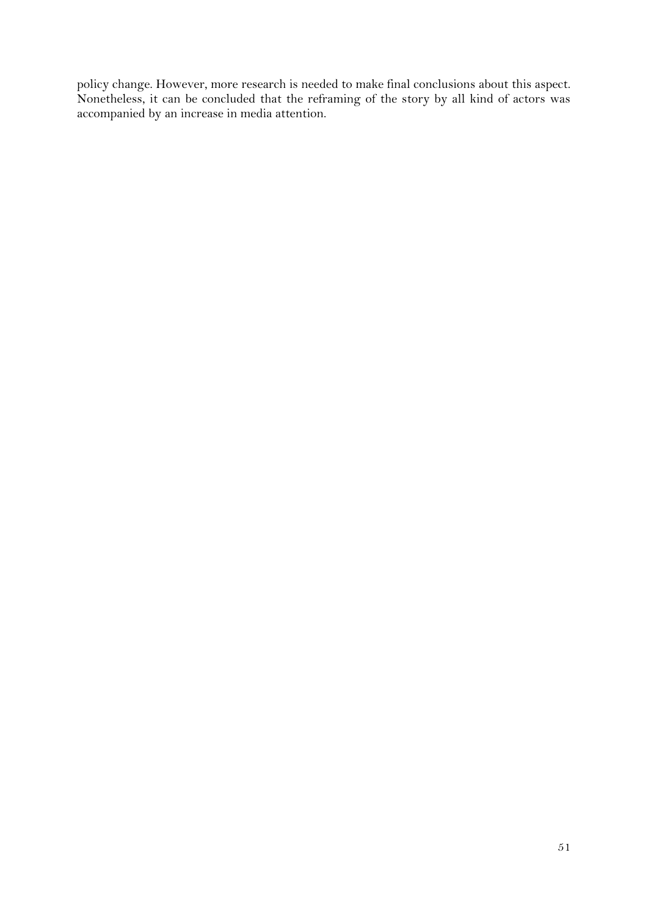policy change. However, more research is needed to make final conclusions about this aspect. Nonetheless, it can be concluded that the reframing of the story by all kind of actors was accompanied by an increase in media attention.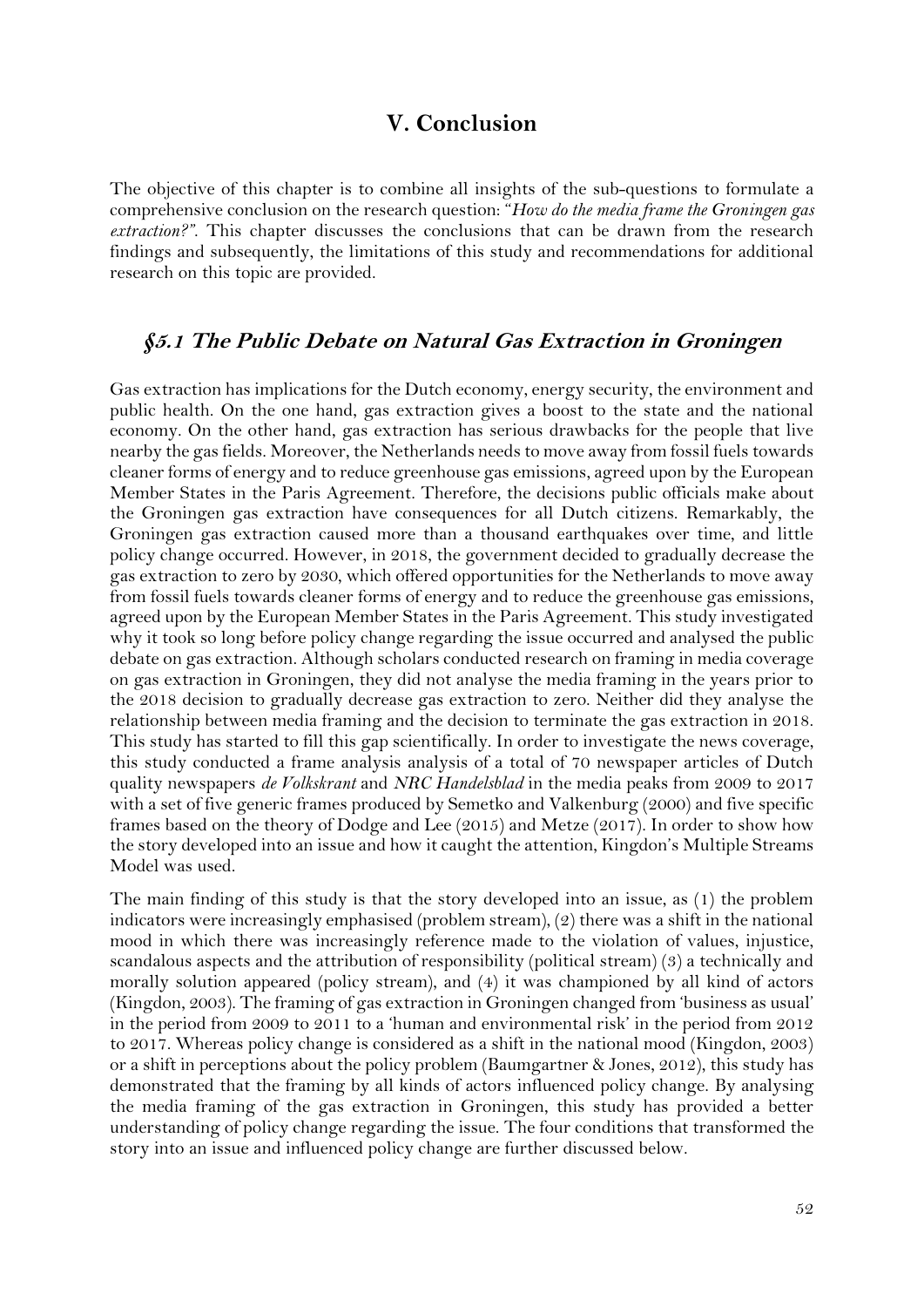# V. Conclusion

The objective of this chapter is to combine all insights of the sub-questions to formulate a comprehensive conclusion on the research question: "*How do the media frame the Groningen gas extraction?*". This chapter discusses the conclusions that can be drawn from the research findings and subsequently, the limitations of this study and recommendations for additional research on this topic are provided.

## *§5.1 The Public Debate on Natural Gas Extraction in Groningen*

Gas extraction has implications for the Dutch economy, energy security, the environment and public health. On the one hand, gas extraction gives a boost to the state and the national economy. On the other hand, gas extraction has serious drawbacks for the people that live nearby the gas fields. Moreover, the Netherlands needs to move away from fossil fuels towards cleaner forms of energy and to reduce greenhouse gas emissions, agreed upon by the European Member States in the Paris Agreement. Therefore, the decisions public officials make about the Groningen gas extraction have consequences for all Dutch citizens. Remarkably, the Groningen gas extraction caused more than a thousand earthquakes over time, and little policy change occurred. However, in 2018, the government decided to gradually decrease the gas extraction to zero by 2030, which offered opportunities for the Netherlands to move away from fossil fuels towards cleaner forms of energy and to reduce the greenhouse gas emissions, agreed upon by the European Member States in the Paris Agreement. This study investigated why it took so long before policy change regarding the issue occurred and analysed the public debate on gas extraction. Although scholars conducted research on framing in media coverage on gas extraction in Groningen, they did not analyse the media framing in the years prior to the 2018 decision to gradually decrease gas extraction to zero. Neither did they analyse the relationship between media framing and the decision to terminate the gas extraction in 2018. This study has started to fill this gap scientifically. In order to investigate the news coverage, this study conducted a frame analysis analysis of a total of 70 newspaper articles of Dutch quality newspapers *de Volkskrant* and *NRC Handelsblad* in the media peaks from 2009 to 2017 with a set of five generic frames produced by Semetko and Valkenburg (2000) and five specific frames based on the theory of Dodge and Lee (2015) and Metze (2017). In order to show how the story developed into an issue and how it caught the attention, Kingdon's Multiple Streams Model was used.

The main finding of this study is that the story developed into an issue, as (1) the problem indicators were increasingly emphasised (problem stream), (2) there was a shift in the national mood in which there was increasingly reference made to the violation of values, injustice, scandalous aspects and the attribution of responsibility (political stream) (3) a technically and morally solution appeared (policy stream), and (4) it was championed by all kind of actors (Kingdon, 2003). The framing of gas extraction in Groningen changed from 'business as usual' in the period from 2009 to 2011 to a 'human and environmental risk' in the period from 2012 to 2017. Whereas policy change is considered as a shift in the national mood (Kingdon, 2003) or a shift in perceptions about the policy problem (Baumgartner & Jones, 2012), this study has demonstrated that the framing by all kinds of actors influenced policy change. By analysing the media framing of the gas extraction in Groningen, this study has provided a better understanding of policy change regarding the issue. The four conditions that transformed the story into an issue and influenced policy change are further discussed below.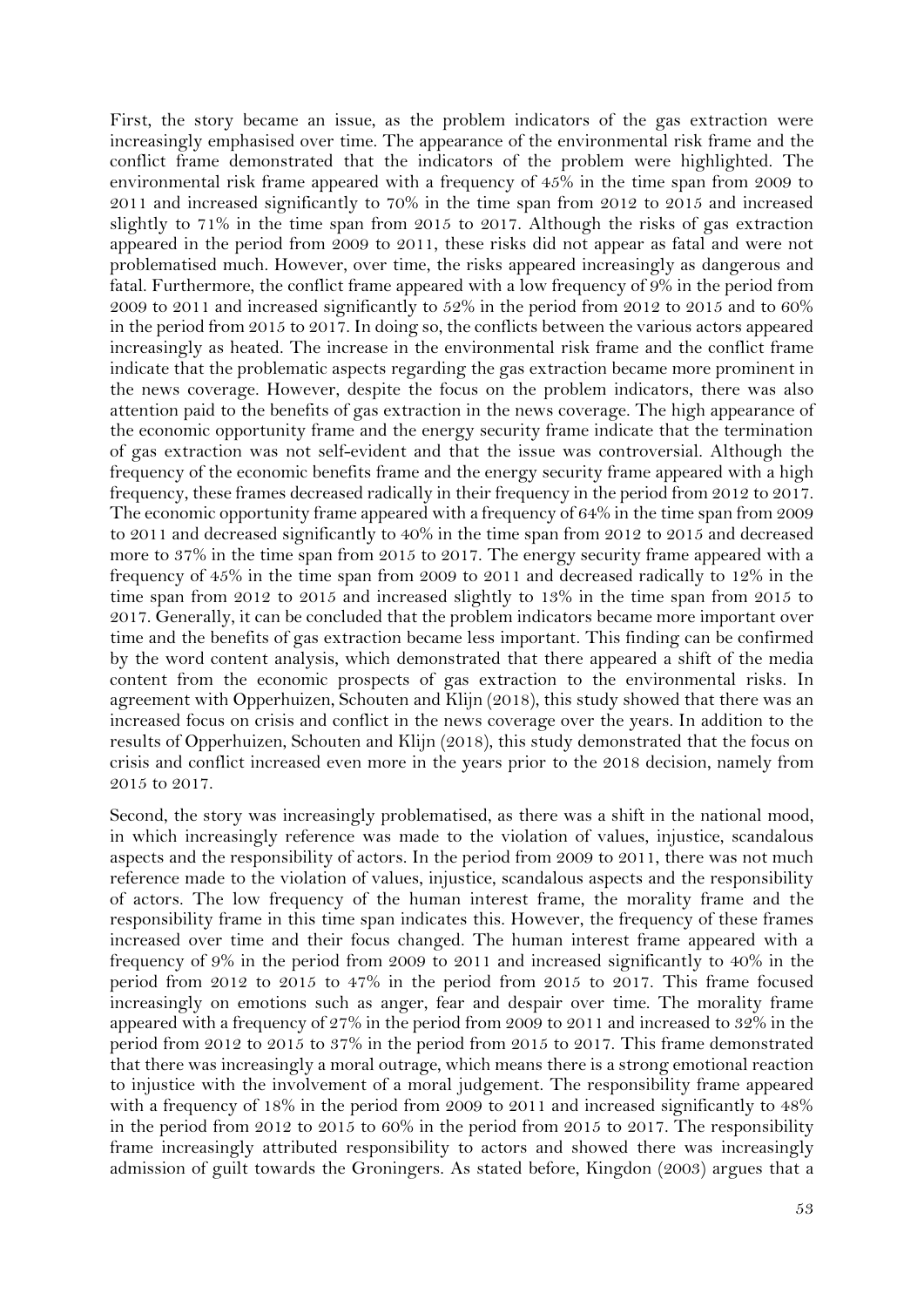First, the story became an issue, as the problem indicators of the gas extraction were increasingly emphasised over time. The appearance of the environmental risk frame and the conflict frame demonstrated that the indicators of the problem were highlighted. The environmental risk frame appeared with a frequency of 45% in the time span from 2009 to 2011 and increased significantly to 70% in the time span from 2012 to 2015 and increased slightly to 71% in the time span from 2015 to 2017. Although the risks of gas extraction appeared in the period from 2009 to 2011, these risks did not appear as fatal and were not problematised much. However, over time, the risks appeared increasingly as dangerous and fatal. Furthermore, the conflict frame appeared with a low frequency of 9% in the period from 2009 to 2011 and increased significantly to 52% in the period from 2012 to 2015 and to 60% in the period from 2015 to 2017. In doing so, the conflicts between the various actors appeared increasingly as heated. The increase in the environmental risk frame and the conflict frame indicate that the problematic aspects regarding the gas extraction became more prominent in the news coverage. However, despite the focus on the problem indicators, there was also attention paid to the benefits of gas extraction in the news coverage. The high appearance of the economic opportunity frame and the energy security frame indicate that the termination of gas extraction was not self-evident and that the issue was controversial. Although the frequency of the economic benefits frame and the energy security frame appeared with a high frequency, these frames decreased radically in their frequency in the period from 2012 to 2017. The economic opportunity frame appeared with a frequency of 64% in the time span from 2009 to 2011 and decreased significantly to 40% in the time span from 2012 to 2015 and decreased more to 37% in the time span from 2015 to 2017. The energy security frame appeared with a frequency of 45% in the time span from 2009 to 2011 and decreased radically to 12% in the time span from 2012 to 2015 and increased slightly to 13% in the time span from 2015 to 2017. Generally, it can be concluded that the problem indicators became more important over time and the benefits of gas extraction became less important. This finding can be confirmed by the word content analysis, which demonstrated that there appeared a shift of the media content from the economic prospects of gas extraction to the environmental risks. In agreement with Opperhuizen, Schouten and Klijn (2018), this study showed that there was an increased focus on crisis and conflict in the news coverage over the years. In addition to the results of Opperhuizen, Schouten and Klijn (2018), this study demonstrated that the focus on crisis and conflict increased even more in the years prior to the 2018 decision, namely from 2015 to 2017.

Second, the story was increasingly problematised, as there was a shift in the national mood, in which increasingly reference was made to the violation of values, injustice, scandalous aspects and the responsibility of actors. In the period from 2009 to 2011, there was not much reference made to the violation of values, injustice, scandalous aspects and the responsibility of actors. The low frequency of the human interest frame, the morality frame and the responsibility frame in this time span indicates this. However, the frequency of these frames increased over time and their focus changed. The human interest frame appeared with a frequency of 9% in the period from 2009 to 2011 and increased significantly to 40% in the period from 2012 to 2015 to 47% in the period from 2015 to 2017. This frame focused increasingly on emotions such as anger, fear and despair over time. The morality frame appeared with a frequency of 27% in the period from 2009 to 2011 and increased to 32% in the period from 2012 to 2015 to 37% in the period from 2015 to 2017. This frame demonstrated that there was increasingly a moral outrage, which means there is a strong emotional reaction to injustice with the involvement of a moral judgement. The responsibility frame appeared with a frequency of 18% in the period from 2009 to 2011 and increased significantly to 48% in the period from 2012 to 2015 to 60% in the period from 2015 to 2017. The responsibility frame increasingly attributed responsibility to actors and showed there was increasingly admission of guilt towards the Groningers. As stated before, Kingdon (2003) argues that a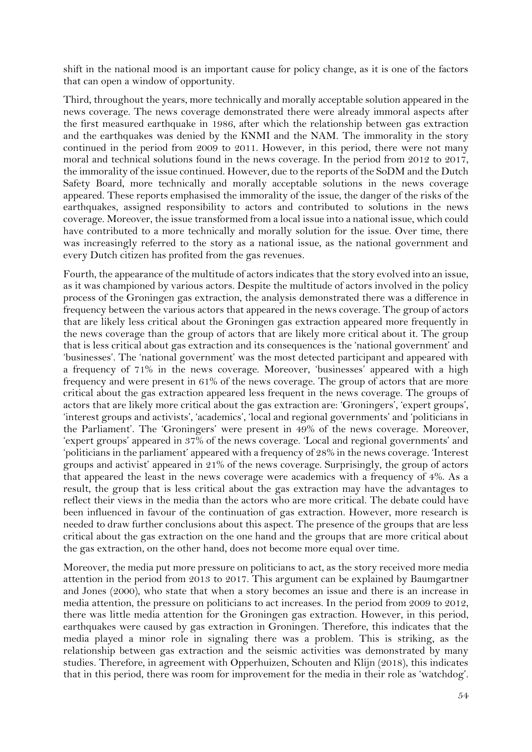shift in the national mood is an important cause for policy change, as it is one of the factors that can open a window of opportunity.

Third, throughout the years, more technically and morally acceptable solution appeared in the news coverage. The news coverage demonstrated there were already immoral aspects after the first measured earthquake in 1986, after which the relationship between gas extraction and the earthquakes was denied by the KNMI and the NAM. The immorality in the story continued in the period from 2009 to 2011. However, in this period, there were not many moral and technical solutions found in the news coverage. In the period from 2012 to 2017, the immorality of the issue continued. However, due to the reports of the SoDM and the Dutch Safety Board, more technically and morally acceptable solutions in the news coverage appeared. These reports emphasised the immorality of the issue, the danger of the risks of the earthquakes, assigned responsibility to actors and contributed to solutions in the news coverage. Moreover, the issue transformed from a local issue into a national issue, which could have contributed to a more technically and morally solution for the issue. Over time, there was increasingly referred to the story as a national issue, as the national government and every Dutch citizen has profited from the gas revenues.

Fourth, the appearance of the multitude of actors indicates that the story evolved into an issue, as it was championed by various actors. Despite the multitude of actors involved in the policy process of the Groningen gas extraction, the analysis demonstrated there was a difference in frequency between the various actors that appeared in the news coverage. The group of actors that are likely less critical about the Groningen gas extraction appeared more frequently in the news coverage than the group of actors that are likely more critical about it. The group that is less critical about gas extraction and its consequences is the 'national government' and 'businesses'. The 'national government' was the most detected participant and appeared with a frequency of 71% in the news coverage. Moreover, 'businesses' appeared with a high frequency and were present in 61% of the news coverage. The group of actors that are more critical about the gas extraction appeared less frequent in the news coverage. The groups of actors that are likely more critical about the gas extraction are: 'Groningers', 'expert groups', 'interest groups and activists', 'academics', 'local and regional governments' and 'politicians in the Parliament'. The 'Groningers' were present in 49% of the news coverage. Moreover, 'expert groups' appeared in 37% of the news coverage. 'Local and regional governments' and 'politicians in the parliament' appeared with a frequency of 28% in the news coverage. 'Interest groups and activist' appeared in 21% of the news coverage. Surprisingly, the group of actors that appeared the least in the news coverage were academics with a frequency of 4%. As a result, the group that is less critical about the gas extraction may have the advantages to reflect their views in the media than the actors who are more critical. The debate could have been influenced in favour of the continuation of gas extraction. However, more research is needed to draw further conclusions about this aspect. The presence of the groups that are less critical about the gas extraction on the one hand and the groups that are more critical about the gas extraction, on the other hand, does not become more equal over time.

Moreover, the media put more pressure on politicians to act, as the story received more media attention in the period from 2013 to 2017. This argument can be explained by Baumgartner and Jones (2000), who state that when a story becomes an issue and there is an increase in media attention, the pressure on politicians to act increases. In the period from 2009 to 2012, there was little media attention for the Groningen gas extraction. However, in this period, earthquakes were caused by gas extraction in Groningen. Therefore, this indicates that the media played a minor role in signaling there was a problem. This is striking, as the relationship between gas extraction and the seismic activities was demonstrated by many studies. Therefore, in agreement with Opperhuizen, Schouten and Klijn (2018), this indicates that in this period, there was room for improvement for the media in their role as 'watchdog'.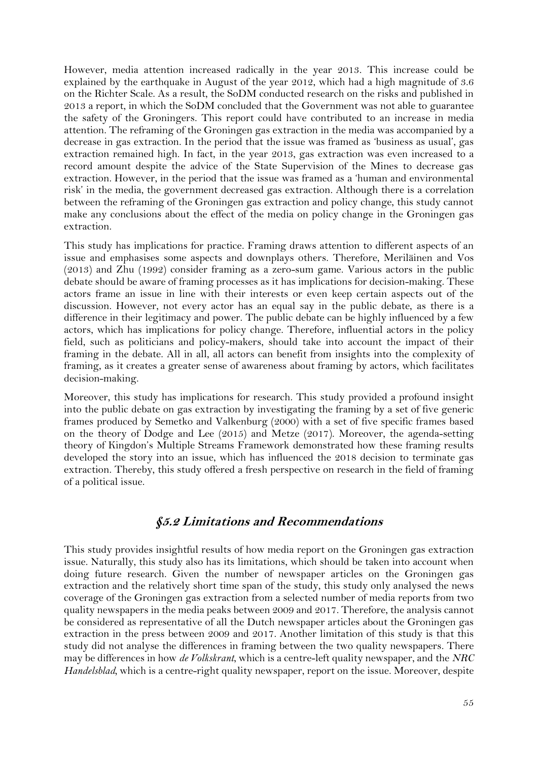However, media attention increased radically in the year 2013. This increase could be explained by the earthquake in August of the year 2012, which had a high magnitude of 3.6 on the Richter Scale. As a result, the SoDM conducted research on the risks and published in 2013 a report, in which the SoDM concluded that the Government was not able to guarantee the safety of the Groningers. This report could have contributed to an increase in media attention. The reframing of the Groningen gas extraction in the media was accompanied by a decrease in gas extraction. In the period that the issue was framed as 'business as usual', gas extraction remained high. In fact, in the year 2013, gas extraction was even increased to a record amount despite the advice of the State Supervision of the Mines to decrease gas extraction. However, in the period that the issue was framed as a 'human and environmental risk' in the media, the government decreased gas extraction. Although there is a correlation between the reframing of the Groningen gas extraction and policy change, this study cannot make any conclusions about the effect of the media on policy change in the Groningen gas extraction.

This study has implications for practice. Framing draws attention to different aspects of an issue and emphasises some aspects and downplays others. Therefore, Meriläinen and Vos (2013) and Zhu (1992) consider framing as a zero-sum game. Various actors in the public debate should be aware of framing processes as it has implications for decision-making. These actors frame an issue in line with their interests or even keep certain aspects out of the discussion. However, not every actor has an equal say in the public debate, as there is a difference in their legitimacy and power. The public debate can be highly influenced by a few actors, which has implications for policy change. Therefore, influential actors in the policy field, such as politicians and policy-makers, should take into account the impact of their framing in the debate. All in all, all actors can benefit from insights into the complexity of framing, as it creates a greater sense of awareness about framing by actors, which facilitates decision-making.

Moreover, this study has implications for research. This study provided a profound insight into the public debate on gas extraction by investigating the framing by a set of five generic frames produced by Semetko and Valkenburg (2000) with a set of five specific frames based on the theory of Dodge and Lee (2015) and Metze (2017). Moreover, the agenda-setting theory of Kingdon's Multiple Streams Framework demonstrated how these framing results developed the story into an issue, which has influenced the 2018 decision to terminate gas extraction. Thereby, this study offered a fresh perspective on research in the field of framing of a political issue.

## *§5.2 Limitations and Recommendations*

This study provides insightful results of how media report on the Groningen gas extraction issue. Naturally, this study also has its limitations, which should be taken into account when doing future research. Given the number of newspaper articles on the Groningen gas extraction and the relatively short time span of the study, this study only analysed the news coverage of the Groningen gas extraction from a selected number of media reports from two quality newspapers in the media peaks between 2009 and 2017. Therefore, the analysis cannot be considered as representative of all the Dutch newspaper articles about the Groningen gas extraction in the press between 2009 and 2017. Another limitation of this study is that this study did not analyse the differences in framing between the two quality newspapers. There may be differences in how *de Volkskrant*, which is a centre-left quality newspaper, and the *NRC Handelsblad*, which is a centre-right quality newspaper, report on the issue. Moreover, despite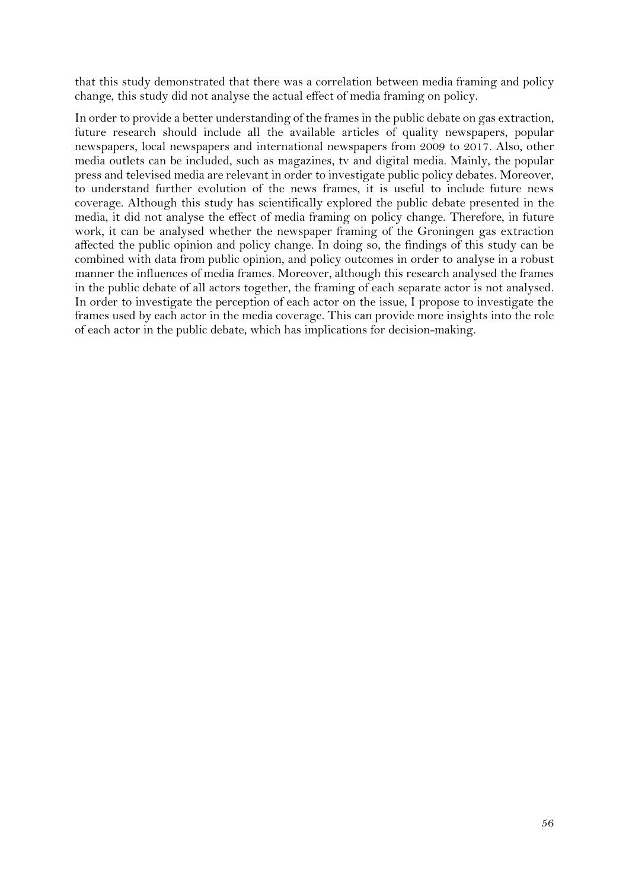that this study demonstrated that there was a correlation between media framing and policy change, this study did not analyse the actual effect of media framing on policy.

In order to provide a better understanding of the frames in the public debate on gas extraction, future research should include all the available articles of quality newspapers, popular newspapers, local newspapers and international newspapers from 2009 to 2017. Also, other media outlets can be included, such as magazines, tv and digital media. Mainly, the popular press and televised media are relevant in order to investigate public policy debates. Moreover, to understand further evolution of the news frames, it is useful to include future news coverage. Although this study has scientifically explored the public debate presented in the media, it did not analyse the effect of media framing on policy change. Therefore, in future work, it can be analysed whether the newspaper framing of the Groningen gas extraction affected the public opinion and policy change. In doing so, the findings of this study can be combined with data from public opinion, and policy outcomes in order to analyse in a robust manner the influences of media frames. Moreover, although this research analysed the frames in the public debate of all actors together, the framing of each separate actor is not analysed. In order to investigate the perception of each actor on the issue, I propose to investigate the frames used by each actor in the media coverage. This can provide more insights into the role of each actor in the public debate, which has implications for decision-making.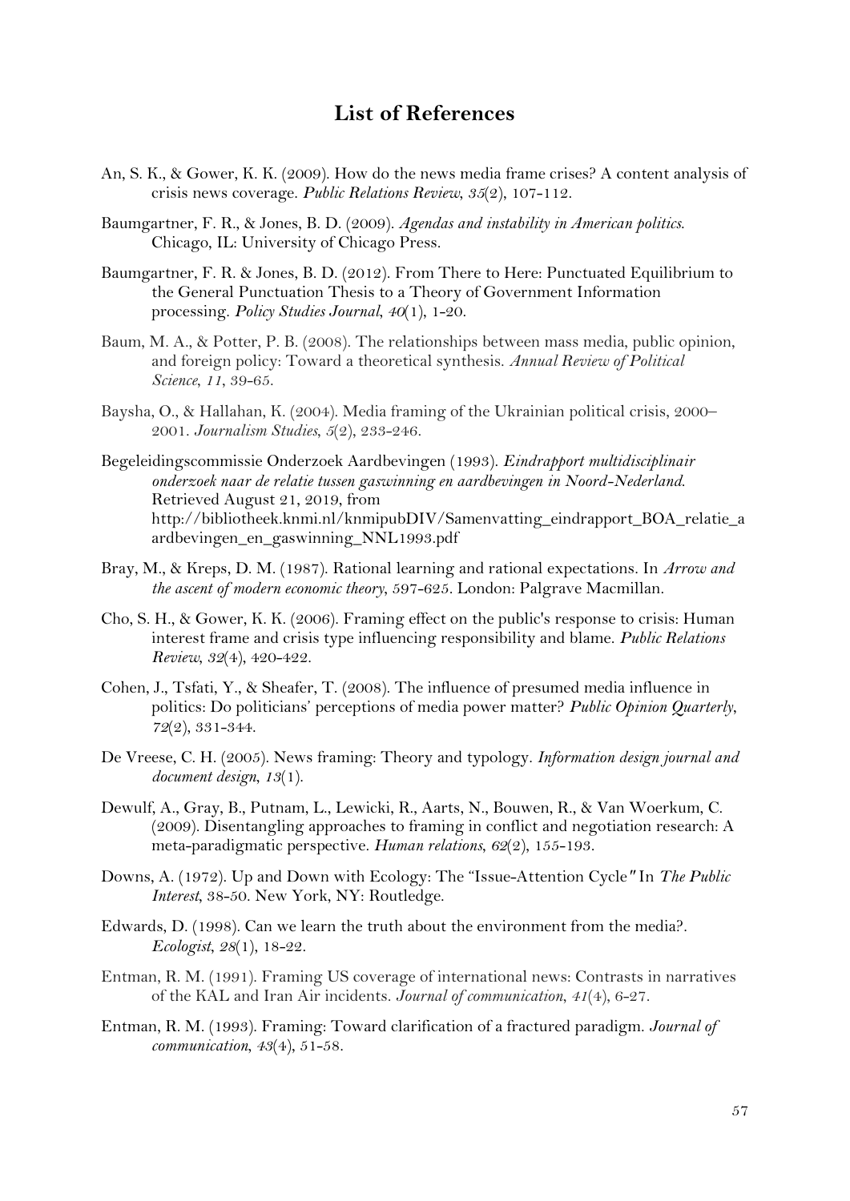## List of References

An, S. K., & Gower, K. K. (2009). How do the news media frame crises? A content analysis of crisis news coverage. *Public Relations Review*, *35*(2), 107-112.

Baumgartner, F. R., & Jones, B. D. (2009). *Agendas and instability in American politics*. Chicago, IL: University of Chicago Press.

Baumgartner, F. R. & Jones, B. D. (2012). From There to Here: Punctuated Equilibrium to the General Punctuation Thesis to a Theory of Government Information processing. *Policy Studies Journal*, *40*(1), 1-20.

Baum, M. A., & Potter, P. B. (2008). The relationships between mass media, public opinion, and foreign policy: Toward a theoretical synthesis. *Annual Review of Political Science*, *11*, 39-65.

Baysha, O., & Hallahan, K. (2004). Media framing of the Ukrainian political crisis, 2000–2001. *Journalism Studies*, *5*(2), 233-246.

Begeleidingscommissie Onderzoek Aardbevingen (1993). *Eindrapport multidisciplinair onderzoek naar de relatie tussen gaswinning en aardbevingen in Noord-Nederland*. Retrieved August 21, 2019, from http://bibliotheek.knmi.nl/knmipubDIV/Samenvatting_eindrapport_BOA_relatie_aardbevingen_en_gaswinning_NNL1993.pdf

Bray, M., & Kreps, D. M. (1987). Rational learning and rational expectations. In *Arrow and the ascent of modern economic theory*, 597-625. London: Palgrave Macmillan.

Cho, S. H., & Gower, K. K. (2006). Framing effect on the public's response to crisis: Human interest frame and crisis type influencing responsibility and blame. *Public Relations Review*, *32*(4), 420-422.

Cohen, J., Tsfati, Y., & Sheafer, T. (2008). The influence of presumed media influence in politics: Do politicians' perceptions of media power matter? *Public Opinion Quarterly*, *72*(2), 331-344.

De Vreese, C. H. (2005). News framing: Theory and typology. *Information design journal and document design*, *13*(1).

Dewulf, A., Gray, B., Putnam, L., Lewicki, R., Aarts, N., Bouwen, R., & Van Woerkum, C. (2009). Disentangling approaches to framing in conflict and negotiation research: A meta-paradigmatic perspective. *Human relations*, *62*(2), 155-193.

Downs, A. (1972). Up and Down with Ecology: The "Issue-Attention Cycle" In *The Public Interest*, 38-50. New York, NY: Routledge.

Edwards, D. (1998). Can we learn the truth about the environment from the media?. *Ecologist*, *28*(1), 18-22.

Entman, R. M. (1991). Framing US coverage of international news: Contrasts in narratives of the KAL and Iran Air incidents. *Journal of communication*, *41*(4), 6-27.

Entman, R. M. (1993). Framing: Toward clarification of a fractured paradigm. *Journal of communication*, *43*(4), 51-58.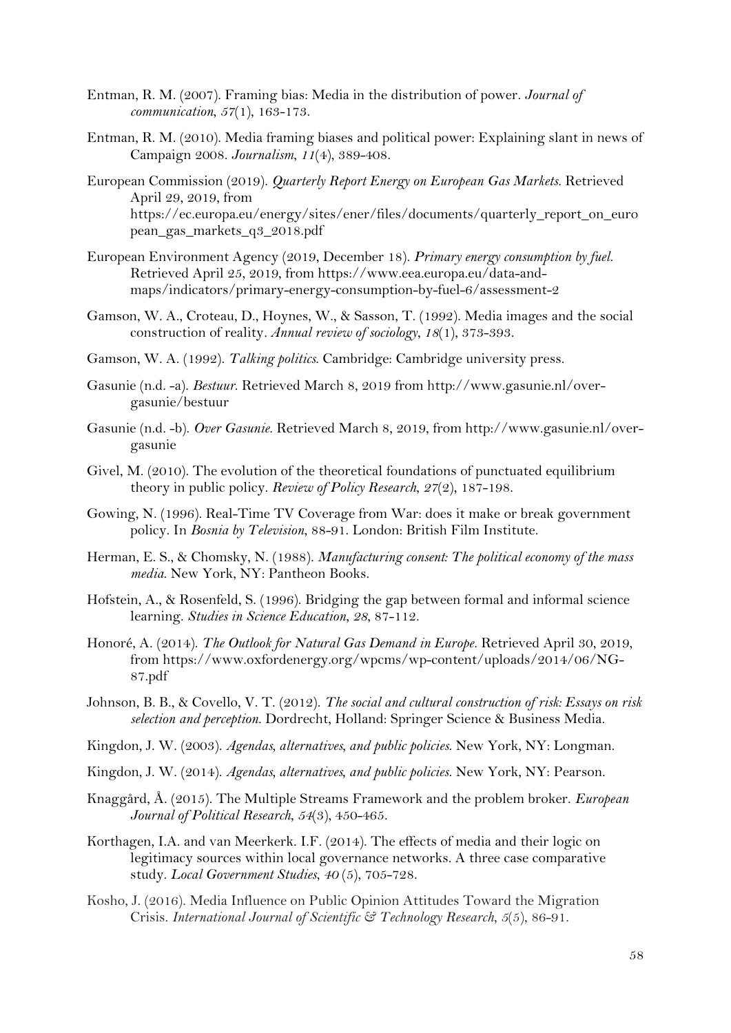Entman, R. M. (2007). Framing bias: Media in the distribution of power. *Journal of communication*, *57*(1), 163-173.

Entman, R. M. (2010). Media framing biases and political power: Explaining slant in news of Campaign 2008. *Journalism*, *11*(4), 389-408.

European Commission (2019). *Quarterly Report Energy on European Gas Markets*. Retrieved April 29, 2019, from https://ec.europa.eu/energy/sites/ener/files/documents/quarterly_report_on_european_gas_markets_q3_2018.pdf

European Environment Agency (2019, December 18). *Primary energy consumption by fuel*. Retrieved April 25, 2019, from https://www.eea.europa.eu/data-and-maps/indicators/primary-energy-consumption-by-fuel-6/assessment-2

Gamson, W. A., Croteau, D., Hoynes, W., & Sasson, T. (1992). Media images and the social construction of reality. *Annual review of sociology*, *18*(1), 373-393.

Gamson, W. A. (1992). *Talking politics*. Cambridge: Cambridge university press.

Gasunie (n.d. -a). *Bestuur*. Retrieved March 8, 2019 from http://www.gasunie.nl/over-gasunie/bestuur

Gasunie (n.d. -b). *Over Gasunie*. Retrieved March 8, 2019, from http://www.gasunie.nl/over-gasunie

Givel, M. (2010). The evolution of the theoretical foundations of punctuated equilibrium theory in public policy. *Review of Policy Research*, *27*(2), 187-198.

Gowing, N. (1996). Real-Time TV Coverage from War: does it make or break government policy. In *Bosnia by Television*, 88-91. London: British Film Institute.

Herman, E. S., & Chomsky, N. (1988). *Manufacturing consent: The political economy of the mass media*. New York, NY: Pantheon Books.

Hofstein, A., & Rosenfeld, S. (1996). Bridging the gap between formal and informal science learning. *Studies in Science Education*, *28*, 87-112.

Honoré, A. (2014). *The Outlook for Natural Gas Demand in Europe*. Retrieved April 30, 2019, from https://www.oxfordenergy.org/wpcms/wp-content/uploads/2014/06/NG-87.pdf

Johnson, B. B., & Covello, V. T. (2012). *The social and cultural construction of risk: Essays on risk selection and perception*. Dordrecht, Holland: Springer Science & Business Media.

Kingdon, J. W. (2003). *Agendas, alternatives, and public policies*. New York, NY: Longman.

Kingdon, J. W. (2014). *Agendas, alternatives, and public policies*. New York, NY: Pearson.

Knaggård, Å. (2015). The Multiple Streams Framework and the problem broker. *European Journal of Political Research*, *54*(3), 450-465.

Korthagen, I.A. and van Meerkerk. I.F. (2014). The effects of media and their logic on legitimacy sources within local governance networks. A three case comparative study. *Local Government Studies*, *40* (5), 705-728.

Kosho, J. (2016). Media Influence on Public Opinion Attitudes Toward the Migration Crisis. *International Journal of Scientific & Technology Research*, *5*(5), 86-91.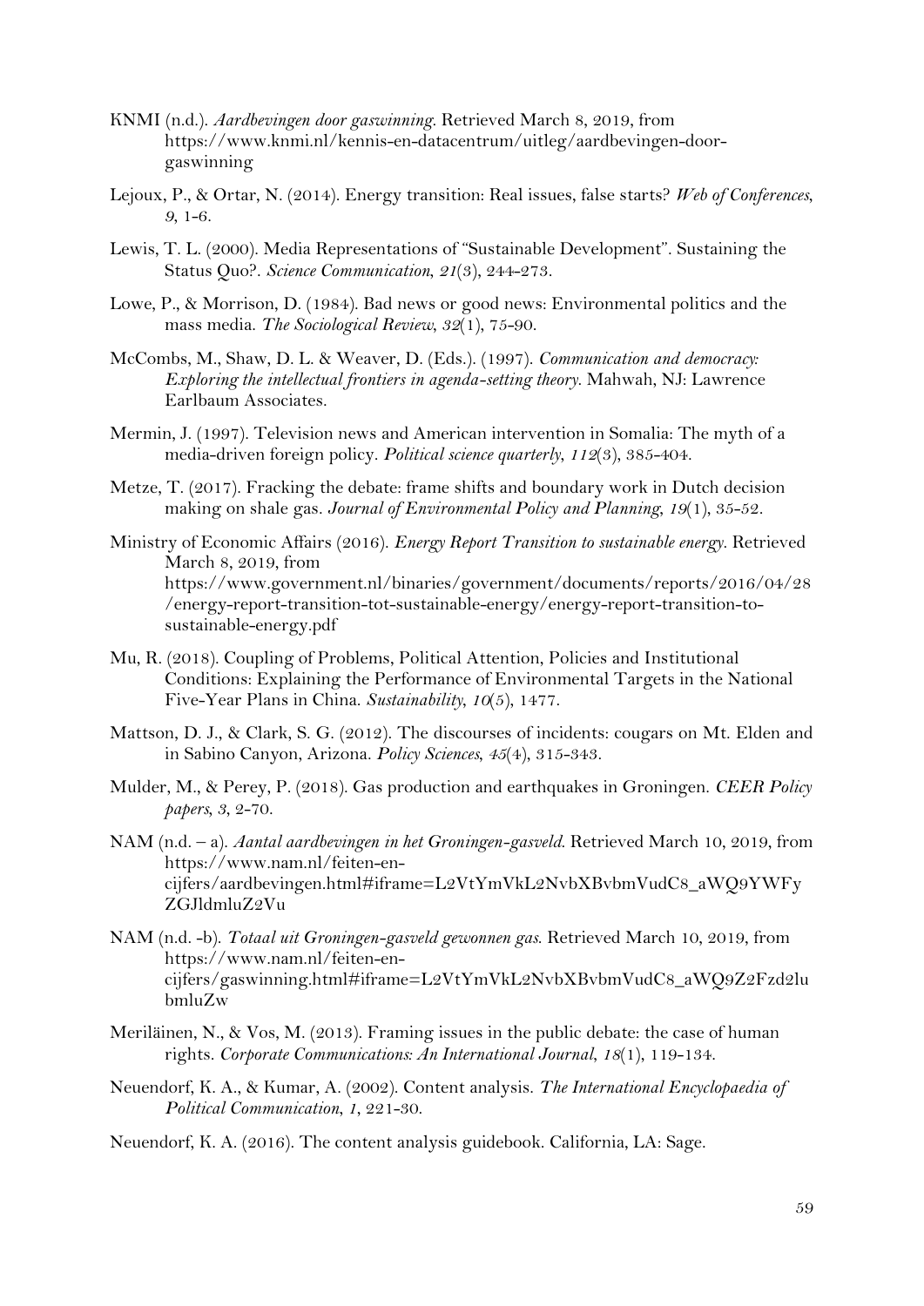KNMI (n.d.). *Aardbevingen door gaswinning*. Retrieved March 8, 2019, from https://www.knmi.nl/kennis-en-datacentrum/uitleg/aardbevingen-door-gaswinning

Lejoux, P., & Ortar, N. (2014). Energy transition: Real issues, false starts? *Web of Conferences*, *9*, 1-6.

Lewis, T. L. (2000). Media Representations of "Sustainable Development". Sustaining the Status Quo?. *Science Communication*, *21*(3), 244-273.

Lowe, P., & Morrison, D. (1984). Bad news or good news: Environmental politics and the mass media. *The Sociological Review*, *32*(1), 75-90.

McCombs, M., Shaw, D. L. & Weaver, D. (Eds.). (1997). *Communication and democracy: Exploring the intellectual frontiers in agenda-setting theory*. Mahwah, NJ: Lawrence Earlbaum Associates.

Mermin, J. (1997). Television news and American intervention in Somalia: The myth of a media-driven foreign policy. *Political science quarterly*, *112*(3), 385-404.

Metze, T. (2017). Fracking the debate: frame shifts and boundary work in Dutch decision making on shale gas. *Journal of Environmental Policy and Planning*, *19*(1), 35-52.

Ministry of Economic Affairs (2016). *Energy Report Transition to sustainable energy*. Retrieved March 8, 2019, from https://www.government.nl/binaries/government/documents/reports/2016/04/28/energy-report-transition-tot-sustainable-energy/energy-report-transition-to-sustainable-energy.pdf

Mu, R. (2018). Coupling of Problems, Political Attention, Policies and Institutional Conditions: Explaining the Performance of Environmental Targets in the National Five-Year Plans in China. *Sustainability*, *10*(5), 1477.

Mattson, D. J., & Clark, S. G. (2012). The discourses of incidents: cougars on Mt. Elden and in Sabino Canyon, Arizona. *Policy Sciences*, *45*(4), 315-343.

Mulder, M., & Perey, P. (2018). Gas production and earthquakes in Groningen. *CEER Policy papers*, *3*, 2-70.

NAM (n.d. – a). *Aantal aardbevingen in het Groningen-gasveld*. Retrieved March 10, 2019, from https://www.nam.nl/feiten-en-cijfers/aardbevingen.html#iframe=L2VtYmVkL2NvbXBvbmVudC8_aWQ9YWFyZGJldmluZ2Vu

NAM (n.d. -b). *Totaal uit Groningen-gasveld gewonnen gas*. Retrieved March 10, 2019, from https://www.nam.nl/feiten-en-cijfers/gaswinning.html#iframe=L2VtYmVkL2NvbXBvbmVudC8_aWQ9Z2Fzd2lubmluZw

Meriläinen, N., & Vos, M. (2013). Framing issues in the public debate: the case of human rights. *Corporate Communications: An International Journal*, *18*(1), 119-134.

Neuendorf, K. A., & Kumar, A. (2002). Content analysis. *The International Encyclopaedia of Political Communication*, *1*, 221-30.

Neuendorf, K. A. (2016). The content analysis guidebook. California, LA: Sage.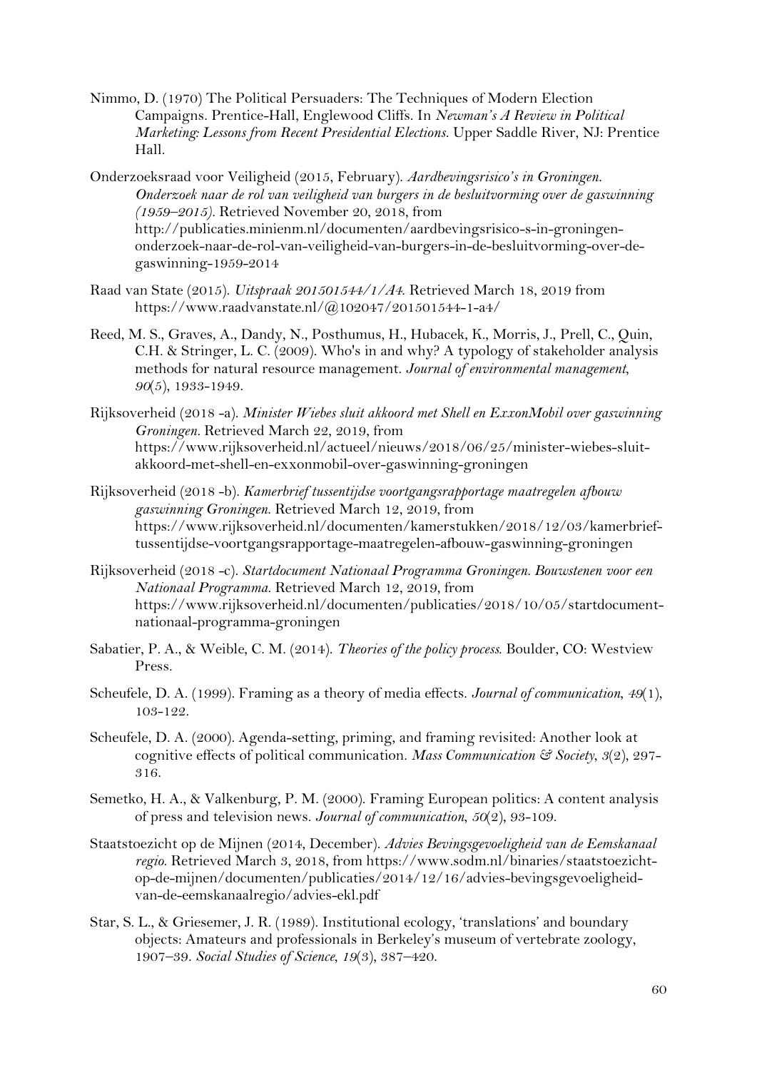Nimmo, D. (1970) The Political Persuaders: The Techniques of Modern Election Campaigns. Prentice-Hall, Englewood Cliffs. In *Newman's A Review in Political Marketing: Lessons from Recent Presidential Elections*. Upper Saddle River, NJ: Prentice Hall.

Onderzoeksraad voor Veiligheid (2015, February). *Aardbevingsrisico's in Groningen. Onderzoek naar de rol van veiligheid van burgers in de besluitvorming over de gaswinning (1959–2015)*. Retrieved November 20, 2018, from http://publicaties.minienm.nl/documenten/aardbevingsrisico-s-in-groningen-onderzoek-naar-de-rol-van-veiligheid-van-burgers-in-de-besluitvorming-over-de-gaswinning-1959-2014

Raad van State (2015). *Uitspraak 201501544/1/A4*. Retrieved March 18, 2019 from https://www.raadvanstate.nl/@102047/201501544-1-a4/

Reed, M. S., Graves, A., Dandy, N., Posthumus, H., Hubacek, K., Morris, J., Prell, C., Quin, C.H. & Stringer, L. C. (2009). Who's in and why? A typology of stakeholder analysis methods for natural resource management. *Journal of environmental management*, *90*(5), 1933-1949.

Rijksoverheid (2018 -a). *Minister Wiebes sluit akkoord met Shell en ExxonMobil over gaswinning Groningen*. Retrieved March 22, 2019, from https://www.rijksoverheid.nl/actueel/nieuws/2018/06/25/minister-wiebes-sluit-akkoord-met-shell-en-exxonmobil-over-gaswinning-groningen

Rijksoverheid (2018 -b). *Kamerbrief tussentijdse voortgangsrapportage maatregelen afbouw gaswinning Groningen*. Retrieved March 12, 2019, from https://www.rijksoverheid.nl/documenten/kamerstukken/2018/12/03/kamerbrief-tussentijdse-voortgangsrapportage-maatregelen-afbouw-gaswinning-groningen

Rijksoverheid (2018 -c). *Startdocument Nationaal Programma Groningen. Bouwstenen voor een Nationaal Programma*. Retrieved March 12, 2019, from https://www.rijksoverheid.nl/documenten/publicaties/2018/10/05/startdocument-nationaal-programma-groningen

Sabatier, P. A., & Weible, C. M. (2014). *Theories of the policy process*. Boulder, CO: Westview Press.

Scheufele, D. A. (1999). Framing as a theory of media effects. *Journal of communication*, *49*(1), 103-122.

Scheufele, D. A. (2000). Agenda-setting, priming, and framing revisited: Another look at cognitive effects of political communication. *Mass Communication & Society*, *3*(2), 297-316.

Semetko, H. A., & Valkenburg, P. M. (2000). Framing European politics: A content analysis of press and television news. *Journal of communication*, *50*(2), 93-109.

Staatstoezicht op de Mijnen (2014, December). *Advies Bevingsgevoeligheid van de Eemskanaal regio*. Retrieved March 3, 2018, from https://www.sodm.nl/binaries/staatstoezicht-op-de-mijnen/documenten/publicaties/2014/12/16/advies-bevingsgevoeligheid-van-de-eemskanaalregio/advies-ekl.pdf

Star, S. L., & Griesemer, J. R. (1989). Institutional ecology, 'translations' and boundary objects: Amateurs and professionals in Berkeley's museum of vertebrate zoology, 1907–39. *Social Studies of Science*, *19*(3), 387–420.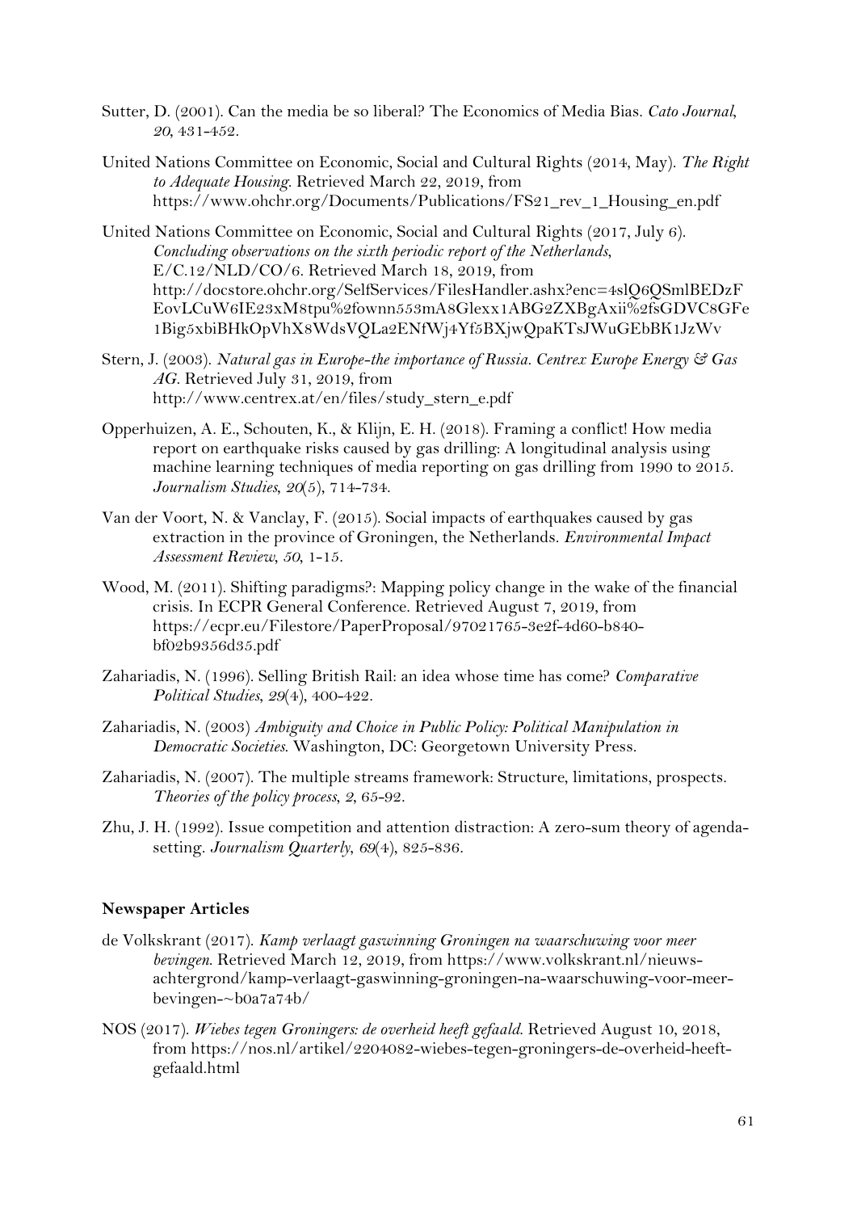Sutter, D. (2001). Can the media be so liberal? The Economics of Media Bias. *Cato Journal, 20*, 431-452.

United Nations Committee on Economic, Social and Cultural Rights (2014, May). *The Right to Adequate Housing*. Retrieved March 22, 2019, from https://www.ohchr.org/Documents/Publications/FS21_rev_1_Housing_en.pdf

United Nations Committee on Economic, Social and Cultural Rights (2017, July 6). *Concluding observations on the sixth periodic report of the Netherlands*, E/C.12/NLD/CO/6. Retrieved March 18, 2019, from http://docstore.ohchr.org/SelfServices/FilesHandler.ashx?enc=4slQ6QSmlBEDzFEovLCuW6IE23xM8tpu%2fownn553mA8Glexx1ABG2ZXBgAxii%2fsGDVC8GFe1Big5xbiBHkOpVhX8WdsVQLa2ENfWj4Yf5BXjwQpaKTsJWuGEbBK1JzWv

Stern, J. (2003). *Natural gas in Europe-the importance of Russia. Centrex Europe Energy & Gas AG*. Retrieved July 31, 2019, from http://www.centrex.at/en/files/study_stern_e.pdf

Opperhuizen, A. E., Schouten, K., & Klijn, E. H. (2018). Framing a conflict! How media report on earthquake risks caused by gas drilling: A longitudinal analysis using machine learning techniques of media reporting on gas drilling from 1990 to 2015. *Journalism Studies, 20*(5), 714-734.

Van der Voort, N. & Vanclay, F. (2015). Social impacts of earthquakes caused by gas extraction in the province of Groningen, the Netherlands. *Environmental Impact Assessment Review, 50*, 1-15.

Wood, M. (2011). Shifting paradigms?: Mapping policy change in the wake of the financial crisis. In ECPR General Conference. Retrieved August 7, 2019, from https://ecpr.eu/Filestore/PaperProposal/97021765-3e2f-4d60-b840-bf02b9356d35.pdf

Zahariadis, N. (1996). Selling British Rail: an idea whose time has come? *Comparative Political Studies, 29*(4), 400-422.

Zahariadis, N. (2003) *Ambiguity and Choice in Public Policy: Political Manipulation in Democratic Societies*. Washington, DC: Georgetown University Press.

Zahariadis, N. (2007). The multiple streams framework: Structure, limitations, prospects. *Theories of the policy process, 2*, 65-92.

Zhu, J. H. (1992). Issue competition and attention distraction: A zero-sum theory of agenda-setting. *Journalism Quarterly, 69*(4), 825-836.

**Newspaper Articles**

de Volkskrant (2017). *Kamp verlaagt gaswinning Groningen na waarschuwing voor meer bevingen*. Retrieved March 12, 2019, from https://www.volkskrant.nl/nieuws-achtergrond/kamp-verlaagt-gaswinning-groningen-na-waarschuwing-voor-meer-bevingen-~b0a7a74b/

NOS (2017). *Wiebes tegen Groningers: de overheid heeft gefaald*. Retrieved August 10, 2018, from https://nos.nl/artikel/2204082-wiebes-tegen-groningers-de-overheid-heeft-gefaald.html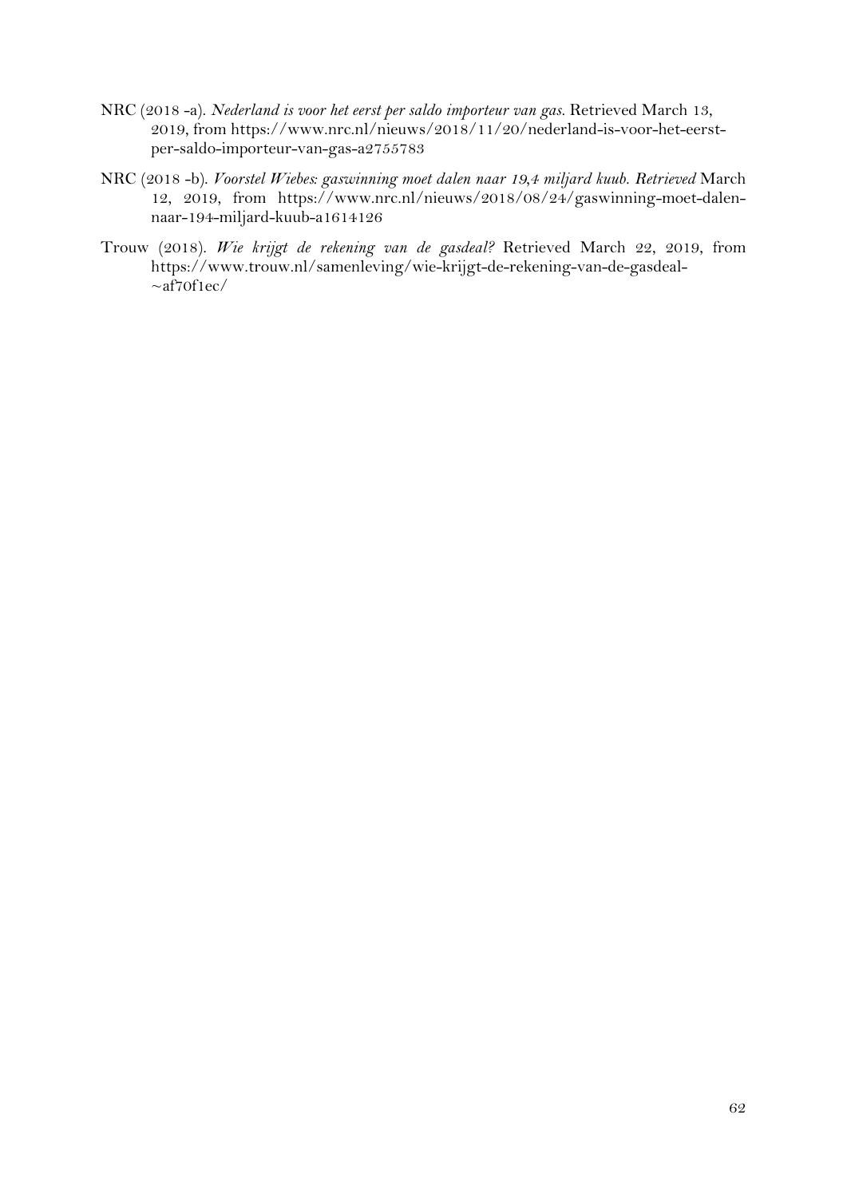NRC (2018 -a). *Nederland is voor het eerst per saldo importeur van gas.* Retrieved March 13, 2019, from https://www.nrc.nl/nieuws/2018/11/20/nederland-is-voor-het-eerst-per-saldo-importeur-van-gas-a2755783

NRC (2018 -b). *Voorstel Wiebes: gaswinning moet dalen naar 19,4 miljard kuub. Retrieved* March 12, 2019, from https://www.nrc.nl/nieuws/2018/08/24/gaswinning-moet-dalen-naar-194-miljard-kuub-a1614126

Trouw (2018). *Wie krijgt de rekening van de gasdeal?* Retrieved March 22, 2019, from https://www.trouw.nl/samenleving/wie-krijgt-de-rekening-van-de-gasdeal-~af70f1ec/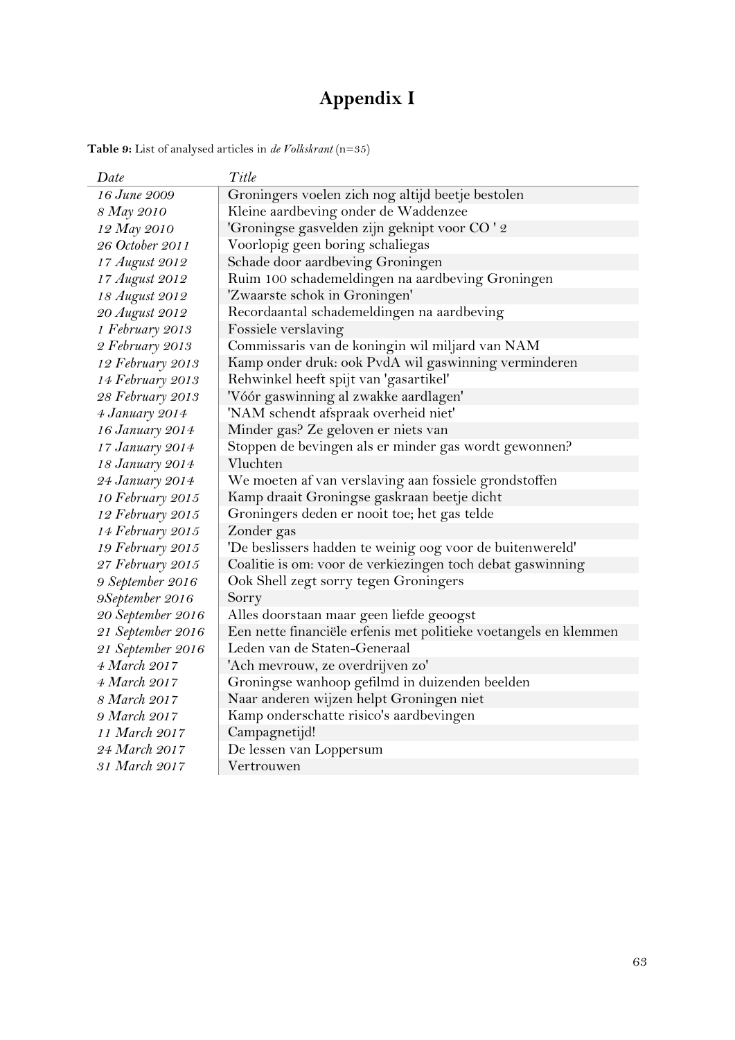# Appendix I

**Table 9:** List of analysed articles in *de Volkskrant* (n=35)

| *Date* | *Title* |
|---|---|
| *16 June 2009* | Groningers voelen zich nog altijd beetje bestolen |
| *8 May 2010* | Kleine aardbeving onder de Waddenzee |
| *12 May 2010* | 'Groningse gasvelden zijn geknipt voor CO ' 2 |
| *26 October 2011* | Voorlopig geen boring schaliegas |
| *17 August 2012* | Schade door aardbeving Groningen |
| *17 August 2012* | Ruim 100 schademeldingen na aardbeving Groningen |
| *18 August 2012* | 'Zwaarste schok in Groningen' |
| *20 August 2012* | Recordaantal schademeldingen na aardbeving |
| *1 February 2013* | Fossiele verslaving |
| *2 February 2013* | Commissaris van de koningin wil miljard van NAM |
| *12 February 2013* | Kamp onder druk: ook PvdA wil gaswinning verminderen |
| *14 February 2013* | Rehwinkel heeft spijt van 'gasartikel' |
| *28 February 2013* | 'Vóór gaswinning al zwakke aardlagen' |
| *4 January 2014* | 'NAM schendt afspraak overheid niet' |
| *16 January 2014* | Minder gas? Ze geloven er niets van |
| *17 January 2014* | Stoppen de bevingen als er minder gas wordt gewonnen? |
| *18 January 2014* | Vluchten |
| *24 January 2014* | We moeten af van verslaving aan fossiele grondstoffen |
| *10 February 2015* | Kamp draait Groningse gaskraan beetje dicht |
| *12 February 2015* | Groningers deden er nooit toe; het gas telde |
| *14 February 2015* | Zonder gas |
| *19 February 2015* | 'De beslissers hadden te weinig oog voor de buitenwereld' |
| *27 February 2015* | Coalitie is om: voor de verkiezingen toch debat gaswinning |
| *9 September 2016* | Ook Shell zegt sorry tegen Groningers |
| *9September 2016* | Sorry |
| *20 September 2016* | Alles doorstaan maar geen liefde geoogst |
| *21 September 2016* | Een nette financiële erfenis met politieke voetangels en klemmen |
| *21 September 2016* | Leden van de Staten-Generaal |
| *4 March 2017* | 'Ach mevrouw, ze overdrijven zo' |
| *4 March 2017* | Groningse wanhoop gefilmd in duizenden beelden |
| *8 March 2017* | Naar anderen wijzen helpt Groningen niet |
| *9 March 2017* | Kamp onderschatte risico's aardbevingen |
| *11 March 2017* | Campagnetijd! |
| *24 March 2017* | De lessen van Loppersum |
| *31 March 2017* | Vertrouwen |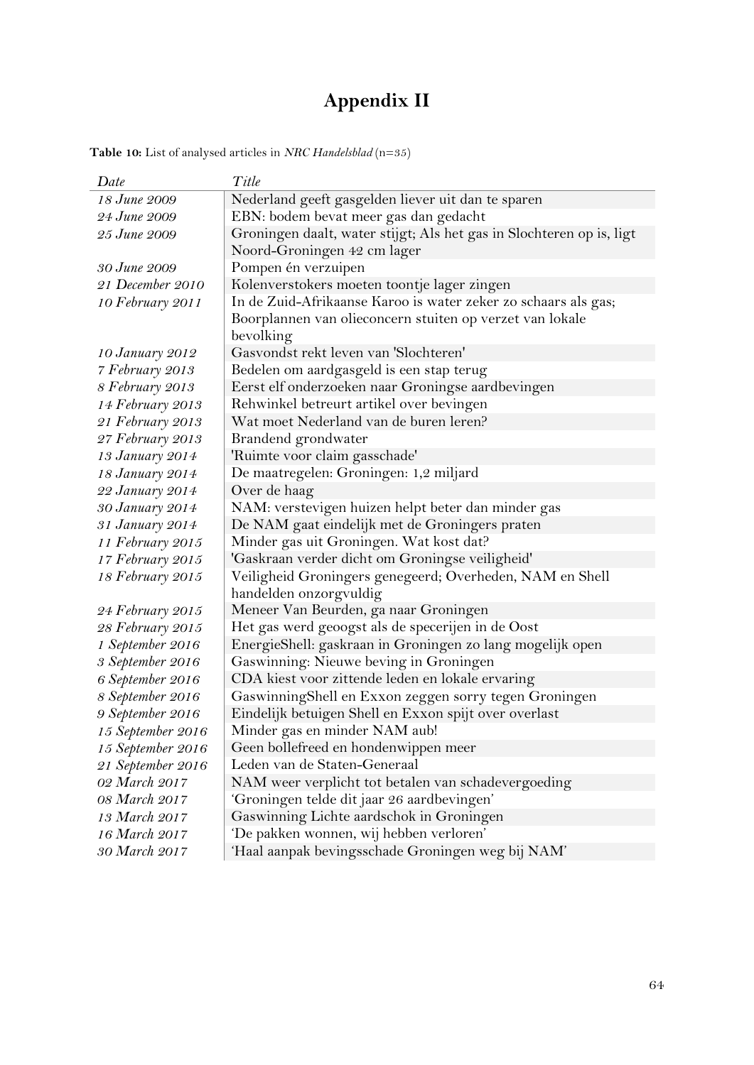# Appendix II

**Table 10:** List of analysed articles in *NRC Handelsblad* (n=35)

| *Date* | *Title* |
|---|---|
| *18 June 2009* | Nederland geeft gasgelden liever uit dan te sparen |
| *24 June 2009* | EBN: bodem bevat meer gas dan gedacht |
| *25 June 2009* | Groningen daalt, water stijgt; Als het gas in Slochteren op is, ligt Noord-Groningen 42 cm lager |
| *30 June 2009* | Pompen én verzuipen |
| *21 December 2010* | Kolenverstokers moeten toontje lager zingen |
| *10 February 2011* | In de Zuid-Afrikaanse Karoo is water zeker zo schaars als gas; Boorplannen van olieconcern stuiten op verzet van lokale bevolking |
| *10 January 2012* | Gasvondst rekt leven van 'Slochteren' |
| *7 February 2013* | Bedelen om aardgasgeld is een stap terug |
| *8 February 2013* | Eerst elf onderzoeken naar Groningse aardbevingen |
| *14 February 2013* | Rehwinkel betreurt artikel over bevingen |
| *21 February 2013* | Wat moet Nederland van de buren leren? |
| *27 February 2013* | Brandend grondwater |
| *13 January 2014* | 'Ruimte voor claim gasschade' |
| *18 January 2014* | De maatregelen: Groningen: 1,2 miljard |
| *22 January 2014* | Over de haag |
| *30 January 2014* | NAM: verstevigen huizen helpt beter dan minder gas |
| *31 January 2014* | De NAM gaat eindelijk met de Groningers praten |
| *11 February 2015* | Minder gas uit Groningen. Wat kost dat? |
| *17 February 2015* | 'Gaskraan verder dicht om Groningse veiligheid' |
| *18 February 2015* | Veiligheid Groningers genegeerd; Overheden, NAM en Shell handelden onzorgvuldig |
| *24 February 2015* | Meneer Van Beurden, ga naar Groningen |
| *28 February 2015* | Het gas werd geoogst als de specerijen in de Oost |
| *1 September 2016* | EnergieShell: gaskraan in Groningen zo lang mogelijk open |
| *3 September 2016* | Gaswinning: Nieuwe beving in Groningen |
| *6 September 2016* | CDA kiest voor zittende leden en lokale ervaring |
| *8 September 2016* | GaswinningShell en Exxon zeggen sorry tegen Groningen |
| *9 September 2016* | Eindelijk betuigen Shell en Exxon spijt over overlast |
| *15 September 2016* | Minder gas en minder NAM aub! |
| *15 September 2016* | Geen bollefreed en hondenwippen meer |
| *21 September 2016* | Leden van de Staten-Generaal |
| *02 March 2017* | NAM weer verplicht tot betalen van schadevergoeding |
| *08 March 2017* | 'Groningen telde dit jaar 26 aardbevingen' |
| *13 March 2017* | Gaswinning Lichte aardschok in Groningen |
| *16 March 2017* | 'De pakken wonnen, wij hebben verloren' |
| *30 March 2017* | 'Haal aanpak bevingsschade Groningen weg bij NAM' |